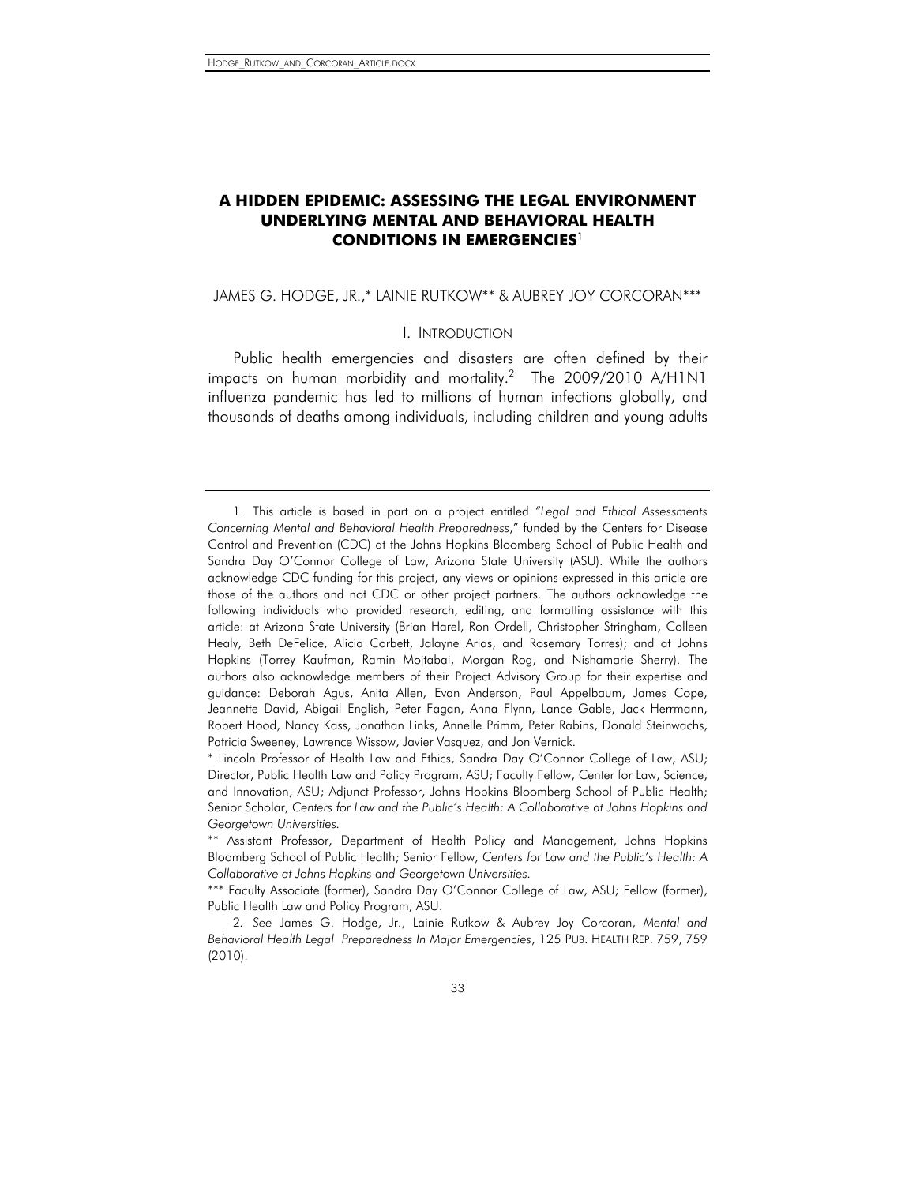# A HIDDEN EPIDEMIC: ASSESSING THE LEGAL ENVIRONMENT UNDERLYING MENTAL AND BEHAVIORAL HEALTH CONDITIONS IN EMERGENCIES[1]

JAMES G. HODGE, JR.,* LAINIE RUTKOW** & AUBREY JOY CORCORAN***

## I. INTRODUCTION

Public health emergencies and disasters are often defined by their impacts on human morbidity and mortality.[2] The 2009/2010 A/H1N1 influenza pandemic has led to millions of human infections globally, and thousands of deaths among individuals, including children and young adults

---

1. This article is based in part on a project entitled "*Legal and Ethical Assessments Concerning Mental and Behavioral Health Preparedness*," funded by the Centers for Disease Control and Prevention (CDC) at the Johns Hopkins Bloomberg School of Public Health and Sandra Day O'Connor College of Law, Arizona State University (ASU). While the authors acknowledge CDC funding for this project, any views or opinions expressed in this article are those of the authors and not CDC or other project partners. The authors acknowledge the following individuals who provided research, editing, and formatting assistance with this article: at Arizona State University (Brian Harel, Ron Ordell, Christopher Stringham, Colleen Healy, Beth DeFelice, Alicia Corbett, Jalayne Arias, and Rosemary Torres); and at Johns Hopkins (Torrey Kaufman, Ramin Mojtabai, Morgan Rog, and Nishamarie Sherry). The authors also acknowledge members of their Project Advisory Group for their expertise and guidance: Deborah Agus, Anita Allen, Evan Anderson, Paul Appelbaum, James Cope, Jeannette David, Abigail English, Peter Fagan, Anna Flynn, Lance Gable, Jack Herrmann, Robert Hood, Nancy Kass, Jonathan Links, Annelle Primm, Peter Rabins, Donald Steinwachs, Patricia Sweeney, Lawrence Wissow, Javier Vasquez, and Jon Vernick.

\* Lincoln Professor of Health Law and Ethics, Sandra Day O'Connor College of Law, ASU; Director, Public Health Law and Policy Program, ASU; Faculty Fellow, Center for Law, Science, and Innovation, ASU; Adjunct Professor, Johns Hopkins Bloomberg School of Public Health; Senior Scholar, *Centers for Law and the Public's Health: A Collaborative at Johns Hopkins and Georgetown Universities.*

\** Assistant Professor, Department of Health Policy and Management, Johns Hopkins Bloomberg School of Public Health; Senior Fellow, *Centers for Law and the Public's Health: A Collaborative at Johns Hopkins and Georgetown Universities.*

\*** Faculty Associate (former), Sandra Day O'Connor College of Law, ASU; Fellow (former), Public Health Law and Policy Program, ASU.

2. *See* James G. Hodge, Jr., Lainie Rutkow & Aubrey Joy Corcoran, *Mental and Behavioral Health Legal Preparedness In Major Emergencies*, 125 PUB. HEALTH REP. 759, 759 (2010).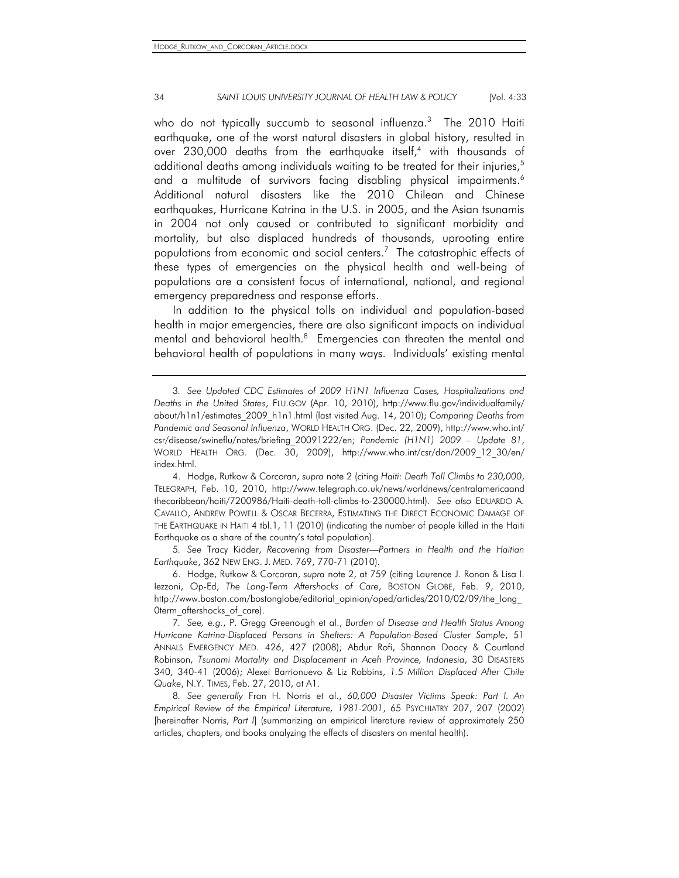who do not typically succumb to seasonal influenza.[3] The 2010 Haiti earthquake, one of the worst natural disasters in global history, resulted in over 230,000 deaths from the earthquake itself,[4] with thousands of additional deaths among individuals waiting to be treated for their injuries,[5] and a multitude of survivors facing disabling physical impairments.[6] Additional natural disasters like the 2010 Chilean and Chinese earthquakes, Hurricane Katrina in the U.S. in 2005, and the Asian tsunamis in 2004 not only caused or contributed to significant morbidity and mortality, but also displaced hundreds of thousands, uprooting entire populations from economic and social centers.[7] The catastrophic effects of these types of emergencies on the physical health and well-being of populations are a consistent focus of international, national, and regional emergency preparedness and response efforts.

In addition to the physical tolls on individual and population-based health in major emergencies, there are also significant impacts on individual mental and behavioral health.[8] Emergencies can threaten the mental and behavioral health of populations in many ways. Individuals' existing mental

---

3. *See Updated CDC Estimates of 2009 H1N1 Influenza Cases, Hospitalizations and Deaths in the United States*, FLU.GOV (Apr. 10, 2010), http://www.flu.gov/individualfamily/about/h1n1/estimates_2009_h1n1.html (last visited Aug. 14, 2010); *Comparing Deaths from Pandemic and Seasonal Influenza*, WORLD HEALTH ORG. (Dec. 22, 2009), http://www.who.int/csr/disease/swineflu/notes/briefing_20091222/en; *Pandemic (H1N1) 2009 – Update 81*, WORLD HEALTH ORG. (Dec. 30, 2009), http://www.who.int/csr/don/2009_12_30/en/index.html.

4. Hodge, Rutkow & Corcoran, *supra* note 2 (citing *Haiti: Death Toll Climbs to 230,000*, TELEGRAPH, Feb. 10, 2010, http://www.telegraph.co.uk/news/worldnews/centralamericaandthecaribbean/haiti/7200986/Haiti-death-toll-climbs-to-230000.html). *See also* EDUARDO A. CAVALLO, ANDREW POWELL & OSCAR BECERRA, ESTIMATING THE DIRECT ECONOMIC DAMAGE OF THE EARTHQUAKE IN HAITI 4 tbl.1, 11 (2010) (indicating the number of people killed in the Haiti Earthquake as a share of the country's total population).

5. *See* Tracy Kidder, *Recovering from Disaster—Partners in Health and the Haitian Earthquake*, 362 NEW ENG. J. MED. 769, 770-71 (2010).

6. Hodge, Rutkow & Corcoran, *supra* note 2, at 759 (citing Laurence J. Ronan & Lisa I. Iezzoni, Op-Ed, *The Long-Term Aftershocks of Care*, BOSTON GLOBE, Feb. 9, 2010, http://www.boston.com/bostonglobe/editorial_opinion/oped/articles/2010/02/09/the_long_0term_aftershocks_of_care).

7. *See, e.g.*, P. Gregg Greenough et al., *Burden of Disease and Health Status Among Hurricane Katrina-Displaced Persons in Shelters: A Population-Based Cluster Sample*, 51 ANNALS EMERGENCY MED. 426, 427 (2008); Abdur Rofi, Shannon Doocy & Courtland Robinson, *Tsunami Mortality and Displacement in Aceh Province, Indonesia*, 30 DISASTERS 340, 340-41 (2006); Alexei Barrionuevo & Liz Robbins, *1.5 Million Displaced After Chile Quake*, N.Y. TIMES, Feb. 27, 2010, at A1.

8. *See generally* Fran H. Norris et al., *60,000 Disaster Victims Speak: Part I. An Empirical Review of the Empirical Literature, 1981-2001*, 65 PSYCHIATRY 207, 207 (2002) [hereinafter Norris, *Part I*] (summarizing an empirical literature review of approximately 250 articles, chapters, and books analyzing the effects of disasters on mental health).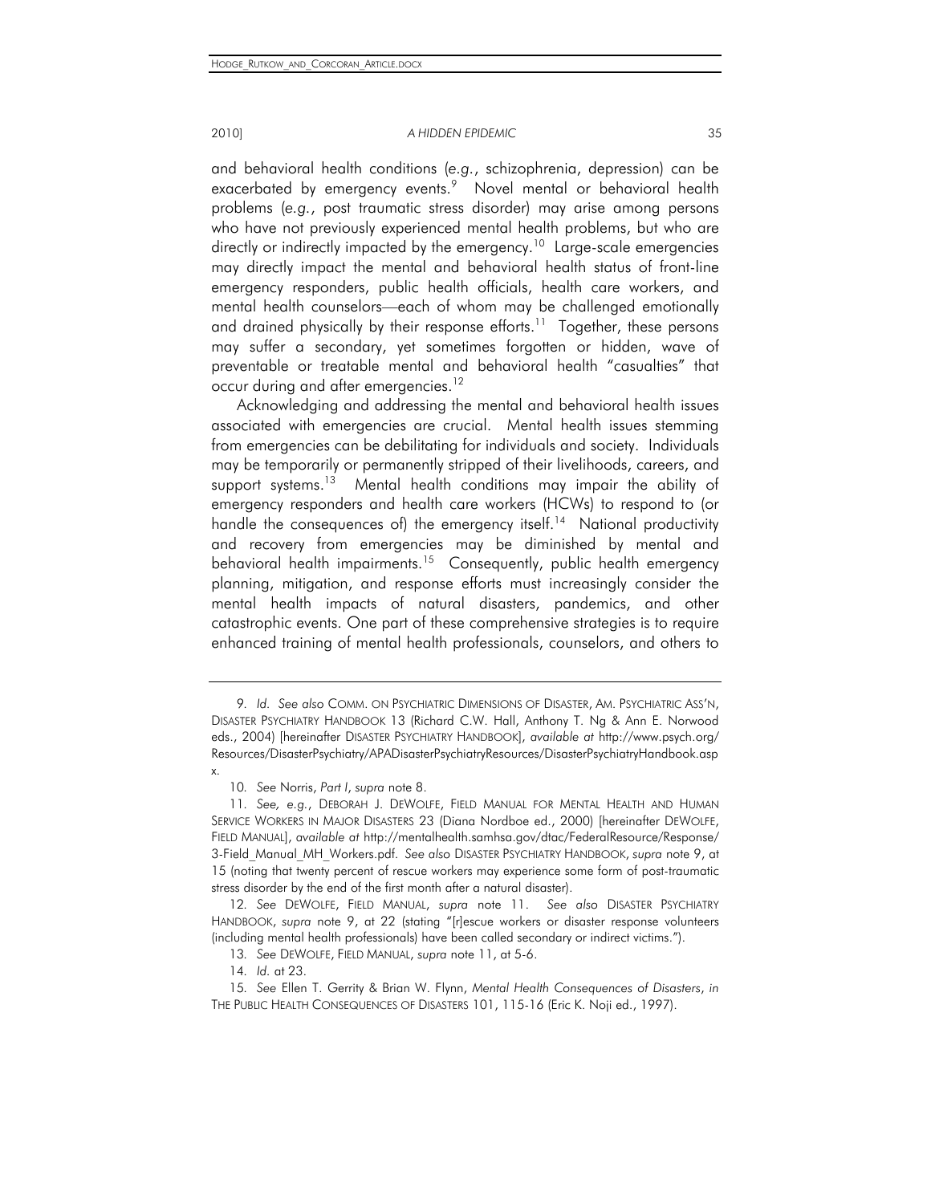and behavioral health conditions (*e.g.*, schizophrenia, depression) can be exacerbated by emergency events.[9] Novel mental or behavioral health problems (*e.g.*, post traumatic stress disorder) may arise among persons who have not previously experienced mental health problems, but who are directly or indirectly impacted by the emergency.[10] Large-scale emergencies may directly impact the mental and behavioral health status of front-line emergency responders, public health officials, health care workers, and mental health counselors—each of whom may be challenged emotionally and drained physically by their response efforts.[11] Together, these persons may suffer a secondary, yet sometimes forgotten or hidden, wave of preventable or treatable mental and behavioral health "casualties" that occur during and after emergencies.[12]

Acknowledging and addressing the mental and behavioral health issues associated with emergencies are crucial. Mental health issues stemming from emergencies can be debilitating for individuals and society. Individuals may be temporarily or permanently stripped of their livelihoods, careers, and support systems.[13] Mental health conditions may impair the ability of emergency responders and health care workers (HCWs) to respond to (or handle the consequences of) the emergency itself.[14] National productivity and recovery from emergencies may be diminished by mental and behavioral health impairments.[15] Consequently, public health emergency planning, mitigation, and response efforts must increasingly consider the mental health impacts of natural disasters, pandemics, and other catastrophic events. One part of these comprehensive strategies is to require enhanced training of mental health professionals, counselors, and others to

---

9. *Id. See also* COMM. ON PSYCHIATRIC DIMENSIONS OF DISASTER, AM. PSYCHIATRIC ASS'N, DISASTER PSYCHIATRY HANDBOOK 13 (Richard C.W. Hall, Anthony T. Ng & Ann E. Norwood eds., 2004) [hereinafter DISASTER PSYCHIATRY HANDBOOK], *available at* http://www.psych.org/Resources/DisasterPsychiatry/APADisasterPsychiatryResources/DisasterPsychiatryHandbook.aspx.

10. *See* Norris, *Part I*, *supra* note 8.

11. *See, e.g.*, DEBORAH J. DEWOLFE, FIELD MANUAL FOR MENTAL HEALTH AND HUMAN SERVICE WORKERS IN MAJOR DISASTERS 23 (Diana Nordboe ed., 2000) [hereinafter DEWOLFE, FIELD MANUAL], *available at* http://mentalhealth.samhsa.gov/dtac/FederalResource/Response/3-Field_Manual_MH_Workers.pdf. *See also* DISASTER PSYCHIATRY HANDBOOK, *supra* note 9, at 15 (noting that twenty percent of rescue workers may experience some form of post-traumatic stress disorder by the end of the first month after a natural disaster).

12. *See* DEWOLFE, FIELD MANUAL, *supra* note 11. *See also* DISASTER PSYCHIATRY HANDBOOK, *supra* note 9, at 22 (stating "[r]escue workers or disaster response volunteers (including mental health professionals) have been called secondary or indirect victims.").

13. *See* DEWOLFE, FIELD MANUAL, *supra* note 11, at 5-6.

14. *Id.* at 23.

15. *See* Ellen T. Gerrity & Brian W. Flynn, *Mental Health Consequences of Disasters*, *in* THE PUBLIC HEALTH CONSEQUENCES OF DISASTERS 101, 115-16 (Eric K. Noji ed., 1997).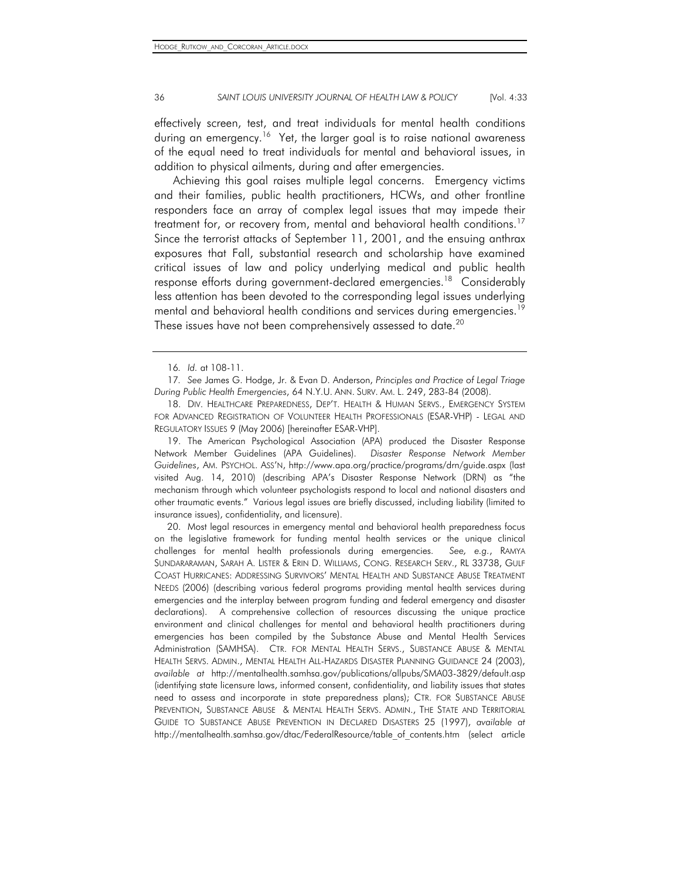effectively screen, test, and treat individuals for mental health conditions during an emergency.[16] Yet, the larger goal is to raise national awareness of the equal need to treat individuals for mental and behavioral issues, in addition to physical ailments, during and after emergencies.

Achieving this goal raises multiple legal concerns. Emergency victims and their families, public health practitioners, HCWs, and other frontline responders face an array of complex legal issues that may impede their treatment for, or recovery from, mental and behavioral health conditions.[17] Since the terrorist attacks of September 11, 2001, and the ensuing anthrax exposures that Fall, substantial research and scholarship have examined critical issues of law and policy underlying medical and public health response efforts during government-declared emergencies.[18] Considerably less attention has been devoted to the corresponding legal issues underlying mental and behavioral health conditions and services during emergencies.[19] These issues have not been comprehensively assessed to date.[20]

---

16. *Id.* at 108-11.

17. *See* James G. Hodge, Jr. & Evan D. Anderson, *Principles and Practice of Legal Triage During Public Health Emergencies*, 64 N.Y.U. ANN. SURV. AM. L. 249, 283-84 (2008).

18. DIV. HEALTHCARE PREPAREDNESS, DEP'T. HEALTH & HUMAN SERVS., EMERGENCY SYSTEM FOR ADVANCED REGISTRATION OF VOLUNTEER HEALTH PROFESSIONALS (ESAR-VHP) - LEGAL AND REGULATORY ISSUES 9 (May 2006) [hereinafter ESAR-VHP].

19. The American Psychological Association (APA) produced the Disaster Response Network Member Guidelines (APA Guidelines). *Disaster Response Network Member Guidelines*, AM. PSYCHOL. ASS'N, http://www.apa.org/practice/programs/drn/guide.aspx (last visited Aug. 14, 2010) (describing APA's Disaster Response Network (DRN) as "the mechanism through which volunteer psychologists respond to local and national disasters and other traumatic events." Various legal issues are briefly discussed, including liability (limited to insurance issues), confidentiality, and licensure).

20. Most legal resources in emergency mental and behavioral health preparedness focus on the legislative framework for funding mental health services or the unique clinical challenges for mental health professionals during emergencies. *See, e.g.*, RAMYA SUNDARARAMAN, SARAH A. LISTER & ERIN D. WILLIAMS, CONG. RESEARCH SERV., RL 33738, GULF COAST HURRICANES: ADDRESSING SURVIVORS' MENTAL HEALTH AND SUBSTANCE ABUSE TREATMENT NEEDS (2006) (describing various federal programs providing mental health services during emergencies and the interplay between program funding and federal emergency and disaster declarations). A comprehensive collection of resources discussing the unique practice environment and clinical challenges for mental and behavioral health practitioners during emergencies has been compiled by the Substance Abuse and Mental Health Services Administration (SAMHSA). CTR. FOR MENTAL HEALTH SERVS., SUBSTANCE ABUSE & MENTAL HEALTH SERVS. ADMIN., MENTAL HEALTH ALL-HAZARDS DISASTER PLANNING GUIDANCE 24 (2003), *available at* http://mentalhealth.samhsa.gov/publications/allpubs/SMA03-3829/default.asp (identifying state licensure laws, informed consent, confidentiality, and liability issues that states need to assess and incorporate in state preparedness plans); CTR. FOR SUBSTANCE ABUSE PREVENTION, SUBSTANCE ABUSE & MENTAL HEALTH SERVS. ADMIN., THE STATE AND TERRITORIAL GUIDE TO SUBSTANCE ABUSE PREVENTION IN DECLARED DISASTERS 25 (1997), *available at* http://mentalhealth.samhsa.gov/dtac/FederalResource/table_of_contents.htm (select article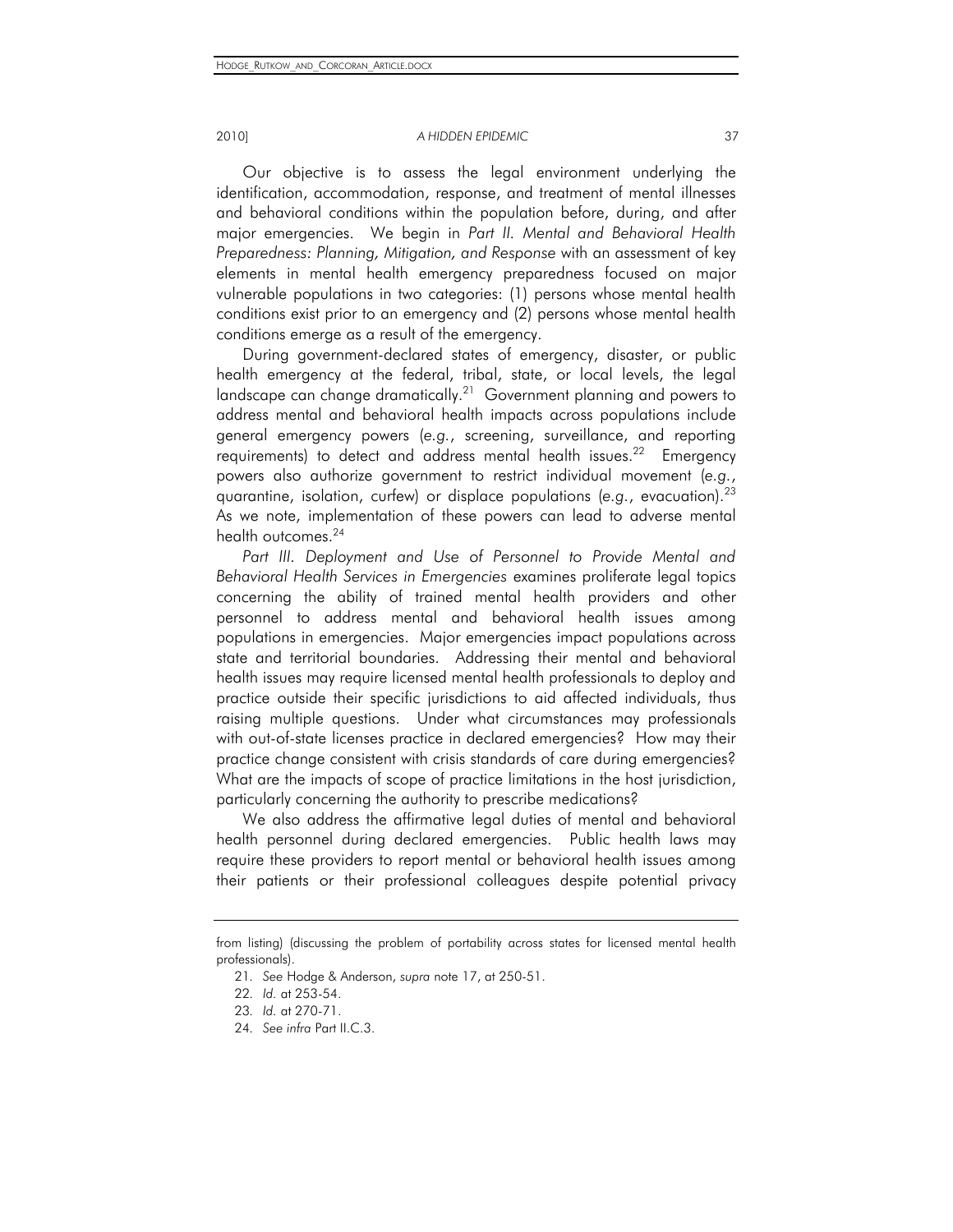Our objective is to assess the legal environment underlying the identification, accommodation, response, and treatment of mental illnesses and behavioral conditions within the population before, during, and after major emergencies. We begin in *Part II. Mental and Behavioral Health Preparedness: Planning, Mitigation, and Response* with an assessment of key elements in mental health emergency preparedness focused on major vulnerable populations in two categories: (1) persons whose mental health conditions exist prior to an emergency and (2) persons whose mental health conditions emerge as a result of the emergency.

During government-declared states of emergency, disaster, or public health emergency at the federal, tribal, state, or local levels, the legal landscape can change dramatically.[21] Government planning and powers to address mental and behavioral health impacts across populations include general emergency powers (*e.g.*, screening, surveillance, and reporting requirements) to detect and address mental health issues.[22] Emergency powers also authorize government to restrict individual movement (*e.g.*, quarantine, isolation, curfew) or displace populations (*e.g.*, evacuation).[23] As we note, implementation of these powers can lead to adverse mental health outcomes.[24]

*Part III. Deployment and Use of Personnel to Provide Mental and Behavioral Health Services in Emergencies* examines proliferate legal topics concerning the ability of trained mental health providers and other personnel to address mental and behavioral health issues among populations in emergencies. Major emergencies impact populations across state and territorial boundaries. Addressing their mental and behavioral health issues may require licensed mental health professionals to deploy and practice outside their specific jurisdictions to aid affected individuals, thus raising multiple questions. Under what circumstances may professionals with out-of-state licenses practice in declared emergencies? How may their practice change consistent with crisis standards of care during emergencies? What are the impacts of scope of practice limitations in the host jurisdiction, particularly concerning the authority to prescribe medications?

We also address the affirmative legal duties of mental and behavioral health personnel during declared emergencies. Public health laws may require these providers to report mental or behavioral health issues among their patients or their professional colleagues despite potential privacy

---

from listing) (discussing the problem of portability across states for licensed mental health professionals).

21. *See* Hodge & Anderson, *supra* note 17, at 250-51.

22. *Id.* at 253-54.

23. *Id.* at 270-71.

24. *See infra* Part II.C.3.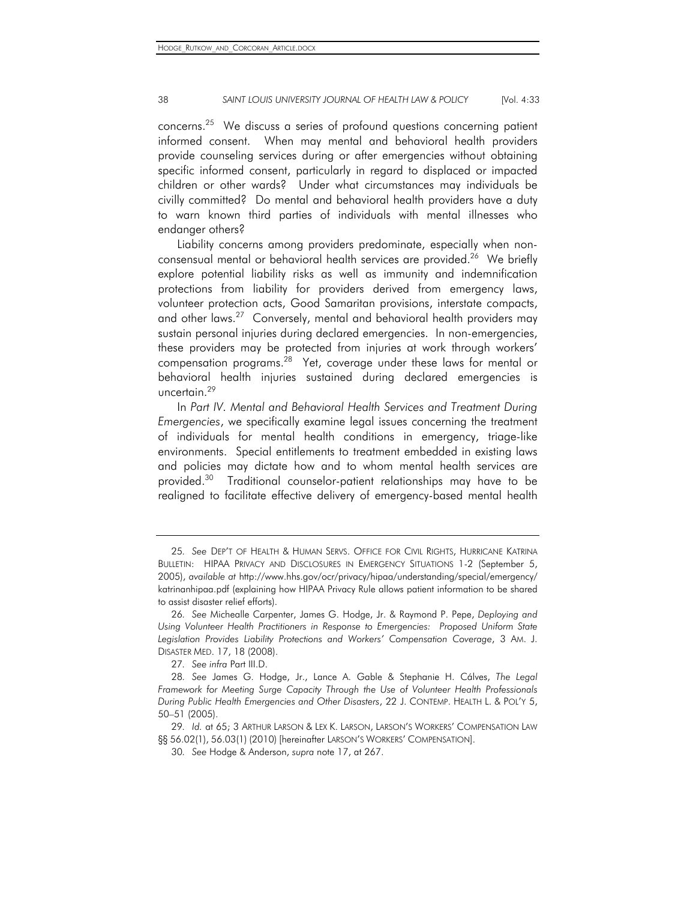concerns.[25] We discuss a series of profound questions concerning patient informed consent. When may mental and behavioral health providers provide counseling services during or after emergencies without obtaining specific informed consent, particularly in regard to displaced or impacted children or other wards? Under what circumstances may individuals be civilly committed? Do mental and behavioral health providers have a duty to warn known third parties of individuals with mental illnesses who endanger others?

Liability concerns among providers predominate, especially when non-consensual mental or behavioral health services are provided.[26] We briefly explore potential liability risks as well as immunity and indemnification protections from liability for providers derived from emergency laws, volunteer protection acts, Good Samaritan provisions, interstate compacts, and other laws.[27] Conversely, mental and behavioral health providers may sustain personal injuries during declared emergencies. In non-emergencies, these providers may be protected from injuries at work through workers' compensation programs.[28] Yet, coverage under these laws for mental or behavioral health injuries sustained during declared emergencies is uncertain.[29]

In *Part IV. Mental and Behavioral Health Services and Treatment During Emergencies*, we specifically examine legal issues concerning the treatment of individuals for mental health conditions in emergency, triage-like environments. Special entitlements to treatment embedded in existing laws and policies may dictate how and to whom mental health services are provided.[30] Traditional counselor-patient relationships may have to be realigned to facilitate effective delivery of emergency-based mental health

---

25. *See* DEP'T OF HEALTH & HUMAN SERVS. OFFICE FOR CIVIL RIGHTS, HURRICANE KATRINA BULLETIN: HIPAA PRIVACY AND DISCLOSURES IN EMERGENCY SITUATIONS 1-2 (September 5, 2005), *available at* http://www.hhs.gov/ocr/privacy/hipaa/understanding/special/emergency/katrinanhipaa.pdf (explaining how HIPAA Privacy Rule allows patient information to be shared to assist disaster relief efforts).

26. *See* Michealle Carpenter, James G. Hodge, Jr. & Raymond P. Pepe, *Deploying and Using Volunteer Health Practitioners in Response to Emergencies: Proposed Uniform State Legislation Provides Liability Protections and Workers' Compensation Coverage*, 3 AM. J. DISASTER MED. 17, 18 (2008).

27. *See infra* Part III.D.

28. *See* James G. Hodge, Jr., Lance A. Gable & Stephanie H. Cálves, *The Legal Framework for Meeting Surge Capacity Through the Use of Volunteer Health Professionals During Public Health Emergencies and Other Disasters*, 22 J. CONTEMP. HEALTH L. & POL'Y 5, 50–51 (2005).

29. *Id.* at 65; 3 ARTHUR LARSON & LEX K. LARSON, LARSON'S WORKERS' COMPENSATION LAW §§ 56.02(1), 56.03(1) (2010) [hereinafter LARSON'S WORKERS' COMPENSATION].

30. *See* Hodge & Anderson, *supra* note 17, at 267.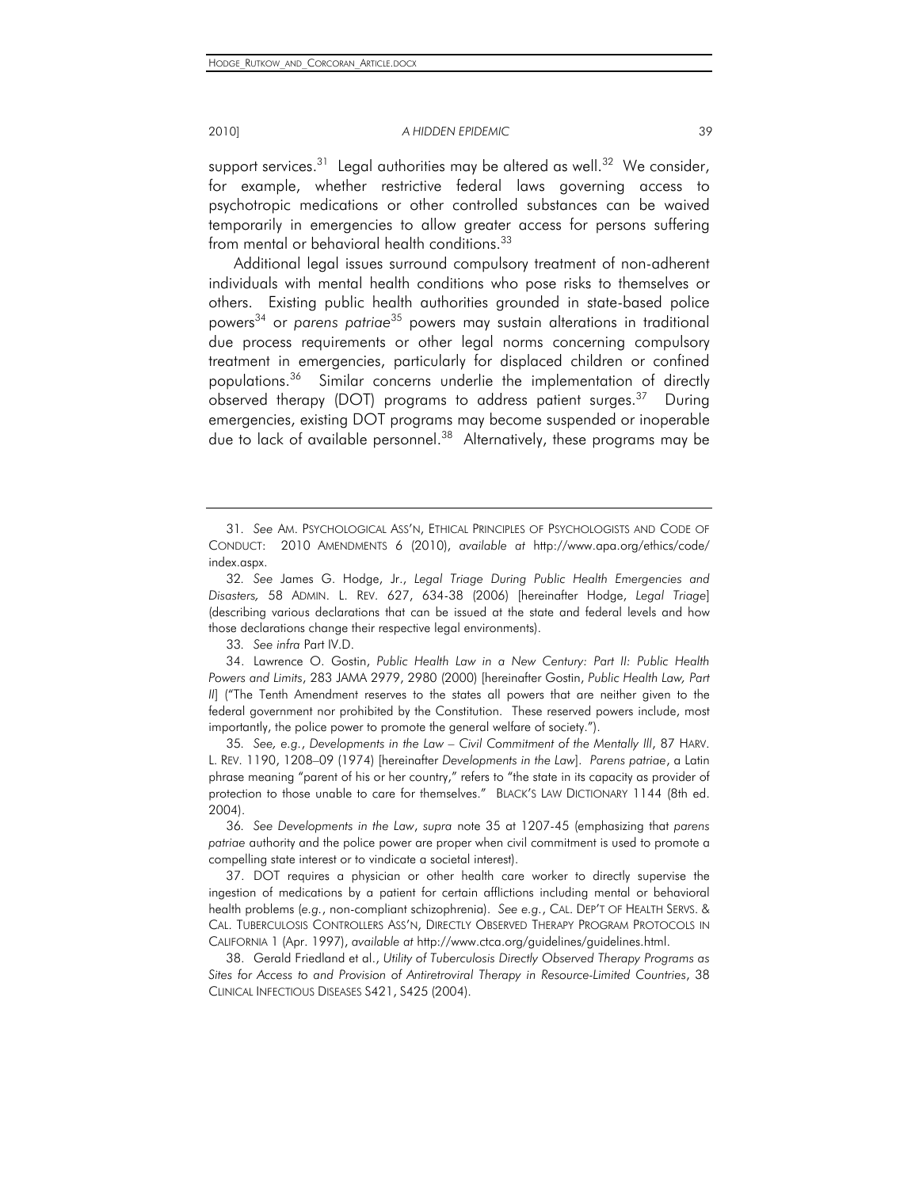support services.[31] Legal authorities may be altered as well.[32] We consider, for example, whether restrictive federal laws governing access to psychotropic medications or other controlled substances can be waived temporarily in emergencies to allow greater access for persons suffering from mental or behavioral health conditions.[33]

Additional legal issues surround compulsory treatment of non-adherent individuals with mental health conditions who pose risks to themselves or others. Existing public health authorities grounded in state-based police powers[34] or *parens patriae*[35] powers may sustain alterations in traditional due process requirements or other legal norms concerning compulsory treatment in emergencies, particularly for displaced children or confined populations.[36] Similar concerns underlie the implementation of directly observed therapy (DOT) programs to address patient surges.[37] During emergencies, existing DOT programs may become suspended or inoperable due to lack of available personnel.[38] Alternatively, these programs may be

---

31. *See* AM. PSYCHOLOGICAL ASS'N, ETHICAL PRINCIPLES OF PSYCHOLOGISTS AND CODE OF CONDUCT: 2010 AMENDMENTS 6 (2010), *available at* http://www.apa.org/ethics/code/index.aspx.

32. *See* James G. Hodge, Jr., *Legal Triage During Public Health Emergencies and Disasters,* 58 ADMIN. L. REV. 627, 634-38 (2006) [hereinafter Hodge, *Legal Triage*] (describing various declarations that can be issued at the state and federal levels and how those declarations change their respective legal environments).

33. *See infra* Part IV.D.

34. Lawrence O. Gostin, *Public Health Law in a New Century: Part II: Public Health Powers and Limits*, 283 JAMA 2979, 2980 (2000) [hereinafter Gostin, *Public Health Law, Part II*] ("The Tenth Amendment reserves to the states all powers that are neither given to the federal government nor prohibited by the Constitution. These reserved powers include, most importantly, the police power to promote the general welfare of society.").

35. *See, e.g.*, *Developments in the Law – Civil Commitment of the Mentally Ill*, 87 HARV. L. REV. 1190, 1208–09 (1974) [hereinafter *Developments in the Law*]. *Parens patriae*, a Latin phrase meaning "parent of his or her country," refers to "the state in its capacity as provider of protection to those unable to care for themselves." BLACK'S LAW DICTIONARY 1144 (8th ed. 2004).

36. *See Developments in the Law*, *supra* note 35 at 1207-45 (emphasizing that *parens patriae* authority and the police power are proper when civil commitment is used to promote a compelling state interest or to vindicate a societal interest).

37. DOT requires a physician or other health care worker to directly supervise the ingestion of medications by a patient for certain afflictions including mental or behavioral health problems (*e.g.*, non-compliant schizophrenia). *See e.g.*, CAL. DEP'T OF HEALTH SERVS. & CAL. TUBERCULOSIS CONTROLLERS ASS'N, DIRECTLY OBSERVED THERAPY PROGRAM PROTOCOLS IN CALIFORNIA 1 (Apr. 1997), *available at* http://www.ctca.org/guidelines/guidelines.html.

38. Gerald Friedland et al., *Utility of Tuberculosis Directly Observed Therapy Programs as Sites for Access to and Provision of Antiretroviral Therapy in Resource-Limited Countries*, 38 CLINICAL INFECTIOUS DISEASES S421, S425 (2004).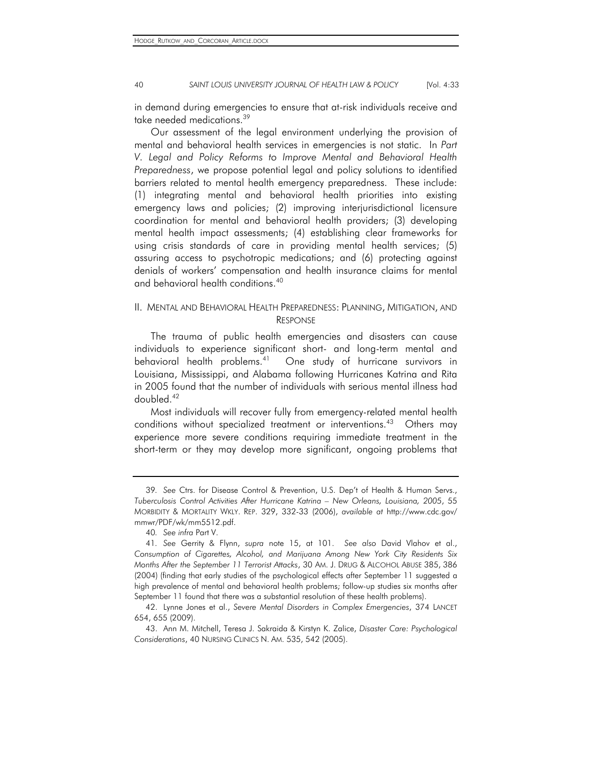in demand during emergencies to ensure that at-risk individuals receive and take needed medications.[39]

Our assessment of the legal environment underlying the provision of mental and behavioral health services in emergencies is not static. In *Part V. Legal and Policy Reforms to Improve Mental and Behavioral Health Preparedness*, we propose potential legal and policy solutions to identified barriers related to mental health emergency preparedness. These include: (1) integrating mental and behavioral health priorities into existing emergency laws and policies; (2) improving interjurisdictional licensure coordination for mental and behavioral health providers; (3) developing mental health impact assessments; (4) establishing clear frameworks for using crisis standards of care in providing mental health services; (5) assuring access to psychotropic medications; and (6) protecting against denials of workers' compensation and health insurance claims for mental and behavioral health conditions.[40]

## II. MENTAL AND BEHAVIORAL HEALTH PREPAREDNESS: PLANNING, MITIGATION, AND RESPONSE

The trauma of public health emergencies and disasters can cause individuals to experience significant short- and long-term mental and behavioral health problems.[41] One study of hurricane survivors in Louisiana, Mississippi, and Alabama following Hurricanes Katrina and Rita in 2005 found that the number of individuals with serious mental illness had doubled.[42]

Most individuals will recover fully from emergency-related mental health conditions without specialized treatment or interventions.[43] Others may experience more severe conditions requiring immediate treatment in the short-term or they may develop more significant, ongoing problems that

---

39. *See* Ctrs. for Disease Control & Prevention, U.S. Dep't of Health & Human Servs., *Tuberculosis Control Activities After Hurricane Katrina – New Orleans, Louisiana, 2005*, 55 MORBIDITY & MORTALITY WKLY. REP. 329, 332-33 (2006), *available at* http://www.cdc.gov/mmwr/PDF/wk/mm5512.pdf.

40. *See infra* Part V.

41. *See* Gerrity & Flynn, *supra* note 15, at 101. *See also* David Vlahov et al., *Consumption of Cigarettes, Alcohol, and Marijuana Among New York City Residents Six Months After the September 11 Terrorist Attacks*, 30 AM. J. DRUG & ALCOHOL ABUSE 385, 386 (2004) (finding that early studies of the psychological effects after September 11 suggested a high prevalence of mental and behavioral health problems; follow-up studies six months after September 11 found that there was a substantial resolution of these health problems).

42. Lynne Jones et al., *Severe Mental Disorders in Complex Emergencies*, 374 LANCET 654, 655 (2009).

43. Ann M. Mitchell, Teresa J. Sakraida & Kirstyn K. Zalice, *Disaster Care: Psychological Considerations*, 40 NURSING CLINICS N. AM. 535, 542 (2005).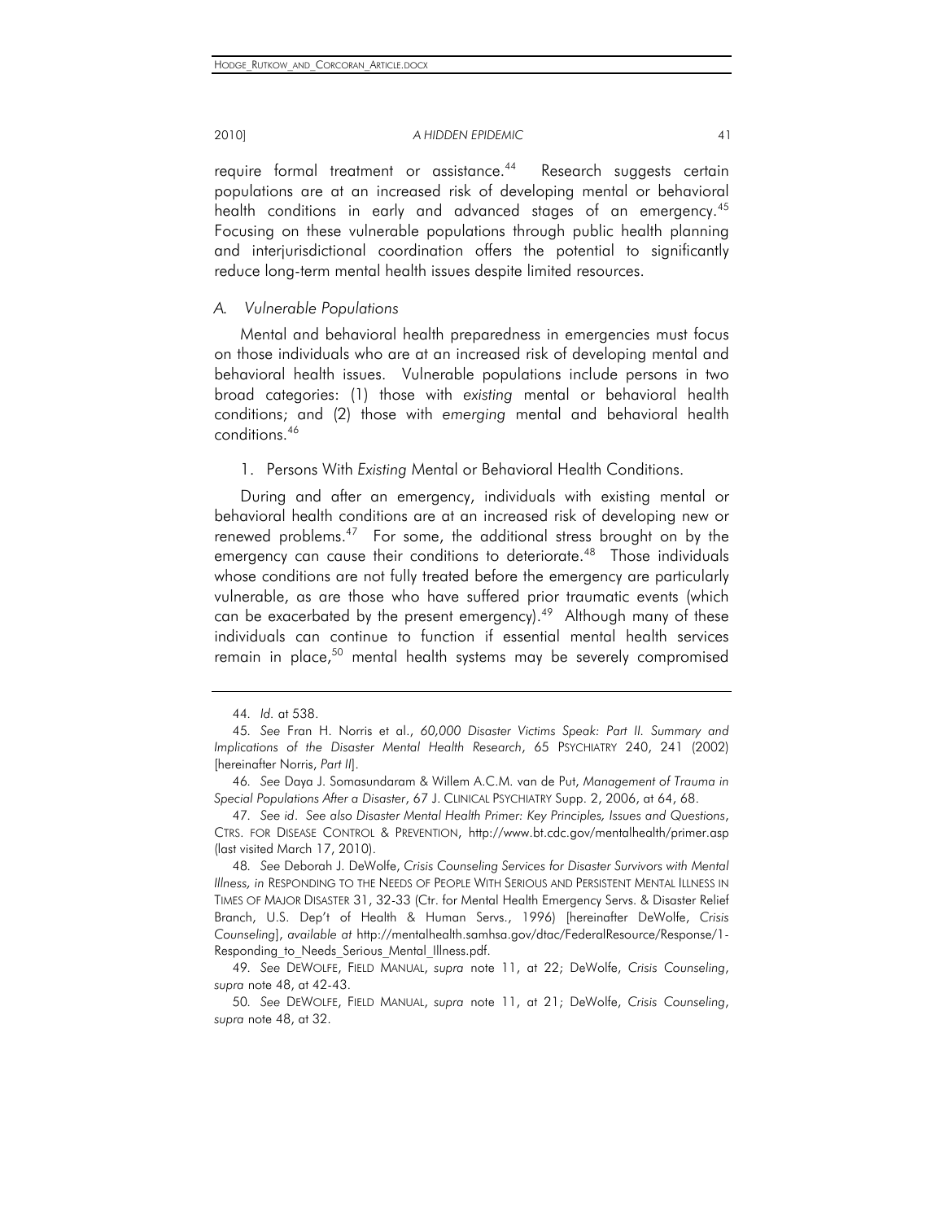require formal treatment or assistance.[44] Research suggests certain populations are at an increased risk of developing mental or behavioral health conditions in early and advanced stages of an emergency.[45] Focusing on these vulnerable populations through public health planning and interjurisdictional coordination offers the potential to significantly reduce long-term mental health issues despite limited resources.

### *A. Vulnerable Populations*

Mental and behavioral health preparedness in emergencies must focus on those individuals who are at an increased risk of developing mental and behavioral health issues. Vulnerable populations include persons in two broad categories: (1) those with *existing* mental or behavioral health conditions; and (2) those with *emerging* mental and behavioral health conditions.[46]

#### 1. Persons With *Existing* Mental or Behavioral Health Conditions.

During and after an emergency, individuals with existing mental or behavioral health conditions are at an increased risk of developing new or renewed problems.[47] For some, the additional stress brought on by the emergency can cause their conditions to deteriorate.[48] Those individuals whose conditions are not fully treated before the emergency are particularly vulnerable, as are those who have suffered prior traumatic events (which can be exacerbated by the present emergency).[49] Although many of these individuals can continue to function if essential mental health services remain in place,[50] mental health systems may be severely compromised

---

44. *Id.* at 538.

45. *See* Fran H. Norris et al., *60,000 Disaster Victims Speak: Part II. Summary and Implications of the Disaster Mental Health Research*, 65 PSYCHIATRY 240, 241 (2002) [hereinafter Norris, *Part II*].

46. *See* Daya J. Somasundaram & Willem A.C.M. van de Put, *Management of Trauma in Special Populations After a Disaster*, 67 J. CLINICAL PSYCHIATRY Supp. 2, 2006, at 64, 68.

47. *See id*. *See also Disaster Mental Health Primer: Key Principles, Issues and Questions*, CTRS. FOR DISEASE CONTROL & PREVENTION, http://www.bt.cdc.gov/mentalhealth/primer.asp (last visited March 17, 2010).

48. *See* Deborah J. DeWolfe, *Crisis Counseling Services for Disaster Survivors with Mental Illness, in* RESPONDING TO THE NEEDS OF PEOPLE WITH SERIOUS AND PERSISTENT MENTAL ILLNESS IN TIMES OF MAJOR DISASTER 31, 32-33 (Ctr. for Mental Health Emergency Servs. & Disaster Relief Branch, U.S. Dep't of Health & Human Servs., 1996) [hereinafter DeWolfe, *Crisis Counseling*], *available at* http://mentalhealth.samhsa.gov/dtac/FederalResource/Response/1-Responding_to_Needs_Serious_Mental_Illness.pdf.

49. *See* DEWOLFE, FIELD MANUAL, *supra* note 11, at 22; DeWolfe, *Crisis Counseling*, *supra* note 48, at 42-43.

50. *See* DEWOLFE, FIELD MANUAL, *supra* note 11, at 21; DeWolfe, *Crisis Counseling*, *supra* note 48, at 32.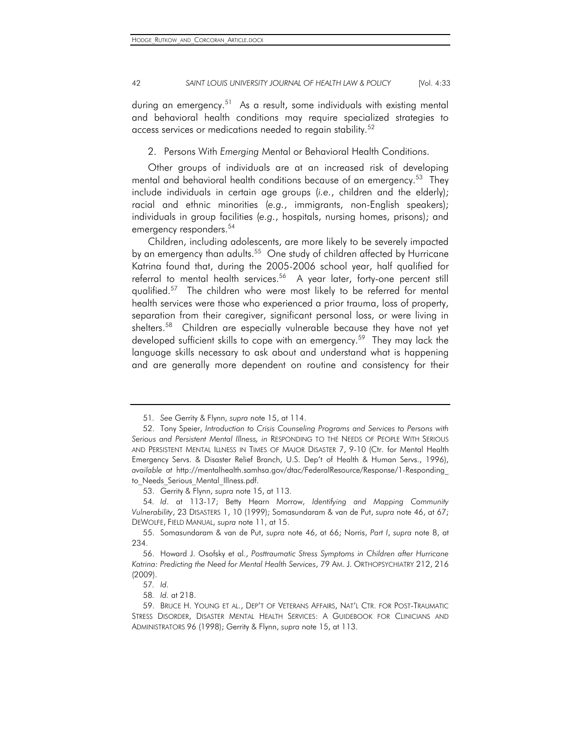during an emergency.[51] As a result, some individuals with existing mental and behavioral health conditions may require specialized strategies to access services or medications needed to regain stability.[52]

### 2. Persons With *Emerging* Mental or Behavioral Health Conditions.

Other groups of individuals are at an increased risk of developing mental and behavioral health conditions because of an emergency.[53] They include individuals in certain age groups (*i.e.*, children and the elderly); racial and ethnic minorities (*e.g.*, immigrants, non-English speakers); individuals in group facilities (*e.g.*, hospitals, nursing homes, prisons); and emergency responders.[54]

Children, including adolescents, are more likely to be severely impacted by an emergency than adults.[55] One study of children affected by Hurricane Katrina found that, during the 2005-2006 school year, half qualified for referral to mental health services.[56] A year later, forty-one percent still qualified.[57] The children who were most likely to be referred for mental health services were those who experienced a prior trauma, loss of property, separation from their caregiver, significant personal loss, or were living in shelters.[58] Children are especially vulnerable because they have not yet developed sufficient skills to cope with an emergency.[59] They may lack the language skills necessary to ask about and understand what is happening and are generally more dependent on routine and consistency for their

---

51. *See* Gerrity & Flynn, *supra* note 15, at 114.

52. Tony Speier, *Introduction to Crisis Counseling Programs and Services to Persons with Serious and Persistent Mental Illness, in* RESPONDING TO THE NEEDS OF PEOPLE WITH SERIOUS AND PERSISTENT MENTAL ILLNESS IN TIMES OF MAJOR DISASTER 7, 9-10 (Ctr. for Mental Health Emergency Servs. & Disaster Relief Branch, U.S. Dep't of Health & Human Servs., 1996), *available at* http://mentalhealth.samhsa.gov/dtac/FederalResource/Response/1-Responding_to_Needs_Serious_Mental_Illness.pdf.

53. Gerrity & Flynn, *supra* note 15, at 113.

54. *Id*. at 113-17; Betty Hearn Morrow, *Identifying and Mapping Community Vulnerability*, 23 DISASTERS 1, 10 (1999); Somasundaram & van de Put, *supra* note 46, at 67; DEWOLFE, FIELD MANUAL, *supra* note 11, at 15.

55. Somasundaram & van de Put, *supra* note 46, at 66; Norris, *Part I*, *supra* note 8, at 234.

56. Howard J. Osofsky et al., *Posttraumatic Stress Symptoms in Children after Hurricane Katrina: Predicting the Need for Mental Health Services*, 79 AM. J. ORTHOPSYCHIATRY 212, 216 (2009).

57. *Id.*

58. *Id.* at 218.

59. BRUCE H. YOUNG ET AL., DEP'T OF VETERANS AFFAIRS, NAT'L CTR. FOR POST-TRAUMATIC STRESS DISORDER, DISASTER MENTAL HEALTH SERVICES: A GUIDEBOOK FOR CLINICIANS AND ADMINISTRATORS 96 (1998); Gerrity & Flynn, *supra* note 15, at 113.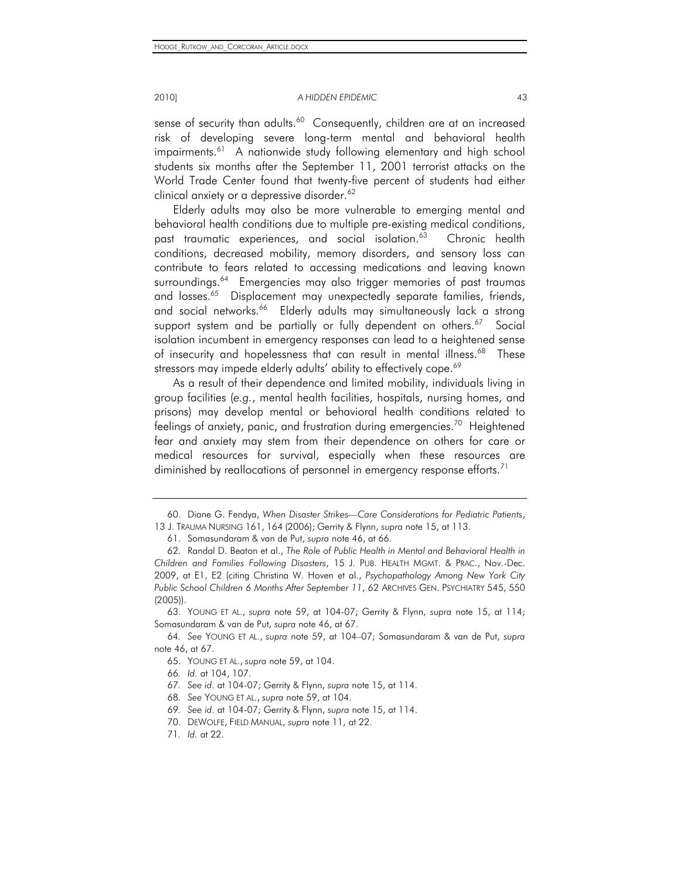sense of security than adults.[60] Consequently, children are at an increased risk of developing severe long-term mental and behavioral health impairments.[61] A nationwide study following elementary and high school students six months after the September 11, 2001 terrorist attacks on the World Trade Center found that twenty-five percent of students had either clinical anxiety or a depressive disorder.[62]

Elderly adults may also be more vulnerable to emerging mental and behavioral health conditions due to multiple pre-existing medical conditions, past traumatic experiences, and social isolation.[63] Chronic health conditions, decreased mobility, memory disorders, and sensory loss can contribute to fears related to accessing medications and leaving known surroundings.[64] Emergencies may also trigger memories of past traumas and losses.[65] Displacement may unexpectedly separate families, friends, and social networks.[66] Elderly adults may simultaneously lack a strong support system and be partially or fully dependent on others.[67] Social isolation incumbent in emergency responses can lead to a heightened sense of insecurity and hopelessness that can result in mental illness.[68] These stressors may impede elderly adults' ability to effectively cope.[69]

As a result of their dependence and limited mobility, individuals living in group facilities (*e.g.*, mental health facilities, hospitals, nursing homes, and prisons) may develop mental or behavioral health conditions related to feelings of anxiety, panic, and frustration during emergencies.[70] Heightened fear and anxiety may stem from their dependence on others for care or medical resources for survival, especially when these resources are diminished by reallocations of personnel in emergency response efforts.[71]

---

60. Diane G. Fendya, *When Disaster Strikes—Care Considerations for Pediatric Patients*, 13 J. TRAUMA NURSING 161, 164 (2006); Gerrity & Flynn, *supra* note 15, at 113.

61. Somasundaram & van de Put, *supra* note 46, at 66.

62. Randal D. Beaton et al., *The Role of Public Health in Mental and Behavioral Health in Children and Families Following Disasters*, 15 J. PUB. HEALTH MGMT. & PRAC., Nov.-Dec. 2009, at E1, E2 (citing Christina W. Hoven et al., *Psychopathology Among New York City Public School Children 6 Months After September 11*, 62 ARCHIVES GEN. PSYCHIATRY 545, 550 (2005)).

63. YOUNG ET AL., *supra* note 59, at 104-07; Gerrity & Flynn, *supra* note 15, at 114; Somasundaram & van de Put, *supra* note 46, at 67.

64. *See* YOUNG ET AL., *supra* note 59, at 104–07; Somasundaram & van de Put, *supra* note 46, at 67.

65. YOUNG ET AL., *supra* note 59, at 104.

66. *Id.* at 104, 107.

67. *See id*. at 104-07; Gerrity & Flynn, *supra* note 15, at 114.

68. *See* YOUNG ET AL., *supra* note 59, at 104.

69. *See id*. at 104-07; Gerrity & Flynn, *supra* note 15, at 114.

70. DEWOLFE, FIELD MANUAL, *supra* note 11, at 22.

71. *Id.* at 22.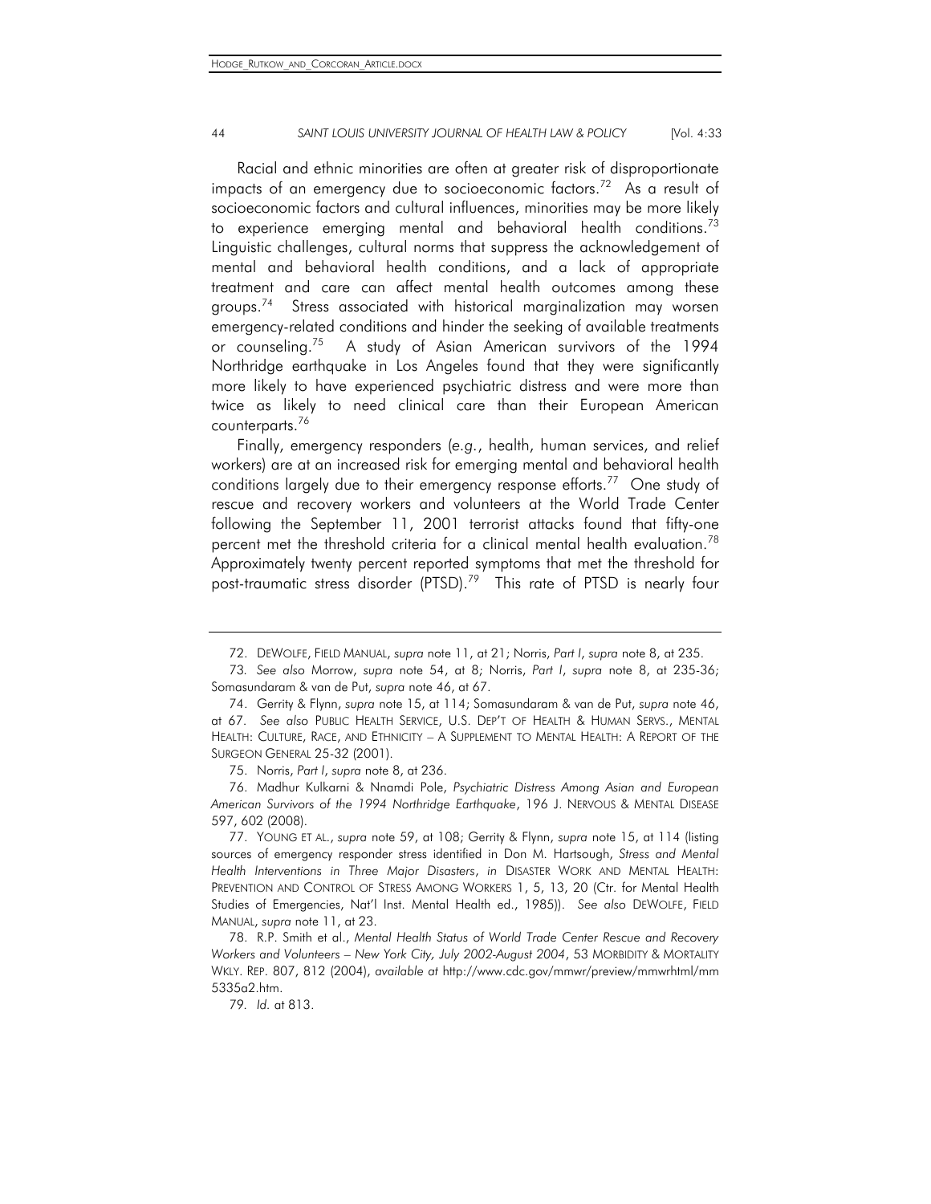Racial and ethnic minorities are often at greater risk of disproportionate impacts of an emergency due to socioeconomic factors.[72] As a result of socioeconomic factors and cultural influences, minorities may be more likely to experience emerging mental and behavioral health conditions.[73] Linguistic challenges, cultural norms that suppress the acknowledgement of mental and behavioral health conditions, and a lack of appropriate treatment and care can affect mental health outcomes among these groups.[74] Stress associated with historical marginalization may worsen emergency-related conditions and hinder the seeking of available treatments or counseling.[75] A study of Asian American survivors of the 1994 Northridge earthquake in Los Angeles found that they were significantly more likely to have experienced psychiatric distress and were more than twice as likely to need clinical care than their European American counterparts.[76]

Finally, emergency responders (*e.g.*, health, human services, and relief workers) are at an increased risk for emerging mental and behavioral health conditions largely due to their emergency response efforts.[77] One study of rescue and recovery workers and volunteers at the World Trade Center following the September 11, 2001 terrorist attacks found that fifty-one percent met the threshold criteria for a clinical mental health evaluation.[78] Approximately twenty percent reported symptoms that met the threshold for post-traumatic stress disorder (PTSD).[79] This rate of PTSD is nearly four

---

72. DEWOLFE, FIELD MANUAL, *supra* note 11, at 21; Norris, *Part I*, *supra* note 8, at 235.

73. *See also* Morrow, *supra* note 54, at 8; Norris, *Part I*, *supra* note 8, at 235-36; Somasundaram & van de Put, *supra* note 46, at 67.

74. Gerrity & Flynn, *supra* note 15, at 114; Somasundaram & van de Put, *supra* note 46, at 67. *See also* PUBLIC HEALTH SERVICE, U.S. DEP'T OF HEALTH & HUMAN SERVS., MENTAL HEALTH: CULTURE, RACE, AND ETHNICITY – A SUPPLEMENT TO MENTAL HEALTH: A REPORT OF THE SURGEON GENERAL 25-32 (2001).

75. Norris, *Part I*, *supra* note 8, at 236.

76. Madhur Kulkarni & Nnamdi Pole, *Psychiatric Distress Among Asian and European American Survivors of the 1994 Northridge Earthquake*, 196 J. NERVOUS & MENTAL DISEASE 597, 602 (2008).

77. YOUNG ET AL., *supra* note 59, at 108; Gerrity & Flynn, *supra* note 15, at 114 (listing sources of emergency responder stress identified in Don M. Hartsough, *Stress and Mental Health Interventions in Three Major Disasters*, *in* DISASTER WORK AND MENTAL HEALTH: PREVENTION AND CONTROL OF STRESS AMONG WORKERS 1, 5, 13, 20 (Ctr. for Mental Health Studies of Emergencies, Nat'l Inst. Mental Health ed., 1985)). *See also* DEWOLFE, FIELD MANUAL, *supra* note 11, at 23.

78. R.P. Smith et al., *Mental Health Status of World Trade Center Rescue and Recovery Workers and Volunteers – New York City, July 2002-August 2004*, 53 MORBIDITY & MORTALITY WKLY. REP. 807, 812 (2004), *available at* http://www.cdc.gov/mmwr/preview/mmwrhtml/mm5335a2.htm.

79. *Id.* at 813.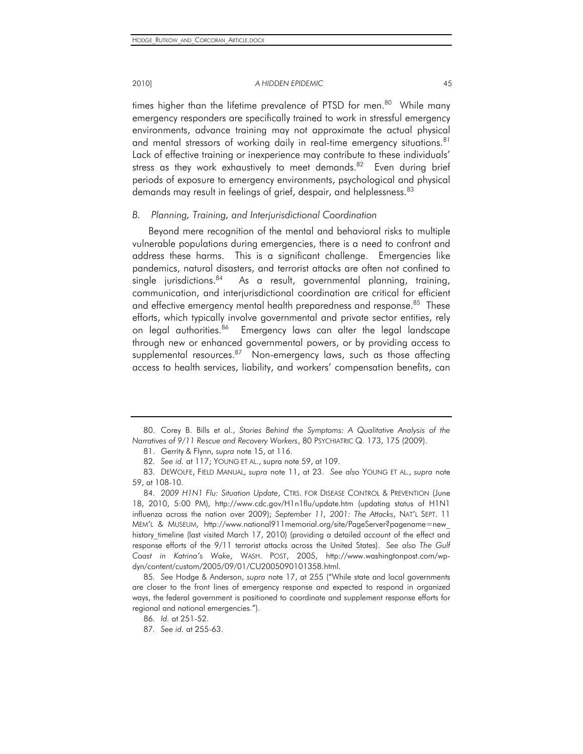times higher than the lifetime prevalence of PTSD for men.[80] While many emergency responders are specifically trained to work in stressful emergency environments, advance training may not approximate the actual physical and mental stressors of working daily in real-time emergency situations.[81] Lack of effective training or inexperience may contribute to these individuals' stress as they work exhaustively to meet demands.[82] Even during brief periods of exposure to emergency environments, psychological and physical demands may result in feelings of grief, despair, and helplessness.[83]

### B. *Planning, Training, and Interjurisdictional Coordination*

Beyond mere recognition of the mental and behavioral risks to multiple vulnerable populations during emergencies, there is a need to confront and address these harms. This is a significant challenge. Emergencies like pandemics, natural disasters, and terrorist attacks are often not confined to single jurisdictions.[84] As a result, governmental planning, training, communication, and interjurisdictional coordination are critical for efficient and effective emergency mental health preparedness and response.[85] These efforts, which typically involve governmental and private sector entities, rely on legal authorities.[86] Emergency laws can alter the legal landscape through new or enhanced governmental powers, or by providing access to supplemental resources.[87] Non-emergency laws, such as those affecting access to health services, liability, and workers' compensation benefits, can

---

80. Corey B. Bills et al., *Stories Behind the Symptoms: A Qualitative Analysis of the Narratives of 9/11 Rescue and Recovery Workers*, 80 PSYCHIATRIC Q. 173, 175 (2009).

81. Gerrity & Flynn, *supra* note 15, at 116.

82. *See id.* at 117; YOUNG ET AL., supra note 59, at 109.

83. DEWOLFE, FIELD MANUAL, *supra* note 11, at 23. *See also* YOUNG ET AL., *supra* note 59, at 108-10.

84. *2009 H1N1 Flu: Situation Update*, CTRS. FOR DISEASE CONTROL & PREVENTION (June 18, 2010, 5:00 PM), http://www.cdc.gov/H1n1flu/update.htm (updating status of H1N1 influenza across the nation over 2009); *September 11, 2001: The Attacks*, NAT'L SEPT. 11 MEM'L & MUSEUM, http://www.national911memorial.org/site/PageServer?pagename=new_history_timeline (last visited March 17, 2010) (providing a detailed account of the effect and response efforts of the 9/11 terrorist attacks across the United States). *See also The Gulf Coast in Katrina's Wake*, WASH. POST, 2005, http://www.washingtonpost.com/wp-dyn/content/custom/2005/09/01/CU2005090101358.html.

85. *See* Hodge & Anderson, *supra* note 17, at 255 ("While state and local governments are closer to the front lines of emergency response and expected to respond in organized ways, the federal government is positioned to coordinate and supplement response efforts for regional and national emergencies.").

86. *Id.* at 251-52.

87. *See id.* at 255-63.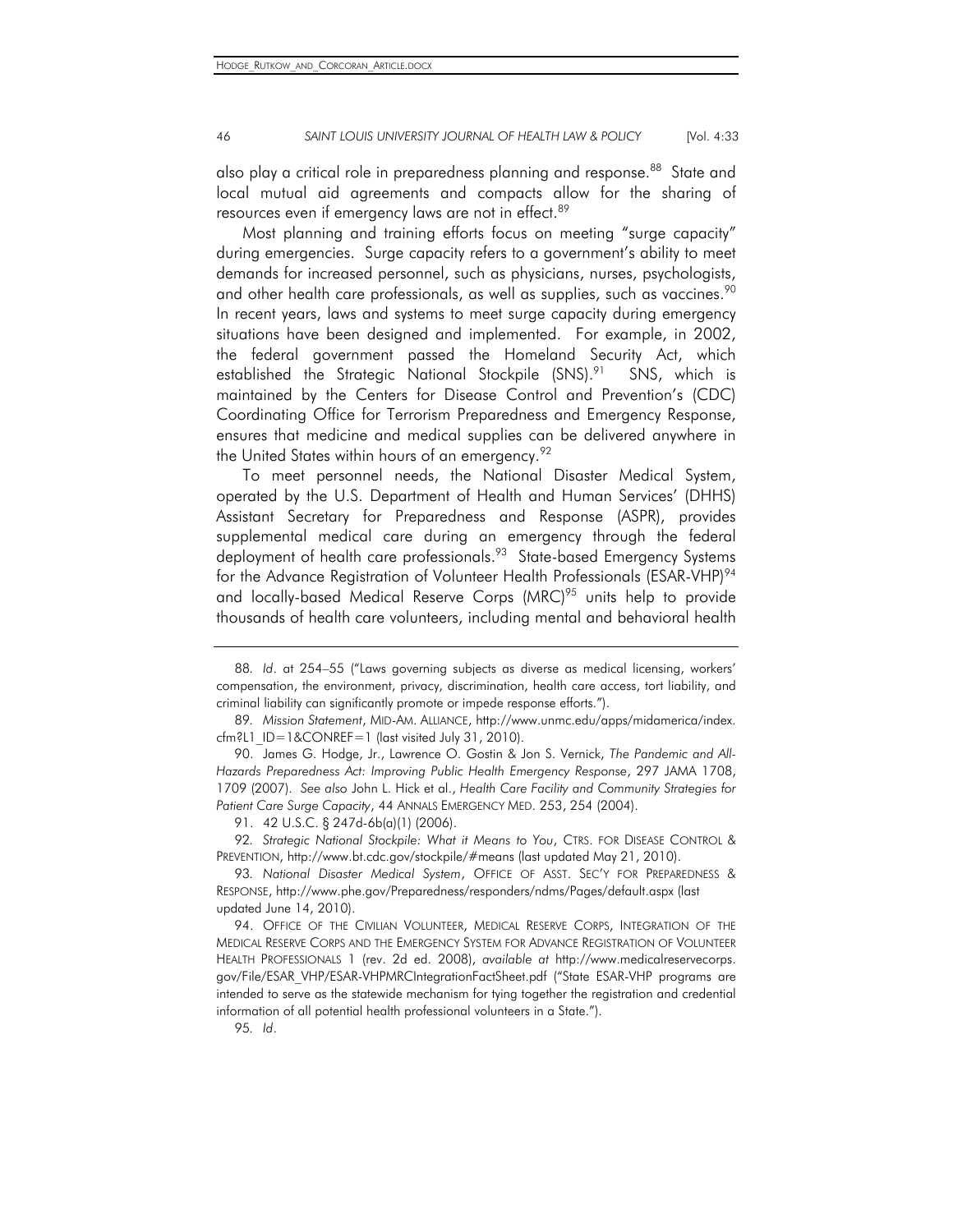also play a critical role in preparedness planning and response.[88] State and local mutual aid agreements and compacts allow for the sharing of resources even if emergency laws are not in effect.[89]

Most planning and training efforts focus on meeting "surge capacity" during emergencies. Surge capacity refers to a government's ability to meet demands for increased personnel, such as physicians, nurses, psychologists, and other health care professionals, as well as supplies, such as vaccines.[90] In recent years, laws and systems to meet surge capacity during emergency situations have been designed and implemented. For example, in 2002, the federal government passed the Homeland Security Act, which established the Strategic National Stockpile (SNS).[91] SNS, which is maintained by the Centers for Disease Control and Prevention's (CDC) Coordinating Office for Terrorism Preparedness and Emergency Response, ensures that medicine and medical supplies can be delivered anywhere in the United States within hours of an emergency.[92]

To meet personnel needs, the National Disaster Medical System, operated by the U.S. Department of Health and Human Services' (DHHS) Assistant Secretary for Preparedness and Response (ASPR), provides supplemental medical care during an emergency through the federal deployment of health care professionals.[93] State-based Emergency Systems for the Advance Registration of Volunteer Health Professionals (ESAR-VHP)[94] and locally-based Medical Reserve Corps (MRC)[95] units help to provide thousands of health care volunteers, including mental and behavioral health

---

88. *Id*. at 254–55 ("Laws governing subjects as diverse as medical licensing, workers' compensation, the environment, privacy, discrimination, health care access, tort liability, and criminal liability can significantly promote or impede response efforts.").

89. *Mission Statement*, MID-AM. ALLIANCE, http://www.unmc.edu/apps/midamerica/index.cfm?L1_ID=1&CONREF=1 (last visited July 31, 2010).

90. James G. Hodge, Jr., Lawrence O. Gostin & Jon S. Vernick, *The Pandemic and All-Hazards Preparedness Act: Improving Public Health Emergency Response*, 297 JAMA 1708, 1709 (2007). *See also* John L. Hick et al., *Health Care Facility and Community Strategies for Patient Care Surge Capacity*, 44 ANNALS EMERGENCY MED. 253, 254 (2004).

91. 42 U.S.C. § 247d-6b(a)(1) (2006).

92. *Strategic National Stockpile: What it Means to You*, CTRS. FOR DISEASE CONTROL & PREVENTION, http://www.bt.cdc.gov/stockpile/#means (last updated May 21, 2010).

93. *National Disaster Medical System*, OFFICE OF ASST. SEC'Y FOR PREPAREDNESS & RESPONSE, http://www.phe.gov/Preparedness/responders/ndms/Pages/default.aspx (last updated June 14, 2010).

94. OFFICE OF THE CIVILIAN VOLUNTEER, MEDICAL RESERVE CORPS, INTEGRATION OF THE MEDICAL RESERVE CORPS AND THE EMERGENCY SYSTEM FOR ADVANCE REGISTRATION OF VOLUNTEER HEALTH PROFESSIONALS 1 (rev. 2d ed. 2008), *available at* http://www.medicalreservecorps.gov/File/ESAR_VHP/ESAR-VHPMRCIntegrationFactSheet.pdf ("State ESAR-VHP programs are intended to serve as the statewide mechanism for tying together the registration and credential information of all potential health professional volunteers in a State.").

95. *Id*.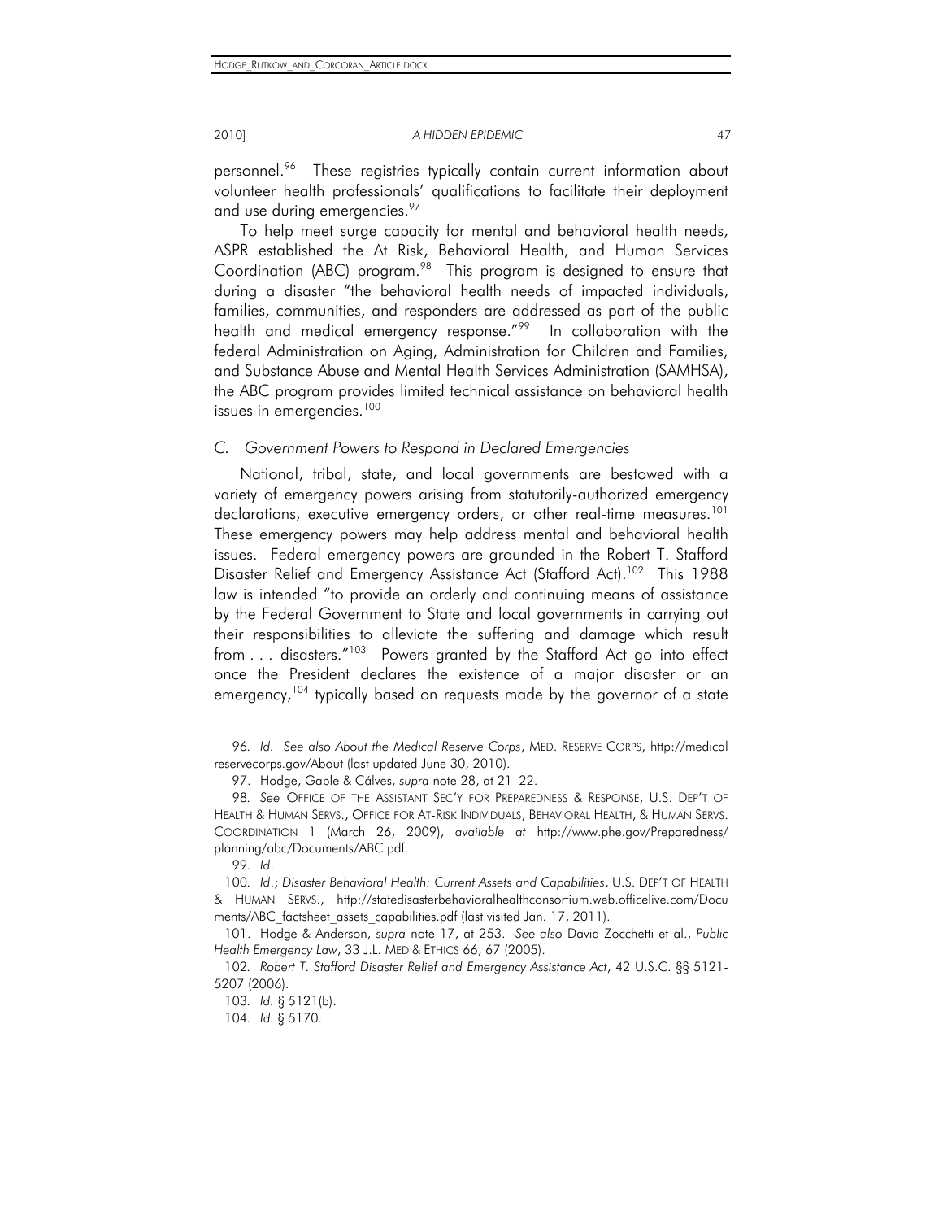personnel.[96] These registries typically contain current information about volunteer health professionals' qualifications to facilitate their deployment and use during emergencies.[97]

To help meet surge capacity for mental and behavioral health needs, ASPR established the At Risk, Behavioral Health, and Human Services Coordination (ABC) program.[98] This program is designed to ensure that during a disaster "the behavioral health needs of impacted individuals, families, communities, and responders are addressed as part of the public health and medical emergency response."[99] In collaboration with the federal Administration on Aging, Administration for Children and Families, and Substance Abuse and Mental Health Services Administration (SAMHSA), the ABC program provides limited technical assistance on behavioral health issues in emergencies.[100]

### *C. Government Powers to Respond in Declared Emergencies*

National, tribal, state, and local governments are bestowed with a variety of emergency powers arising from statutorily-authorized emergency declarations, executive emergency orders, or other real-time measures.[101] These emergency powers may help address mental and behavioral health issues. Federal emergency powers are grounded in the Robert T. Stafford Disaster Relief and Emergency Assistance Act (Stafford Act).[102] This 1988 law is intended "to provide an orderly and continuing means of assistance by the Federal Government to State and local governments in carrying out their responsibilities to alleviate the suffering and damage which result from . . . disasters."[103] Powers granted by the Stafford Act go into effect once the President declares the existence of a major disaster or an emergency,[104] typically based on requests made by the governor of a state

---

96. *Id. See also About the Medical Reserve Corps*, MED. RESERVE CORPS, http://medicalreservecorps.gov/About (last updated June 30, 2010).

97. Hodge, Gable & Cálves, *supra* note 28, at 21–22.

98. *See* OFFICE OF THE ASSISTANT SEC'Y FOR PREPAREDNESS & RESPONSE, U.S. DEP'T OF HEALTH & HUMAN SERVS., OFFICE FOR AT-RISK INDIVIDUALS, BEHAVIORAL HEALTH, & HUMAN SERVS. COORDINATION 1 (March 26, 2009), *available at* http://www.phe.gov/Preparedness/planning/abc/Documents/ABC.pdf.

99. *Id.*

100. *Id.*; *Disaster Behavioral Health: Current Assets and Capabilities*, U.S. DEP'T OF HEALTH & HUMAN SERVS., http://statedisasterbehavioralhealthconsortium.web.officelive.com/Documents/ABC_factsheet_assets_capabilities.pdf (last visited Jan. 17, 2011).

101. Hodge & Anderson, *supra* note 17, at 253. *See also* David Zocchetti et al., *Public Health Emergency Law*, 33 J.L. MED & ETHICS 66, 67 (2005).

102. *Robert T. Stafford Disaster Relief and Emergency Assistance Act*, 42 U.S.C. §§ 5121-5207 (2006).

103. *Id.* § 5121(b).

104. *Id.* § 5170.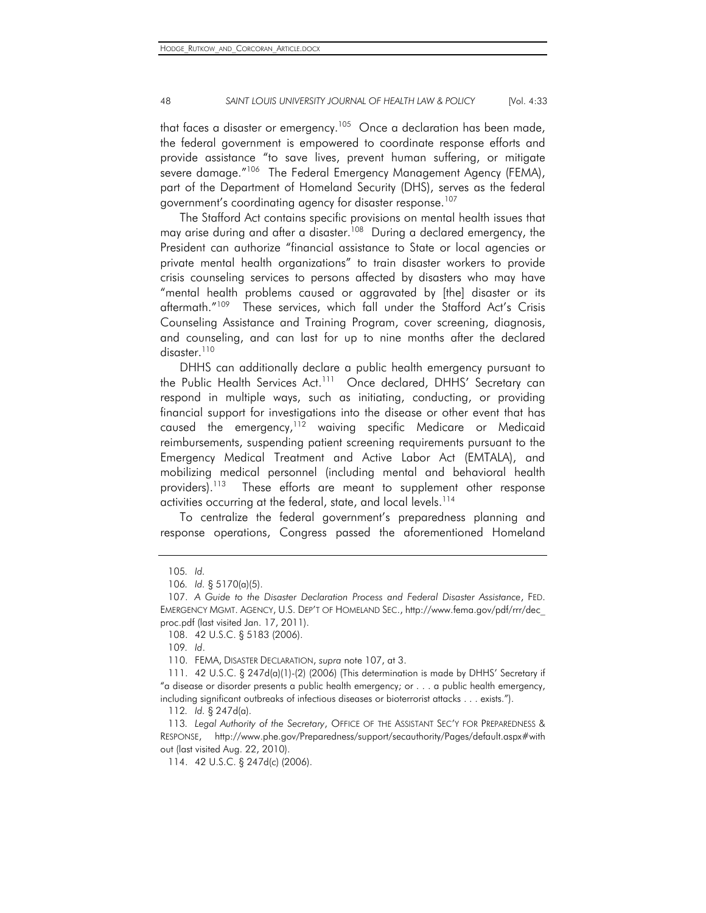that faces a disaster or emergency.[105] Once a declaration has been made, the federal government is empowered to coordinate response efforts and provide assistance "to save lives, prevent human suffering, or mitigate severe damage."[106] The Federal Emergency Management Agency (FEMA), part of the Department of Homeland Security (DHS), serves as the federal government's coordinating agency for disaster response.[107]

The Stafford Act contains specific provisions on mental health issues that may arise during and after a disaster.[108] During a declared emergency, the President can authorize "financial assistance to State or local agencies or private mental health organizations" to train disaster workers to provide crisis counseling services to persons affected by disasters who may have "mental health problems caused or aggravated by [the] disaster or its aftermath."[109] These services, which fall under the Stafford Act's Crisis Counseling Assistance and Training Program, cover screening, diagnosis, and counseling, and can last for up to nine months after the declared disaster.[110]

DHHS can additionally declare a public health emergency pursuant to the Public Health Services Act.[111] Once declared, DHHS' Secretary can respond in multiple ways, such as initiating, conducting, or providing financial support for investigations into the disease or other event that has caused the emergency,[112] waiving specific Medicare or Medicaid reimbursements, suspending patient screening requirements pursuant to the Emergency Medical Treatment and Active Labor Act (EMTALA), and mobilizing medical personnel (including mental and behavioral health providers).[113] These efforts are meant to supplement other response activities occurring at the federal, state, and local levels.[114]

To centralize the federal government's preparedness planning and response operations, Congress passed the aforementioned Homeland

---

105. *Id.*

106. *Id.* § 5170(a)(5).

107. *A Guide to the Disaster Declaration Process and Federal Disaster Assistance*, FED. EMERGENCY MGMT. AGENCY, U.S. DEP'T OF HOMELAND SEC., http://www.fema.gov/pdf/rrr/dec_proc.pdf (last visited Jan. 17, 2011).

108. 42 U.S.C. § 5183 (2006).

109. *Id*.

110. FEMA, DISASTER DECLARATION, *supra* note 107, at 3.

111. 42 U.S.C. § 247d(a)(1)-(2) (2006) (This determination is made by DHHS' Secretary if "a disease or disorder presents a public health emergency; or . . . a public health emergency, including significant outbreaks of infectious diseases or bioterrorist attacks . . . exists.").

112. *Id.* § 247d(a).

113. *Legal Authority of the Secretary*, OFFICE OF THE ASSISTANT SEC'Y FOR PREPAREDNESS & RESPONSE, http://www.phe.gov/Preparedness/support/secauthority/Pages/default.aspx#without (last visited Aug. 22, 2010).

114. 42 U.S.C. § 247d(c) (2006).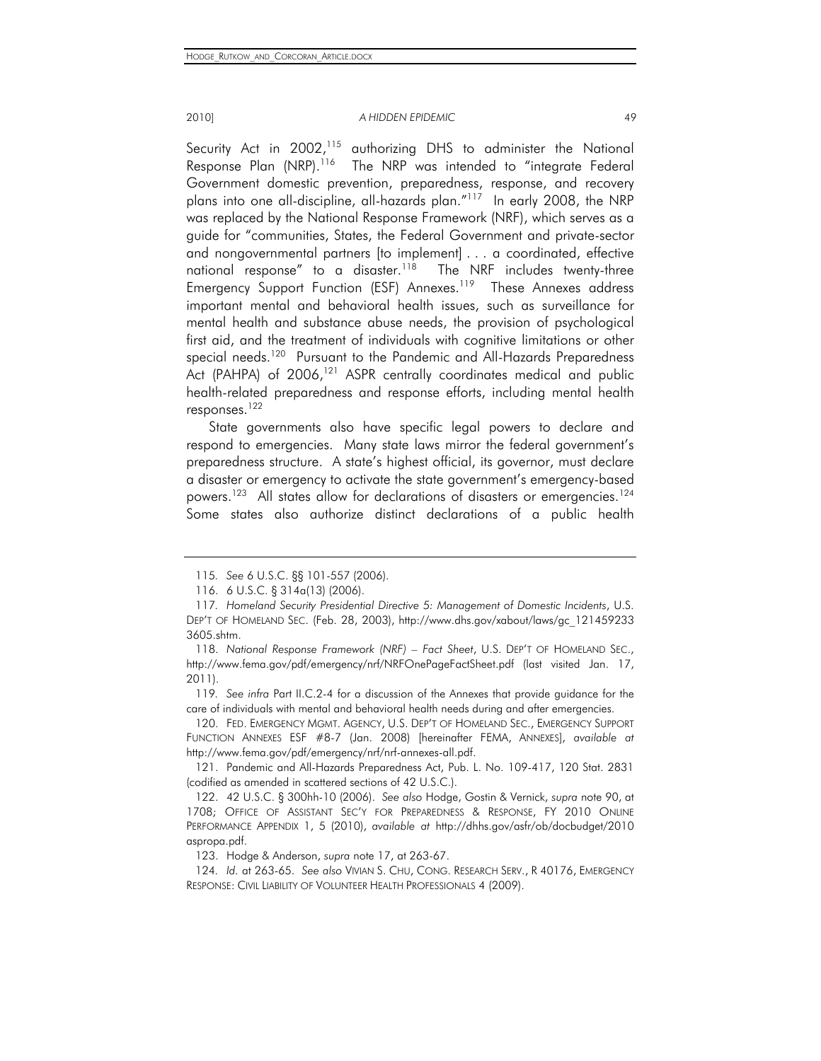Security Act in 2002,[115] authorizing DHS to administer the National Response Plan (NRP).[116] The NRP was intended to "integrate Federal Government domestic prevention, preparedness, response, and recovery plans into one all-discipline, all-hazards plan."[117] In early 2008, the NRP was replaced by the National Response Framework (NRF), which serves as a guide for "communities, States, the Federal Government and private-sector and nongovernmental partners [to implement] . . . a coordinated, effective national response" to a disaster.[118] The NRF includes twenty-three Emergency Support Function (ESF) Annexes.[119] These Annexes address important mental and behavioral health issues, such as surveillance for mental health and substance abuse needs, the provision of psychological first aid, and the treatment of individuals with cognitive limitations or other special needs.[120] Pursuant to the Pandemic and All-Hazards Preparedness Act (PAHPA) of 2006,[121] ASPR centrally coordinates medical and public health-related preparedness and response efforts, including mental health responses.[122]

State governments also have specific legal powers to declare and respond to emergencies. Many state laws mirror the federal government's preparedness structure. A state's highest official, its governor, must declare a disaster or emergency to activate the state government's emergency-based powers.[123] All states allow for declarations of disasters or emergencies.[124] Some states also authorize distinct declarations of a public health

---

115. *See* 6 U.S.C. §§ 101-557 (2006).

116. 6 U.S.C. § 314a(13) (2006).

117. *Homeland Security Presidential Directive 5: Management of Domestic Incidents*, U.S. DEP'T OF HOMELAND SEC. (Feb. 28, 2003), http://www.dhs.gov/xabout/laws/gc_121459233 3605.shtm.

118. *National Response Framework (NRF) – Fact Sheet*, U.S. DEP'T OF HOMELAND SEC., http://www.fema.gov/pdf/emergency/nrf/NRFOnePageFactSheet.pdf (last visited Jan. 17, 2011).

119. *See infra* Part II.C.2-4 for a discussion of the Annexes that provide guidance for the care of individuals with mental and behavioral health needs during and after emergencies.

120. FED. EMERGENCY MGMT. AGENCY, U.S. DEP'T OF HOMELAND SEC., EMERGENCY SUPPORT FUNCTION ANNEXES ESF #8-7 (Jan. 2008) [hereinafter FEMA, ANNEXES], *available at* http://www.fema.gov/pdf/emergency/nrf/nrf-annexes-all.pdf.

121. Pandemic and All-Hazards Preparedness Act, Pub. L. No. 109-417, 120 Stat. 2831 (codified as amended in scattered sections of 42 U.S.C.).

122. 42 U.S.C. § 300hh-10 (2006). *See also* Hodge, Gostin & Vernick, *supra* note 90, at 1708; OFFICE OF ASSISTANT SEC'Y FOR PREPAREDNESS & RESPONSE, FY 2010 ONLINE PERFORMANCE APPENDIX 1, 5 (2010), *available at* http://dhhs.gov/asfr/ob/docbudget/2010 aspropa.pdf.

123. Hodge & Anderson, *supra* note 17, at 263-67.

124. *Id.* at 263-65. *See also* VIVIAN S. CHU, CONG. RESEARCH SERV., R 40176, EMERGENCY RESPONSE: CIVIL LIABILITY OF VOLUNTEER HEALTH PROFESSIONALS 4 (2009).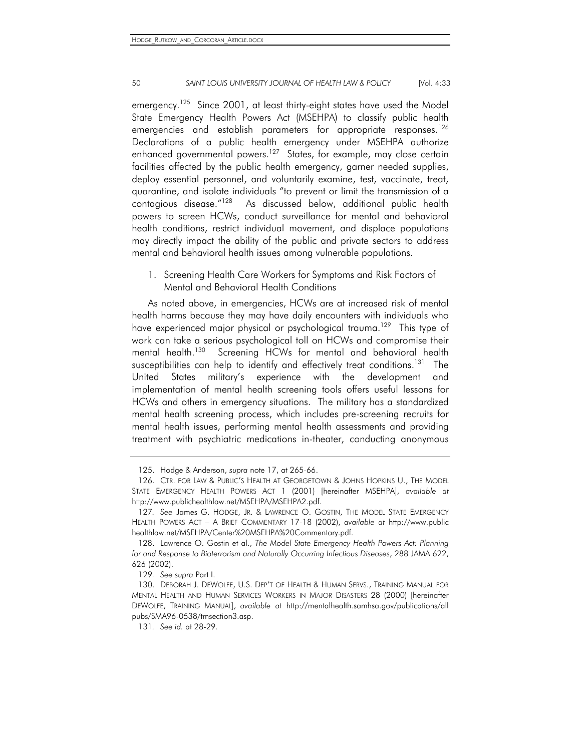emergency.[125] Since 2001, at least thirty-eight states have used the Model State Emergency Health Powers Act (MSEHPA) to classify public health emergencies and establish parameters for appropriate responses.[126] Declarations of a public health emergency under MSEHPA authorize enhanced governmental powers.[127] States, for example, may close certain facilities affected by the public health emergency, garner needed supplies, deploy essential personnel, and voluntarily examine, test, vaccinate, treat, quarantine, and isolate individuals "to prevent or limit the transmission of a contagious disease."[128] As discussed below, additional public health powers to screen HCWs, conduct surveillance for mental and behavioral health conditions, restrict individual movement, and displace populations may directly impact the ability of the public and private sectors to address mental and behavioral health issues among vulnerable populations.

1. Screening Health Care Workers for Symptoms and Risk Factors of Mental and Behavioral Health Conditions

As noted above, in emergencies, HCWs are at increased risk of mental health harms because they may have daily encounters with individuals who have experienced major physical or psychological trauma.[129] This type of work can take a serious psychological toll on HCWs and compromise their mental health.[130] Screening HCWs for mental and behavioral health susceptibilities can help to identify and effectively treat conditions.[131] The United States military's experience with the development and implementation of mental health screening tools offers useful lessons for HCWs and others in emergency situations. The military has a standardized mental health screening process, which includes pre-screening recruits for mental health issues, performing mental health assessments and providing treatment with psychiatric medications in-theater, conducting anonymous

---

125. Hodge & Anderson, *supra* note 17, at 265-66.

126. CTR. FOR LAW & PUBLIC'S HEALTH AT GEORGETOWN & JOHNS HOPKINS U., THE MODEL STATE EMERGENCY HEALTH POWERS ACT 1 (2001) [hereinafter MSEHPA], *available at* http://www.publichealthlaw.net/MSEHPA/MSEHPA2.pdf.

127. *See* James G. HODGE, JR. & LAWRENCE O. GOSTIN, THE MODEL STATE EMERGENCY HEALTH POWERS ACT – A BRIEF COMMENTARY 17-18 (2002), *available at* http://www.publichealthlaw.net/MSEHPA/Center%20MSEHPA%20Commentary.pdf.

128. Lawrence O. Gostin et al., *The Model State Emergency Health Powers Act: Planning for and Response to Bioterrorism and Naturally Occurring Infectious Diseases*, 288 JAMA 622, 626 (2002).

129. *See supra* Part I.

130. DEBORAH J. DEWOLFE, U.S. DEP'T OF HEALTH & HUMAN SERVS., TRAINING MANUAL FOR MENTAL HEALTH AND HUMAN SERVICES WORKERS IN MAJOR DISASTERS 28 (2000) [hereinafter DEWOLFE, TRAINING MANUAL], *available at* http://mentalhealth.samhsa.gov/publications/allpubs/SMA96-0538/tmsection3.asp.

131. *See id.* at 28-29.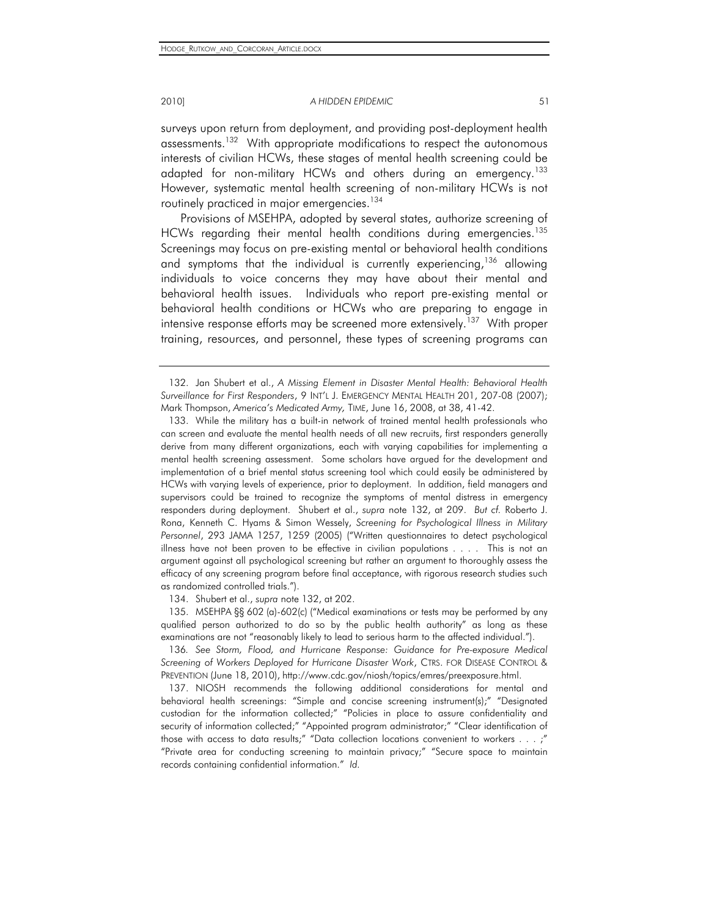surveys upon return from deployment, and providing post-deployment health assessments.[132] With appropriate modifications to respect the autonomous interests of civilian HCWs, these stages of mental health screening could be adapted for non-military HCWs and others during an emergency.[133] However, systematic mental health screening of non-military HCWs is not routinely practiced in major emergencies.[134]

Provisions of MSEHPA, adopted by several states, authorize screening of HCWs regarding their mental health conditions during emergencies.[135] Screenings may focus on pre-existing mental or behavioral health conditions and symptoms that the individual is currently experiencing,[136] allowing individuals to voice concerns they may have about their mental and behavioral health issues. Individuals who report pre-existing mental or behavioral health conditions or HCWs who are preparing to engage in intensive response efforts may be screened more extensively.[137] With proper training, resources, and personnel, these types of screening programs can

---

132. Jan Shubert et al., *A Missing Element in Disaster Mental Health: Behavioral Health Surveillance for First Responders*, 9 INT'L J. EMERGENCY MENTAL HEALTH 201, 207-08 (2007); Mark Thompson, *America's Medicated Army,* TIME, June 16, 2008, at 38, 41-42.

133. While the military has a built-in network of trained mental health professionals who can screen and evaluate the mental health needs of all new recruits, first responders generally derive from many different organizations, each with varying capabilities for implementing a mental health screening assessment. Some scholars have argued for the development and implementation of a brief mental status screening tool which could easily be administered by HCWs with varying levels of experience, prior to deployment. In addition, field managers and supervisors could be trained to recognize the symptoms of mental distress in emergency responders during deployment. Shubert et al., *supra* note 132, at 209. *But cf.* Roberto J. Rona, Kenneth C. Hyams & Simon Wessely, *Screening for Psychological Illness in Military Personnel*, 293 JAMA 1257, 1259 (2005) ("Written questionnaires to detect psychological illness have not been proven to be effective in civilian populations . . . . This is not an argument against all psychological screening but rather an argument to thoroughly assess the efficacy of any screening program before final acceptance, with rigorous research studies such as randomized controlled trials.").

134. Shubert et al., *supra* note 132, at 202.

135. MSEHPA §§ 602 (a)-602(c) ("Medical examinations or tests may be performed by any qualified person authorized to do so by the public health authority" as long as these examinations are not "reasonably likely to lead to serious harm to the affected individual.").

136. *See Storm, Flood, and Hurricane Response: Guidance for Pre-exposure Medical Screening of Workers Deployed for Hurricane Disaster Work*, CTRS. FOR DISEASE CONTROL & PREVENTION (June 18, 2010), http://www.cdc.gov/niosh/topics/emres/preexposure.html.

137. NIOSH recommends the following additional considerations for mental and behavioral health screenings: "Simple and concise screening instrument(s);" "Designated custodian for the information collected;" "Policies in place to assure confidentiality and security of information collected;" "Appointed program administrator;" "Clear identification of those with access to data results;" "Data collection locations convenient to workers . . . ;" "Private area for conducting screening to maintain privacy;" "Secure space to maintain records containing confidential information." *Id.*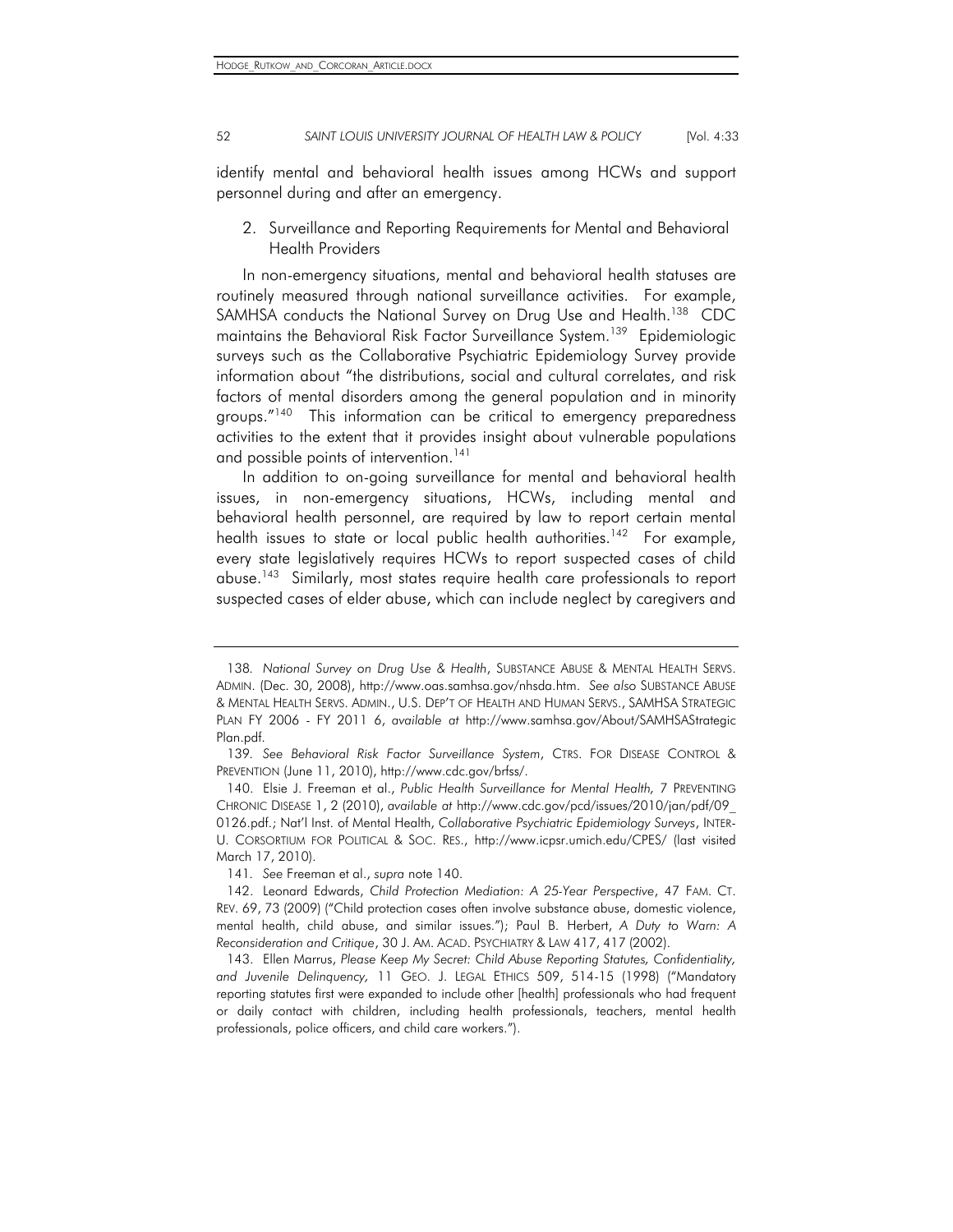identify mental and behavioral health issues among HCWs and support personnel during and after an emergency.

### 2. Surveillance and Reporting Requirements for Mental and Behavioral Health Providers

In non-emergency situations, mental and behavioral health statuses are routinely measured through national surveillance activities. For example, SAMHSA conducts the National Survey on Drug Use and Health.[138] CDC maintains the Behavioral Risk Factor Surveillance System.[139] Epidemiologic surveys such as the Collaborative Psychiatric Epidemiology Survey provide information about "the distributions, social and cultural correlates, and risk factors of mental disorders among the general population and in minority groups."[140] This information can be critical to emergency preparedness activities to the extent that it provides insight about vulnerable populations and possible points of intervention.[141]

In addition to on-going surveillance for mental and behavioral health issues, in non-emergency situations, HCWs, including mental and behavioral health personnel, are required by law to report certain mental health issues to state or local public health authorities.[142] For example, every state legislatively requires HCWs to report suspected cases of child abuse.[143] Similarly, most states require health care professionals to report suspected cases of elder abuse, which can include neglect by caregivers and

---

138. *National Survey on Drug Use & Health*, SUBSTANCE ABUSE & MENTAL HEALTH SERVS. ADMIN. (Dec. 30, 2008), http://www.oas.samhsa.gov/nhsda.htm. *See also* SUBSTANCE ABUSE & MENTAL HEALTH SERVS. ADMIN., U.S. DEP'T OF HEALTH AND HUMAN SERVS., SAMHSA STRATEGIC PLAN FY 2006 - FY 2011 6, *available at* http://www.samhsa.gov/About/SAMHSAStrategicPlan.pdf.

139. *See Behavioral Risk Factor Surveillance System*, CTRS. FOR DISEASE CONTROL & PREVENTION (June 11, 2010), http://www.cdc.gov/brfss/.

140. Elsie J. Freeman et al., *Public Health Surveillance for Mental Health,* 7 PREVENTING CHRONIC DISEASE 1, 2 (2010), *available at* http://www.cdc.gov/pcd/issues/2010/jan/pdf/09_0126.pdf.; Nat'l Inst. of Mental Health, *Collaborative Psychiatric Epidemiology Surveys*, INTER-U. CORSORTIUM FOR POLITICAL & SOC. RES., http://www.icpsr.umich.edu/CPES/ (last visited March 17, 2010).

141. *See* Freeman et al., *supra* note 140.

142. Leonard Edwards, *Child Protection Mediation: A 25-Year Perspective*, 47 FAM. CT. REV. 69, 73 (2009) ("Child protection cases often involve substance abuse, domestic violence, mental health, child abuse, and similar issues."); Paul B. Herbert, *A Duty to Warn: A Reconsideration and Critique*, 30 J. AM. ACAD. PSYCHIATRY & LAW 417, 417 (2002).

143. Ellen Marrus, *Please Keep My Secret: Child Abuse Reporting Statutes, Confidentiality, and Juvenile Delinquency,* 11 GEO. J. LEGAL ETHICS 509, 514-15 (1998) ("Mandatory reporting statutes first were expanded to include other [health] professionals who had frequent or daily contact with children, including health professionals, teachers, mental health professionals, police officers, and child care workers.").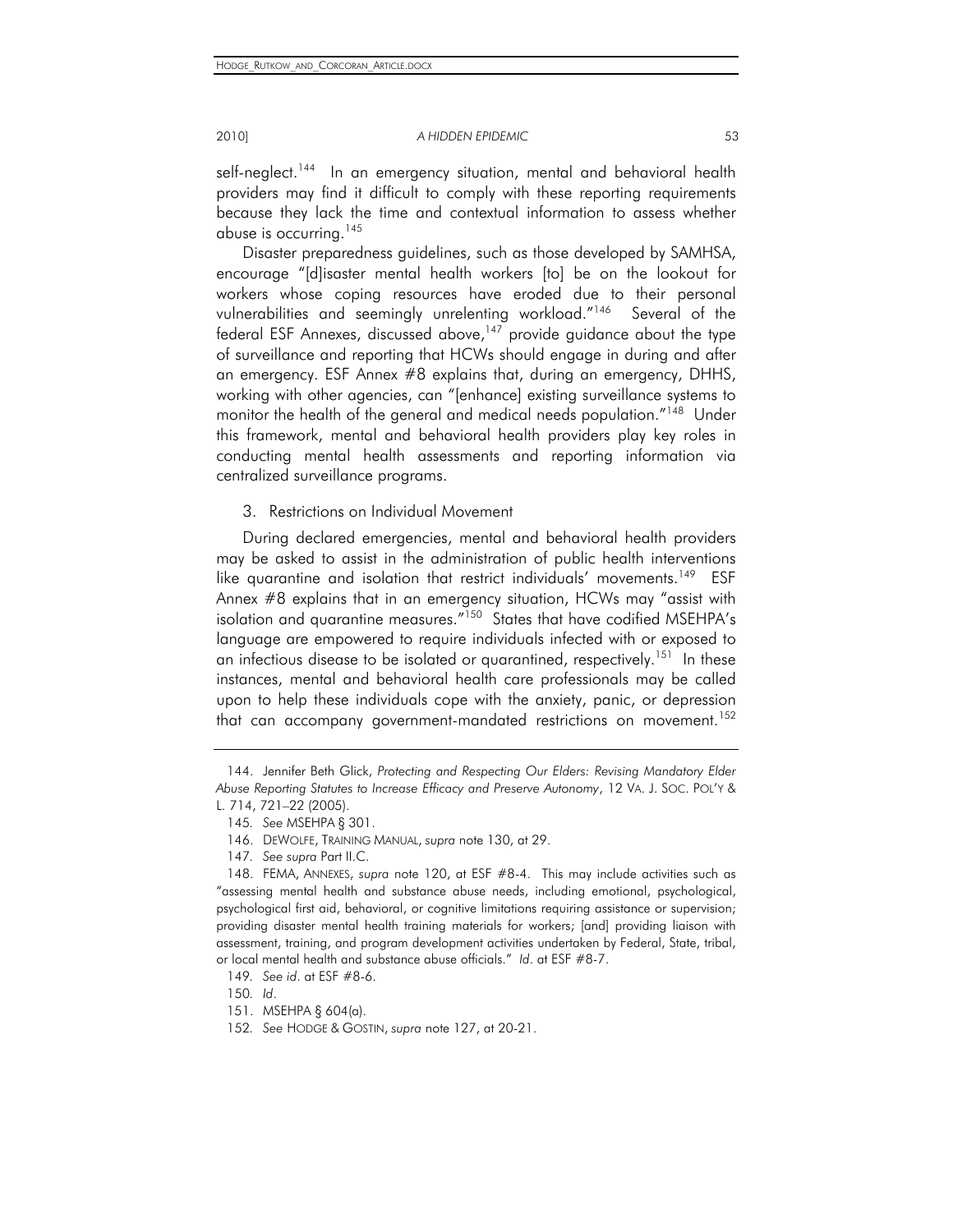self-neglect.[144] In an emergency situation, mental and behavioral health providers may find it difficult to comply with these reporting requirements because they lack the time and contextual information to assess whether abuse is occurring.[145]

Disaster preparedness guidelines, such as those developed by SAMHSA, encourage "[d]isaster mental health workers [to] be on the lookout for workers whose coping resources have eroded due to their personal vulnerabilities and seemingly unrelenting workload."[146] Several of the federal ESF Annexes, discussed above,[147] provide guidance about the type of surveillance and reporting that HCWs should engage in during and after an emergency. ESF Annex #8 explains that, during an emergency, DHHS, working with other agencies, can "[enhance] existing surveillance systems to monitor the health of the general and medical needs population."[148] Under this framework, mental and behavioral health providers play key roles in conducting mental health assessments and reporting information via centralized surveillance programs.

### 3. Restrictions on Individual Movement

During declared emergencies, mental and behavioral health providers may be asked to assist in the administration of public health interventions like quarantine and isolation that restrict individuals' movements.[149] ESF Annex #8 explains that in an emergency situation, HCWs may "assist with isolation and quarantine measures."[150] States that have codified MSEHPA's language are empowered to require individuals infected with or exposed to an infectious disease to be isolated or quarantined, respectively.[151] In these instances, mental and behavioral health care professionals may be called upon to help these individuals cope with the anxiety, panic, or depression that can accompany government-mandated restrictions on movement.[152]

---

144. Jennifer Beth Glick, *Protecting and Respecting Our Elders: Revising Mandatory Elder Abuse Reporting Statutes to Increase Efficacy and Preserve Autonomy*, 12 VA. J. SOC. POL'Y & L. 714, 721–22 (2005).

145. *See* MSEHPA § 301.

146. DEWOLFE, TRAINING MANUAL, *supra* note 130, at 29.

147. *See supra* Part II.C.

148. FEMA, ANNEXES, *supra* note 120, at ESF #8-4. This may include activities such as "assessing mental health and substance abuse needs, including emotional, psychological, psychological first aid, behavioral, or cognitive limitations requiring assistance or supervision; providing disaster mental health training materials for workers; [and] providing liaison with assessment, training, and program development activities undertaken by Federal, State, tribal, or local mental health and substance abuse officials." *Id*. at ESF #8-7.

149. *See id*. at ESF #8-6.

150. *Id*.

151. MSEHPA § 604(a).

152. *See* HODGE & GOSTIN, *supra* note 127, at 20-21.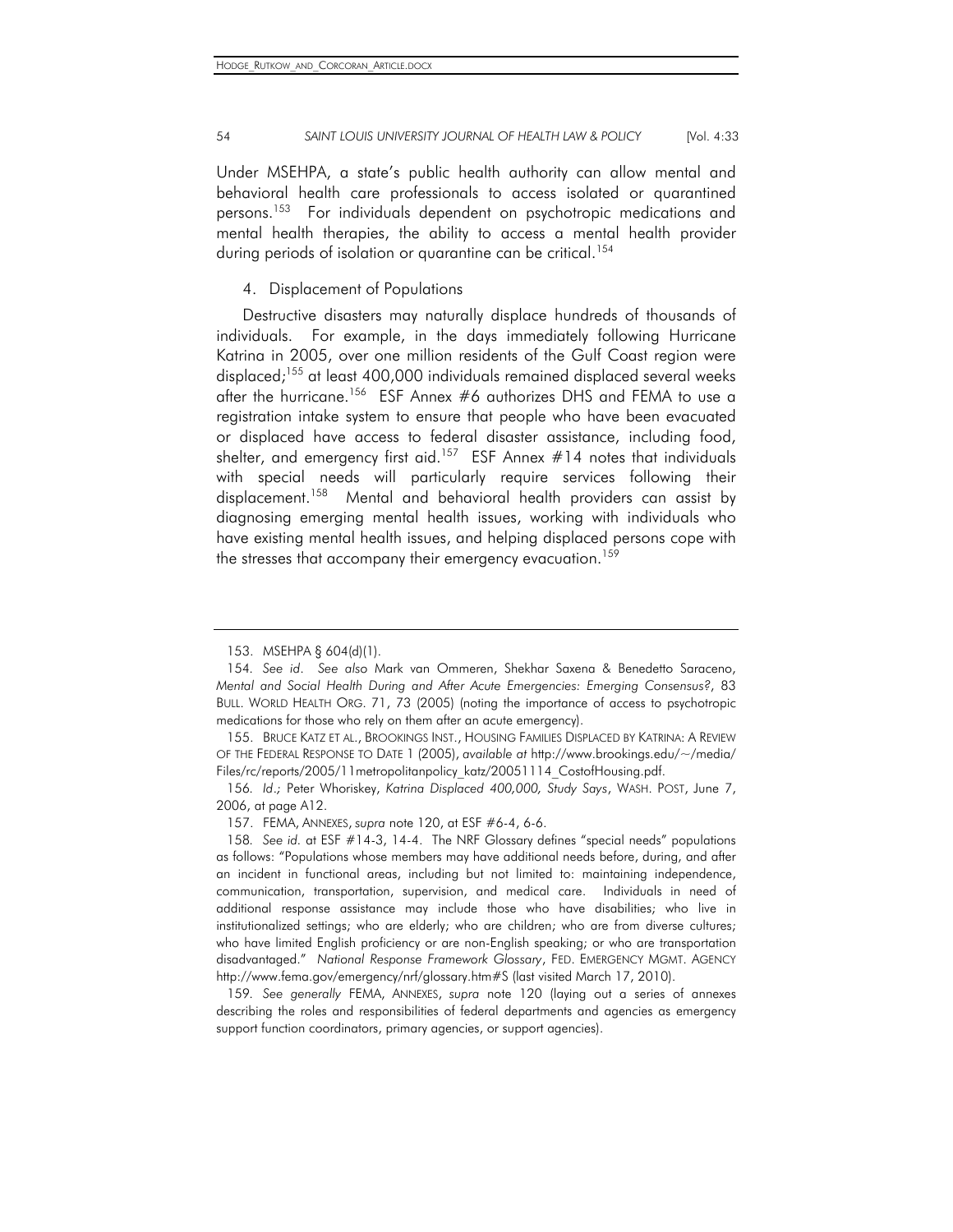Under MSEHPA, a state's public health authority can allow mental and behavioral health care professionals to access isolated or quarantined persons.[153] For individuals dependent on psychotropic medications and mental health therapies, the ability to access a mental health provider during periods of isolation or quarantine can be critical.[154]

#### 4. Displacement of Populations

Destructive disasters may naturally displace hundreds of thousands of individuals. For example, in the days immediately following Hurricane Katrina in 2005, over one million residents of the Gulf Coast region were displaced;[155] at least 400,000 individuals remained displaced several weeks after the hurricane.[156] ESF Annex #6 authorizes DHS and FEMA to use a registration intake system to ensure that people who have been evacuated or displaced have access to federal disaster assistance, including food, shelter, and emergency first aid.[157] ESF Annex #14 notes that individuals with special needs will particularly require services following their displacement.[158] Mental and behavioral health providers can assist by diagnosing emerging mental health issues, working with individuals who have existing mental health issues, and helping displaced persons cope with the stresses that accompany their emergency evacuation.[159]

---

153. MSEHPA § 604(d)(1).

154. *See id.* *See also* Mark van Ommeren, Shekhar Saxena & Benedetto Saraceno, *Mental and Social Health During and After Acute Emergencies: Emerging Consensus?*, 83 BULL. WORLD HEALTH ORG. 71, 73 (2005) (noting the importance of access to psychotropic medications for those who rely on them after an acute emergency).

155. BRUCE KATZ ET AL., BROOKINGS INST., HOUSING FAMILIES DISPLACED BY KATRINA: A REVIEW OF THE FEDERAL RESPONSE TO DATE 1 (2005), *available at* http://www.brookings.edu/~/media/Files/rc/reports/2005/11metropolitanpolicy_katz/20051114_CostofHousing.pdf.

156. *Id.*; Peter Whoriskey, *Katrina Displaced 400,000, Study Says*, WASH. POST, June 7, 2006, at page A12.

157. FEMA, ANNEXES, *supra* note 120, at ESF #6-4, 6-6.

158. *See id.* at ESF #14-3, 14-4. The NRF Glossary defines "special needs" populations as follows: "Populations whose members may have additional needs before, during, and after an incident in functional areas, including but not limited to: maintaining independence, communication, transportation, supervision, and medical care. Individuals in need of additional response assistance may include those who have disabilities; who live in institutionalized settings; who are elderly; who are children; who are from diverse cultures; who have limited English proficiency or are non-English speaking; or who are transportation disadvantaged." *National Response Framework Glossary*, FED. EMERGENCY MGMT. AGENCY http://www.fema.gov/emergency/nrf/glossary.htm#S (last visited March 17, 2010).

159. *See generally* FEMA, ANNEXES, *supra* note 120 (laying out a series of annexes describing the roles and responsibilities of federal departments and agencies as emergency support function coordinators, primary agencies, or support agencies).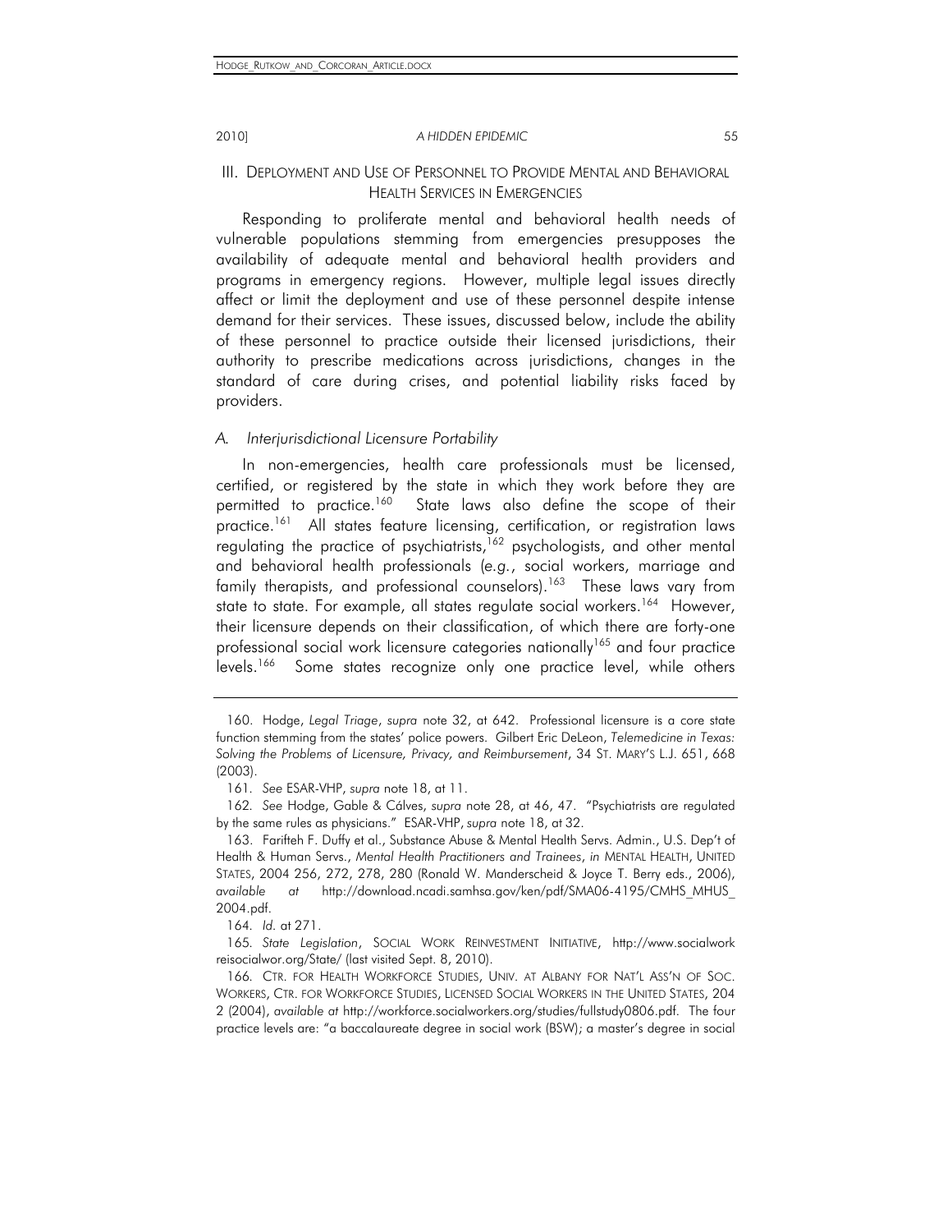## III. Deployment and Use of Personnel to Provide Mental and Behavioral Health Services in Emergencies

Responding to proliferate mental and behavioral health needs of vulnerable populations stemming from emergencies presupposes the availability of adequate mental and behavioral health providers and programs in emergency regions. However, multiple legal issues directly affect or limit the deployment and use of these personnel despite intense demand for their services. These issues, discussed below, include the ability of these personnel to practice outside their licensed jurisdictions, their authority to prescribe medications across jurisdictions, changes in the standard of care during crises, and potential liability risks faced by providers.

### *A. Interjurisdictional Licensure Portability*

In non-emergencies, health care professionals must be licensed, certified, or registered by the state in which they work before they are permitted to practice.[160] State laws also define the scope of their practice.[161] All states feature licensing, certification, or registration laws regulating the practice of psychiatrists,[162] psychologists, and other mental and behavioral health professionals (*e.g.*, social workers, marriage and family therapists, and professional counselors).[163] These laws vary from state to state. For example, all states regulate social workers.[164] However, their licensure depends on their classification, of which there are forty-one professional social work licensure categories nationally[165] and four practice levels.[166] Some states recognize only one practice level, while others

---

160. Hodge, *Legal Triage*, *supra* note 32, at 642. Professional licensure is a core state function stemming from the states' police powers. Gilbert Eric DeLeon, *Telemedicine in Texas: Solving the Problems of Licensure, Privacy, and Reimbursement*, 34 ST. MARY'S L.J. 651, 668 (2003).

161. *See* ESAR-VHP, *supra* note 18, at 11.

162. *See* Hodge, Gable & Cálves, *supra* note 28, at 46, 47. "Psychiatrists are regulated by the same rules as physicians." ESAR-VHP, *supra* note 18, at 32.

163. Farifteh F. Duffy et al., Substance Abuse & Mental Health Servs. Admin., U.S. Dep't of Health & Human Servs., *Mental Health Practitioners and Trainees*, *in* MENTAL HEALTH, UNITED STATES, 2004 256, 272, 278, 280 (Ronald W. Manderscheid & Joyce T. Berry eds., 2006), *available at* http://download.ncadi.samhsa.gov/ken/pdf/SMA06-4195/CMHS_MHUS_2004.pdf.

164. *Id.* at 271.

165. *State Legislation*, SOCIAL WORK REINVESTMENT INITIATIVE, http://www.socialworkreisocialwor.org/State/ (last visited Sept. 8, 2010).

166. CTR. FOR HEALTH WORKFORCE STUDIES, UNIV. AT ALBANY FOR NAT'L ASS'N OF SOC. WORKERS, CTR. FOR WORKFORCE STUDIES, LICENSED SOCIAL WORKERS IN THE UNITED STATES, 2042 (2004), *available at* http://workforce.socialworkers.org/studies/fullstudy0806.pdf. The four practice levels are: "a baccalaureate degree in social work (BSW); a master's degree in social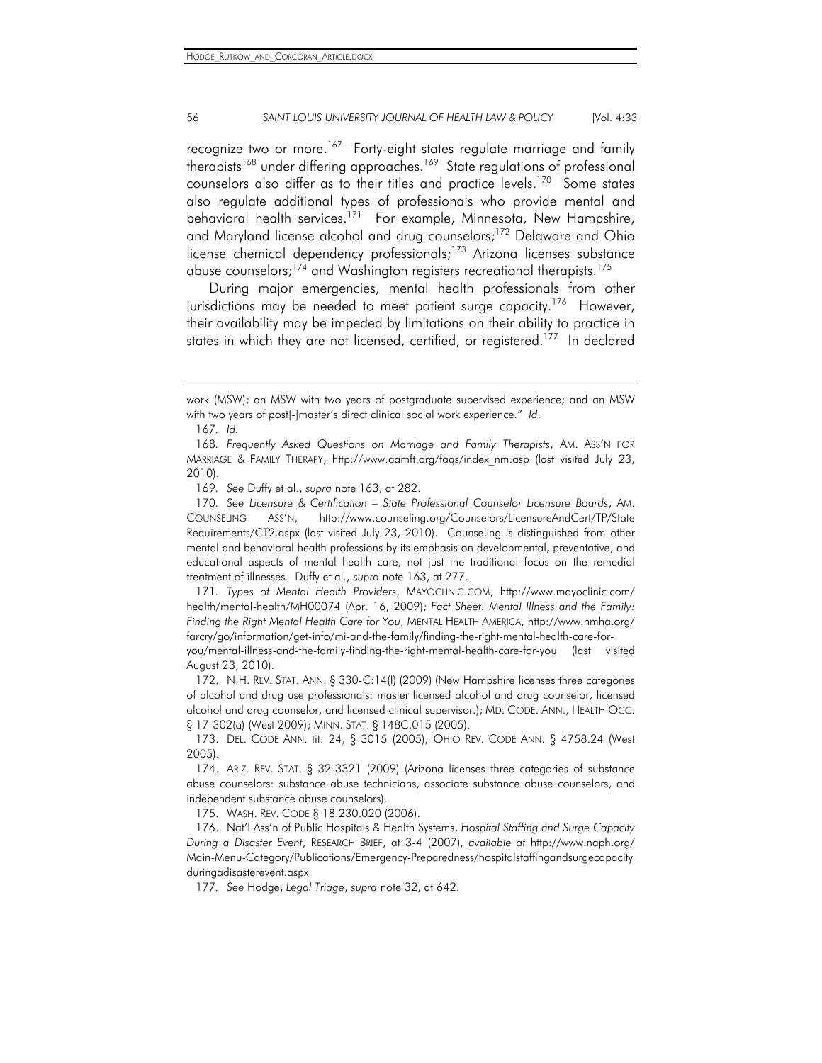recognize two or more.[167] Forty-eight states regulate marriage and family therapists[168] under differing approaches.[169] State regulations of professional counselors also differ as to their titles and practice levels.[170] Some states also regulate additional types of professionals who provide mental and behavioral health services.[171] For example, Minnesota, New Hampshire, and Maryland license alcohol and drug counselors;[172] Delaware and Ohio license chemical dependency professionals;[173] Arizona licenses substance abuse counselors;[174] and Washington registers recreational therapists.[175]

During major emergencies, mental health professionals from other jurisdictions may be needed to meet patient surge capacity.[176] However, their availability may be impeded by limitations on their ability to practice in states in which they are not licensed, certified, or registered.[177] In declared

---

work (MSW); an MSW with two years of postgraduate supervised experience; and an MSW with two years of post[-]master's direct clinical social work experience." *Id*.

167. *Id.*

168. *Frequently Asked Questions on Marriage and Family Therapists*, AM. ASS'N FOR MARRIAGE & FAMILY THERAPY, http://www.aamft.org/faqs/index_nm.asp (last visited July 23, 2010).

169. *See* Duffy et al., *supra* note 163, at 282.

170. *See Licensure & Certification – State Professional Counselor Licensure Boards*, AM. COUNSELING ASS'N, http://www.counseling.org/Counselors/LicensureAndCert/TP/State Requirements/CT2.aspx (last visited July 23, 2010). Counseling is distinguished from other mental and behavioral health professions by its emphasis on developmental, preventative, and educational aspects of mental health care, not just the traditional focus on the remedial treatment of illnesses. Duffy et al., *supra* note 163, at 277.

171. *Types of Mental Health Providers*, MAYOCLINIC.COM, http://www.mayoclinic.com/health/mental-health/MH00074 (Apr. 16, 2009); *Fact Sheet: Mental Illness and the Family: Finding the Right Mental Health Care for You*, MENTAL HEALTH AMERICA, http://www.nmha.org/farcry/go/information/get-info/mi-and-the-family/finding-the-right-mental-health-care-for-you/mental-illness-and-the-family-finding-the-right-mental-health-care-for-you (last visited August 23, 2010).

172. N.H. REV. STAT. ANN. § 330-C:14(I) (2009) (New Hampshire licenses three categories of alcohol and drug use professionals: master licensed alcohol and drug counselor, licensed alcohol and drug counselor, and licensed clinical supervisor.); MD. CODE. ANN., HEALTH OCC. § 17-302(a) (West 2009); MINN. STAT. § 148C.015 (2005).

173. DEL. CODE ANN. tit. 24, § 3015 (2005); OHIO REV. CODE ANN. § 4758.24 (West 2005).

174. ARIZ. REV. STAT. § 32-3321 (2009) (Arizona licenses three categories of substance abuse counselors: substance abuse technicians, associate substance abuse counselors, and independent substance abuse counselors).

175. WASH. REV. CODE § 18.230.020 (2006).

176. Nat'l Ass'n of Public Hospitals & Health Systems, *Hospital Staffing and Surge Capacity During a Disaster Event*, RESEARCH BRIEF, at 3-4 (2007), *available at* http://www.naph.org/Main-Menu-Category/Publications/Emergency-Preparedness/hospitalstaffingandsurgecapacityduringadisasterevent.aspx.

177. *See* Hodge, *Legal Triage*, *supra* note 32, at 642.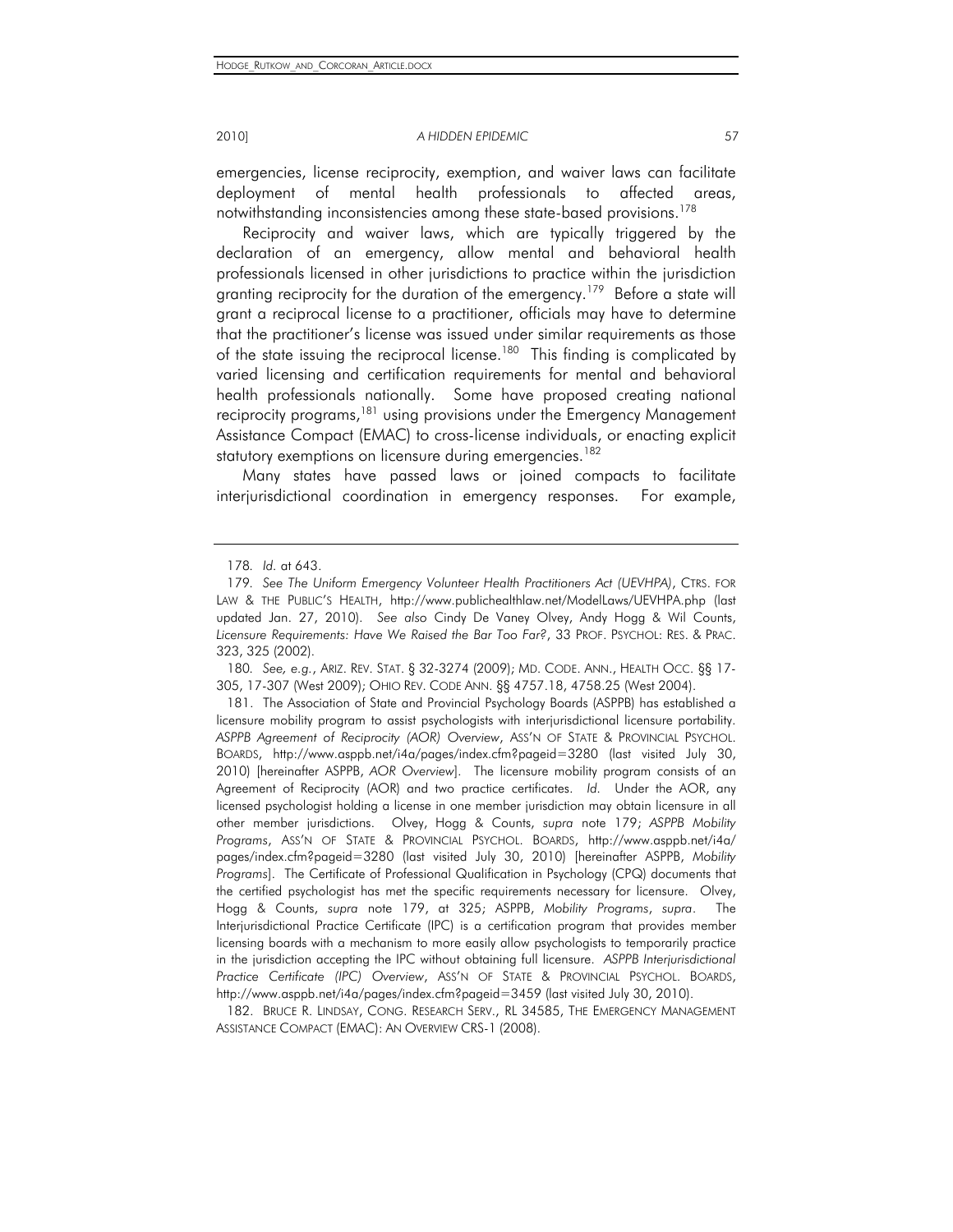emergencies, license reciprocity, exemption, and waiver laws can facilitate deployment of mental health professionals to affected areas, notwithstanding inconsistencies among these state-based provisions.[178]

Reciprocity and waiver laws, which are typically triggered by the declaration of an emergency, allow mental and behavioral health professionals licensed in other jurisdictions to practice within the jurisdiction granting reciprocity for the duration of the emergency.[179] Before a state will grant a reciprocal license to a practitioner, officials may have to determine that the practitioner's license was issued under similar requirements as those of the state issuing the reciprocal license.[180] This finding is complicated by varied licensing and certification requirements for mental and behavioral health professionals nationally. Some have proposed creating national reciprocity programs,[181] using provisions under the Emergency Management Assistance Compact (EMAC) to cross-license individuals, or enacting explicit statutory exemptions on licensure during emergencies.[182]

Many states have passed laws or joined compacts to facilitate interjurisdictional coordination in emergency responses. For example,

---

178. *Id.* at 643.

179. *See The Uniform Emergency Volunteer Health Practitioners Act (UEVHPA)*, CTRS. FOR LAW & THE PUBLIC'S HEALTH, http://www.publichealthlaw.net/ModelLaws/UEVHPA.php (last updated Jan. 27, 2010). *See also* Cindy De Vaney Olvey, Andy Hogg & Wil Counts, *Licensure Requirements: Have We Raised the Bar Too Far?*, 33 PROF. PSYCHOL: RES. & PRAC. 323, 325 (2002).

180. *See, e.g.*, ARIZ. REV. STAT. § 32-3274 (2009); MD. CODE. ANN., HEALTH OCC. §§ 17-305, 17-307 (West 2009); OHIO REV. CODE ANN. §§ 4757.18, 4758.25 (West 2004).

181. The Association of State and Provincial Psychology Boards (ASPPB) has established a licensure mobility program to assist psychologists with interjurisdictional licensure portability. *ASPPB Agreement of Reciprocity (AOR) Overview*, ASS'N OF STATE & PROVINCIAL PSYCHOL. BOARDS, http://www.asppb.net/i4a/pages/index.cfm?pageid=3280 (last visited July 30, 2010) [hereinafter ASPPB, *AOR Overview*]. The licensure mobility program consists of an Agreement of Reciprocity (AOR) and two practice certificates. *Id.* Under the AOR, any licensed psychologist holding a license in one member jurisdiction may obtain licensure in all other member jurisdictions. Olvey, Hogg & Counts, *supra* note 179; *ASPPB Mobility Programs*, ASS'N OF STATE & PROVINCIAL PSYCHOL. BOARDS, http://www.asppb.net/i4a/pages/index.cfm?pageid=3280 (last visited July 30, 2010) [hereinafter ASPPB, *Mobility Programs*]. The Certificate of Professional Qualification in Psychology (CPQ) documents that the certified psychologist has met the specific requirements necessary for licensure. Olvey, Hogg & Counts, *supra* note 179, at 325; ASPPB, *Mobility Programs*, *supra*. The Interjurisdictional Practice Certificate (IPC) is a certification program that provides member licensing boards with a mechanism to more easily allow psychologists to temporarily practice in the jurisdiction accepting the IPC without obtaining full licensure. *ASPPB Interjurisdictional Practice Certificate (IPC) Overview*, ASS'N OF STATE & PROVINCIAL PSYCHOL. BOARDS, http://www.asppb.net/i4a/pages/index.cfm?pageid=3459 (last visited July 30, 2010).

182. BRUCE R. LINDSAY, CONG. RESEARCH SERV., RL 34585, THE EMERGENCY MANAGEMENT ASSISTANCE COMPACT (EMAC): AN OVERVIEW CRS-1 (2008).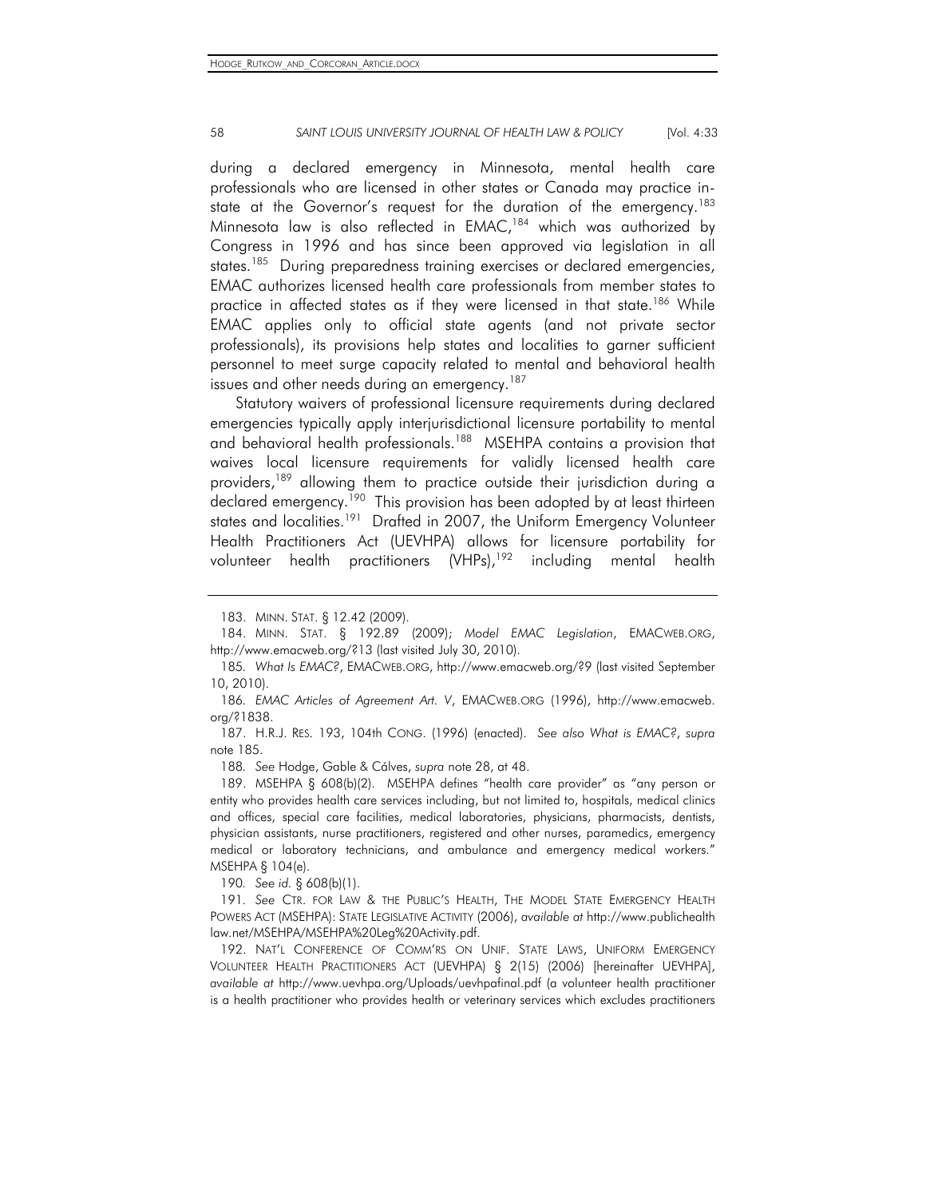during a declared emergency in Minnesota, mental health care professionals who are licensed in other states or Canada may practice in-state at the Governor's request for the duration of the emergency.[183] Minnesota law is also reflected in EMAC,[184] which was authorized by Congress in 1996 and has since been approved via legislation in all states.[185] During preparedness training exercises or declared emergencies, EMAC authorizes licensed health care professionals from member states to practice in affected states as if they were licensed in that state.[186] While EMAC applies only to official state agents (and not private sector professionals), its provisions help states and localities to garner sufficient personnel to meet surge capacity related to mental and behavioral health issues and other needs during an emergency.[187]

Statutory waivers of professional licensure requirements during declared emergencies typically apply interjurisdictional licensure portability to mental and behavioral health professionals.[188] MSEHPA contains a provision that waives local licensure requirements for validly licensed health care providers,[189] allowing them to practice outside their jurisdiction during a declared emergency.[190] This provision has been adopted by at least thirteen states and localities.[191] Drafted in 2007, the Uniform Emergency Volunteer Health Practitioners Act (UEVHPA) allows for licensure portability for volunteer health practitioners (VHPs),[192] including mental health

---

183. MINN. STAT. § 12.42 (2009).

184. MINN. STAT. § 192.89 (2009); *Model EMAC Legislation*, EMACWEB.ORG, http://www.emacweb.org/?13 (last visited July 30, 2010).

185. *What Is EMAC?*, EMACWEB.ORG, http://www.emacweb.org/?9 (last visited September 10, 2010).

186. *EMAC Articles of Agreement Art. V*, EMACWEB.ORG (1996), http://www.emacweb.org/?1838.

187. H.R.J. RES. 193, 104th CONG. (1996) (enacted). *See also What is EMAC?*, *supra* note 185.

188. *See* Hodge, Gable & Cálves, *supra* note 28, at 48.

189. MSEHPA § 608(b)(2). MSEHPA defines "health care provider" as "any person or entity who provides health care services including, but not limited to, hospitals, medical clinics and offices, special care facilities, medical laboratories, physicians, pharmacists, dentists, physician assistants, nurse practitioners, registered and other nurses, paramedics, emergency medical or laboratory technicians, and ambulance and emergency medical workers." MSEHPA § 104(e).

190. *See id.* § 608(b)(1).

191. *See* CTR. FOR LAW & THE PUBLIC'S HEALTH, THE MODEL STATE EMERGENCY HEALTH POWERS ACT (MSEHPA): STATE LEGISLATIVE ACTIVITY (2006), *available at* http://www.publichealthlaw.net/MSEHPA/MSEHPA%20Leg%20Activity.pdf.

192. NAT'L CONFERENCE OF COMM'RS ON UNIF. STATE LAWS, UNIFORM EMERGENCY VOLUNTEER HEALTH PRACTITIONERS ACT (UEVHPA) § 2(15) (2006) [hereinafter UEVHPA], *available at* http://www.uevhpa.org/Uploads/uevhpafinal.pdf (a volunteer health practitioner is a health practitioner who provides health or veterinary services which excludes practitioners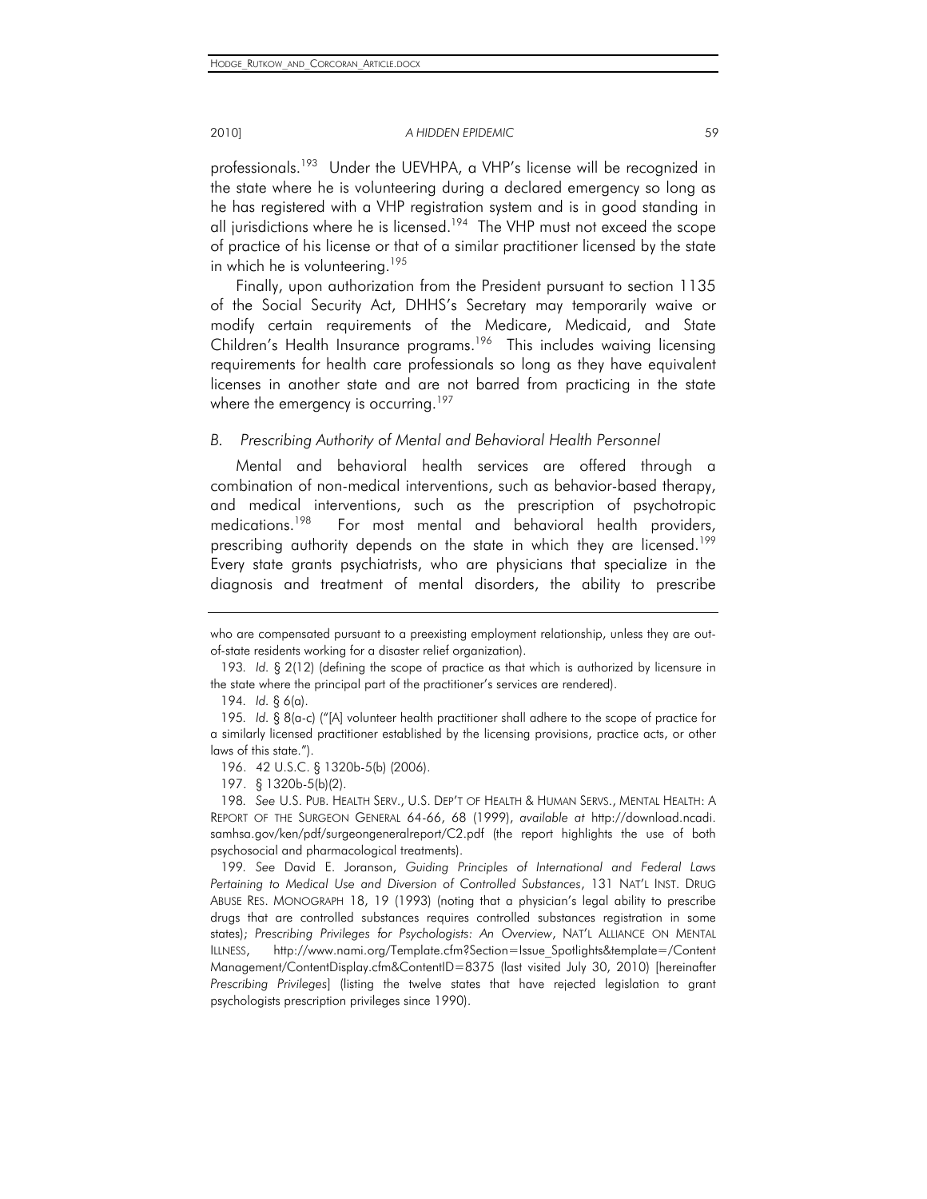professionals.[193] Under the UEVHPA, a VHP's license will be recognized in the state where he is volunteering during a declared emergency so long as he has registered with a VHP registration system and is in good standing in all jurisdictions where he is licensed.[194] The VHP must not exceed the scope of practice of his license or that of a similar practitioner licensed by the state in which he is volunteering.[195]

Finally, upon authorization from the President pursuant to section 1135 of the Social Security Act, DHHS's Secretary may temporarily waive or modify certain requirements of the Medicare, Medicaid, and State Children's Health Insurance programs.[196] This includes waiving licensing requirements for health care professionals so long as they have equivalent licenses in another state and are not barred from practicing in the state where the emergency is occurring.[197]

### B. *Prescribing Authority of Mental and Behavioral Health Personnel*

Mental and behavioral health services are offered through a combination of non-medical interventions, such as behavior-based therapy, and medical interventions, such as the prescription of psychotropic medications.[198] For most mental and behavioral health providers, prescribing authority depends on the state in which they are licensed.[199] Every state grants psychiatrists, who are physicians that specialize in the diagnosis and treatment of mental disorders, the ability to prescribe

---

who are compensated pursuant to a preexisting employment relationship, unless they are out-of-state residents working for a disaster relief organization).

193. *Id.* § 2(12) (defining the scope of practice as that which is authorized by licensure in the state where the principal part of the practitioner's services are rendered).

194. *Id.* § 6(a).

195. *Id.* § 8(a-c) ("[A] volunteer health practitioner shall adhere to the scope of practice for a similarly licensed practitioner established by the licensing provisions, practice acts, or other laws of this state.").

196. 42 U.S.C. § 1320b-5(b) (2006).

197. § 1320b-5(b)(2).

198. *See* U.S. PUB. HEALTH SERV., U.S. DEP'T OF HEALTH & HUMAN SERVS., MENTAL HEALTH: A REPORT OF THE SURGEON GENERAL 64-66, 68 (1999), *available at* http://download.ncadi.samhsa.gov/ken/pdf/surgeongeneralreport/C2.pdf (the report highlights the use of both psychosocial and pharmacological treatments).

199. *See* David E. Joranson, *Guiding Principles of International and Federal Laws Pertaining to Medical Use and Diversion of Controlled Substances*, 131 NAT'L INST. DRUG ABUSE RES. MONOGRAPH 18, 19 (1993) (noting that a physician's legal ability to prescribe drugs that are controlled substances requires controlled substances registration in some states); *Prescribing Privileges for Psychologists: An Overview*, NAT'L ALLIANCE ON MENTAL ILLNESS, http://www.nami.org/Template.cfm?Section=Issue_Spotlights&template=/ContentManagement/ContentDisplay.cfm&ContentID=8375 (last visited July 30, 2010) [hereinafter *Prescribing Privileges*] (listing the twelve states that have rejected legislation to grant psychologists prescription privileges since 1990).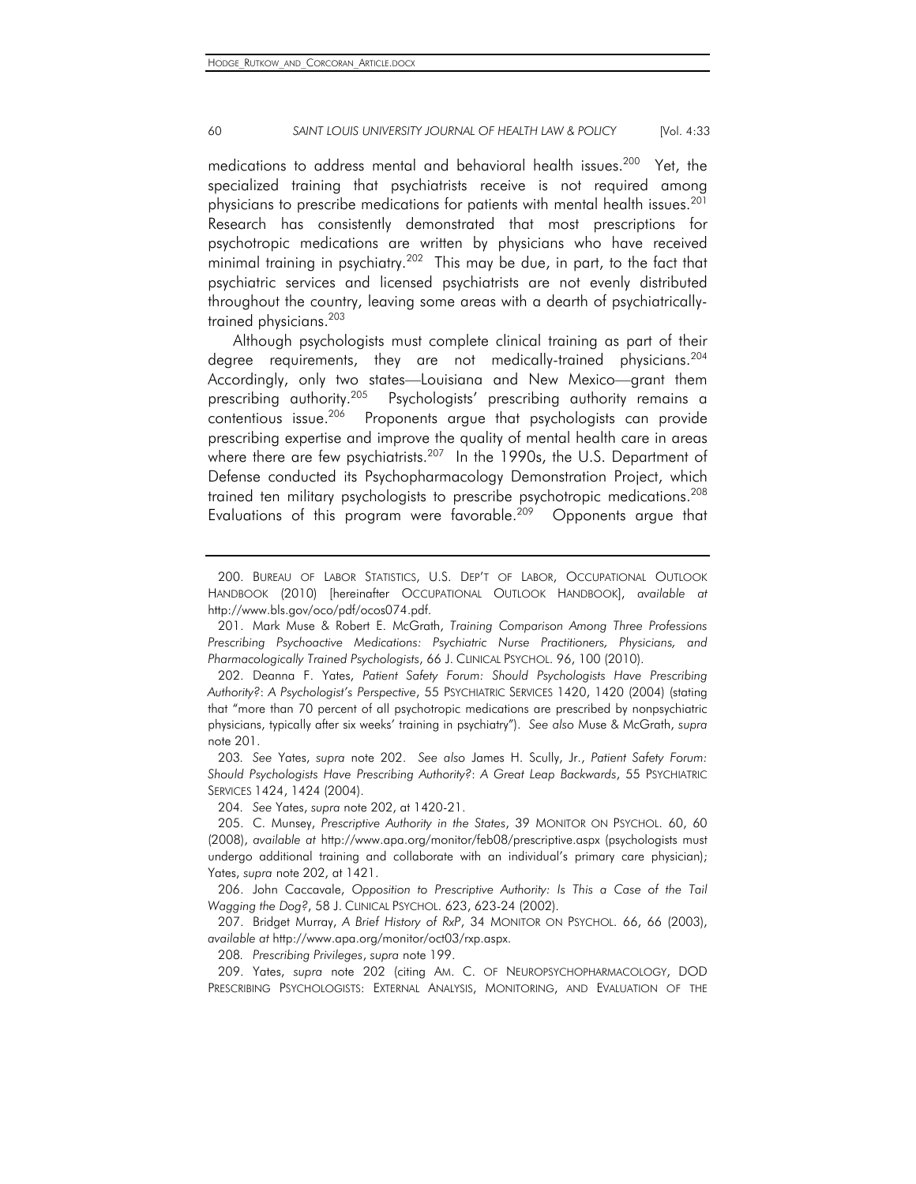medications to address mental and behavioral health issues.[200] Yet, the specialized training that psychiatrists receive is not required among physicians to prescribe medications for patients with mental health issues.[201] Research has consistently demonstrated that most prescriptions for psychotropic medications are written by physicians who have received minimal training in psychiatry.[202] This may be due, in part, to the fact that psychiatric services and licensed psychiatrists are not evenly distributed throughout the country, leaving some areas with a dearth of psychiatrically-trained physicians.[203]

Although psychologists must complete clinical training as part of their degree requirements, they are not medically-trained physicians.[204] Accordingly, only two states—Louisiana and New Mexico—grant them prescribing authority.[205] Psychologists' prescribing authority remains a contentious issue.[206] Proponents argue that psychologists can provide prescribing expertise and improve the quality of mental health care in areas where there are few psychiatrists.[207] In the 1990s, the U.S. Department of Defense conducted its Psychopharmacology Demonstration Project, which trained ten military psychologists to prescribe psychotropic medications.[208] Evaluations of this program were favorable.[209] Opponents argue that

---

200. BUREAU OF LABOR STATISTICS, U.S. DEP'T OF LABOR, OCCUPATIONAL OUTLOOK HANDBOOK (2010) [hereinafter OCCUPATIONAL OUTLOOK HANDBOOK], *available at* http://www.bls.gov/oco/pdf/ocos074.pdf.

201. Mark Muse & Robert E. McGrath, *Training Comparison Among Three Professions Prescribing Psychoactive Medications: Psychiatric Nurse Practitioners, Physicians, and Pharmacologically Trained Psychologists*, 66 J. CLINICAL PSYCHOL. 96, 100 (2010).

202. Deanna F. Yates, *Patient Safety Forum: Should Psychologists Have Prescribing Authority?: A Psychologist's Perspective*, 55 PSYCHIATRIC SERVICES 1420, 1420 (2004) (stating that "more than 70 percent of all psychotropic medications are prescribed by nonpsychiatric physicians, typically after six weeks' training in psychiatry"). *See also* Muse & McGrath, *supra* note 201.

203. *See* Yates, *supra* note 202. *See also* James H. Scully, Jr., *Patient Safety Forum: Should Psychologists Have Prescribing Authority?: A Great Leap Backwards*, 55 PSYCHIATRIC SERVICES 1424, 1424 (2004).

204. *See* Yates, *supra* note 202, at 1420-21.

205. C. Munsey, *Prescriptive Authority in the States*, 39 MONITOR ON PSYCHOL. 60, 60 (2008), *available at* http://www.apa.org/monitor/feb08/prescriptive.aspx (psychologists must undergo additional training and collaborate with an individual's primary care physician); Yates, *supra* note 202, at 1421.

206. John Caccavale, *Opposition to Prescriptive Authority: Is This a Case of the Tail Wagging the Dog?*, 58 J. CLINICAL PSYCHOL. 623, 623-24 (2002).

207. Bridget Murray, *A Brief History of RxP*, 34 MONITOR ON PSYCHOL. 66, 66 (2003), *available at* http://www.apa.org/monitor/oct03/rxp.aspx.

208. *Prescribing Privileges*, *supra* note 199.

209. Yates, *supra* note 202 (citing AM. C. OF NEUROPSYCHOPHARMACOLOGY, DOD PRESCRIBING PSYCHOLOGISTS: EXTERNAL ANALYSIS, MONITORING, AND EVALUATION OF THE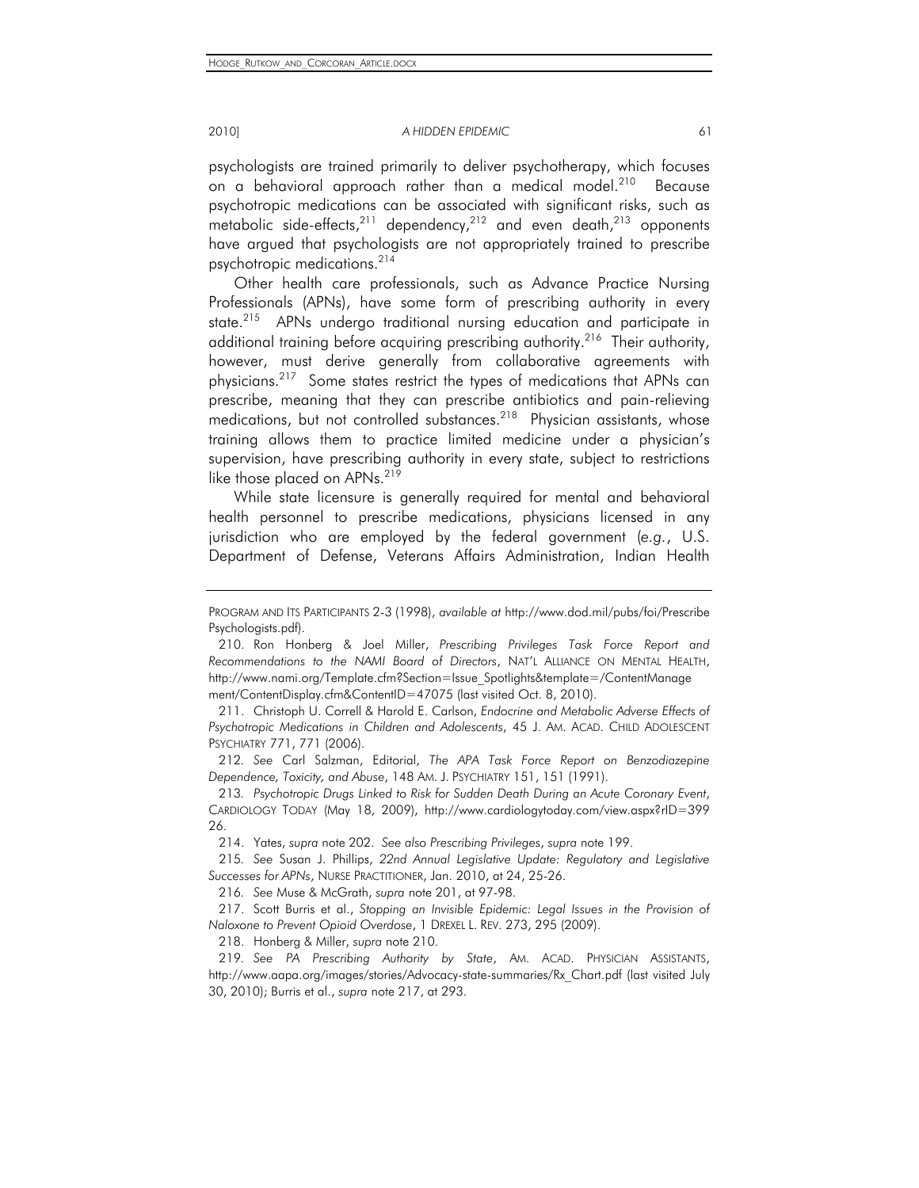psychologists are trained primarily to deliver psychotherapy, which focuses on a behavioral approach rather than a medical model.[210] Because psychotropic medications can be associated with significant risks, such as metabolic side-effects,[211] dependency,[212] and even death,[213] opponents have argued that psychologists are not appropriately trained to prescribe psychotropic medications.[214]

Other health care professionals, such as Advance Practice Nursing Professionals (APNs), have some form of prescribing authority in every state.[215] APNs undergo traditional nursing education and participate in additional training before acquiring prescribing authority.[216] Their authority, however, must derive generally from collaborative agreements with physicians.[217] Some states restrict the types of medications that APNs can prescribe, meaning that they can prescribe antibiotics and pain-relieving medications, but not controlled substances.[218] Physician assistants, whose training allows them to practice limited medicine under a physician's supervision, have prescribing authority in every state, subject to restrictions like those placed on APNs.[219]

While state licensure is generally required for mental and behavioral health personnel to prescribe medications, physicians licensed in any jurisdiction who are employed by the federal government (*e.g.*, U.S. Department of Defense, Veterans Affairs Administration, Indian Health

---

PROGRAM AND ITS PARTICIPANTS 2-3 (1998), *available at* http://www.dod.mil/pubs/foi/PrescribePsychologists.pdf).

210. Ron Honberg & Joel Miller, *Prescribing Privileges Task Force Report and Recommendations to the NAMI Board of Directors*, NAT'L ALLIANCE ON MENTAL HEALTH, http://www.nami.org/Template.cfm?Section=Issue_Spotlights&template=/ContentManagement/ContentDisplay.cfm&ContentID=47075 (last visited Oct. 8, 2010).

211. Christoph U. Correll & Harold E. Carlson, *Endocrine and Metabolic Adverse Effects of Psychotropic Medications in Children and Adolescents*, 45 J. AM. ACAD. CHILD ADOLESCENT PSYCHIATRY 771, 771 (2006).

212. *See* Carl Salzman, Editorial, *The APA Task Force Report on Benzodiazepine Dependence, Toxicity, and Abuse*, 148 AM. J. PSYCHIATRY 151, 151 (1991).

213. *Psychotropic Drugs Linked to Risk for Sudden Death During an Acute Coronary Event*, CARDIOLOGY TODAY (May 18, 2009), http://www.cardiologytoday.com/view.aspx?rID=39926.

214. Yates, *supra* note 202. *See also Prescribing Privileges*, *supra* note 199.

215. *See* Susan J. Phillips, *22nd Annual Legislative Update: Regulatory and Legislative Successes for APNs*, NURSE PRACTITIONER, Jan. 2010, at 24, 25-26.

216. *See* Muse & McGrath, *supra* note 201, at 97-98.

217. Scott Burris et al., *Stopping an Invisible Epidemic: Legal Issues in the Provision of Naloxone to Prevent Opioid Overdose*, 1 DREXEL L. REV. 273, 295 (2009).

218. Honberg & Miller, *supra* note 210.

219. *See PA Prescribing Authority by State*, AM. ACAD. PHYSICIAN ASSISTANTS, http://www.aapa.org/images/stories/Advocacy-state-summaries/Rx_Chart.pdf (last visited July 30, 2010); Burris et al., *supra* note 217, at 293.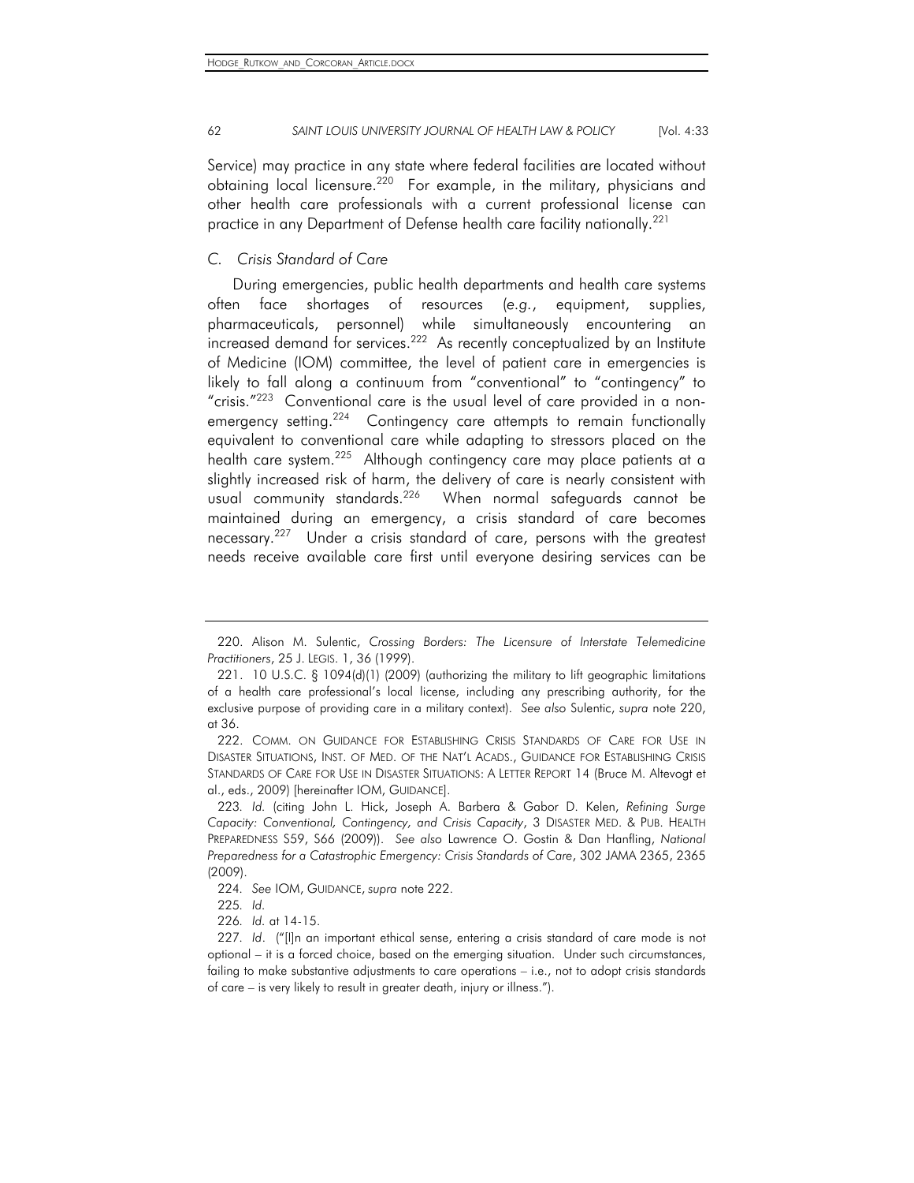Service) may practice in any state where federal facilities are located without obtaining local licensure.[220] For example, in the military, physicians and other health care professionals with a current professional license can practice in any Department of Defense health care facility nationally.[221]

### *C. Crisis Standard of Care*

During emergencies, public health departments and health care systems often face shortages of resources (*e.g.*, equipment, supplies, pharmaceuticals, personnel) while simultaneously encountering an increased demand for services.[222] As recently conceptualized by an Institute of Medicine (IOM) committee, the level of patient care in emergencies is likely to fall along a continuum from "conventional" to "contingency" to "crisis."[223] Conventional care is the usual level of care provided in a non-emergency setting.[224] Contingency care attempts to remain functionally equivalent to conventional care while adapting to stressors placed on the health care system.[225] Although contingency care may place patients at a slightly increased risk of harm, the delivery of care is nearly consistent with usual community standards.[226] When normal safeguards cannot be maintained during an emergency, a crisis standard of care becomes necessary.[227] Under a crisis standard of care, persons with the greatest needs receive available care first until everyone desiring services can be

---

220. Alison M. Sulentic, *Crossing Borders: The Licensure of Interstate Telemedicine Practitioners*, 25 J. LEGIS. 1, 36 (1999).

221. 10 U.S.C. § 1094(d)(1) (2009) (authorizing the military to lift geographic limitations of a health care professional's local license, including any prescribing authority, for the exclusive purpose of providing care in a military context). *See also* Sulentic, *supra* note 220, at 36.

222. COMM. ON GUIDANCE FOR ESTABLISHING CRISIS STANDARDS OF CARE FOR USE IN DISASTER SITUATIONS, INST. OF MED. OF THE NAT'L ACADS., GUIDANCE FOR ESTABLISHING CRISIS STANDARDS OF CARE FOR USE IN DISASTER SITUATIONS: A LETTER REPORT 14 (Bruce M. Altevogt et al., eds., 2009) [hereinafter IOM, GUIDANCE].

223. *Id.* (citing John L. Hick, Joseph A. Barbera & Gabor D. Kelen, *Refining Surge Capacity: Conventional, Contingency, and Crisis Capacity*, 3 DISASTER MED. & PUB. HEALTH PREPAREDNESS S59, S66 (2009)). *See also* Lawrence O. Gostin & Dan Hanfling, *National Preparedness for a Catastrophic Emergency: Crisis Standards of Care*, 302 JAMA 2365, 2365 (2009).

224. *See* IOM, GUIDANCE, *supra* note 222.

225. *Id.*

226. *Id.* at 14-15.

227. *Id.* ("[I]n an important ethical sense, entering a crisis standard of care mode is not optional – it is a forced choice, based on the emerging situation. Under such circumstances, failing to make substantive adjustments to care operations – i.e., not to adopt crisis standards of care – is very likely to result in greater death, injury or illness.").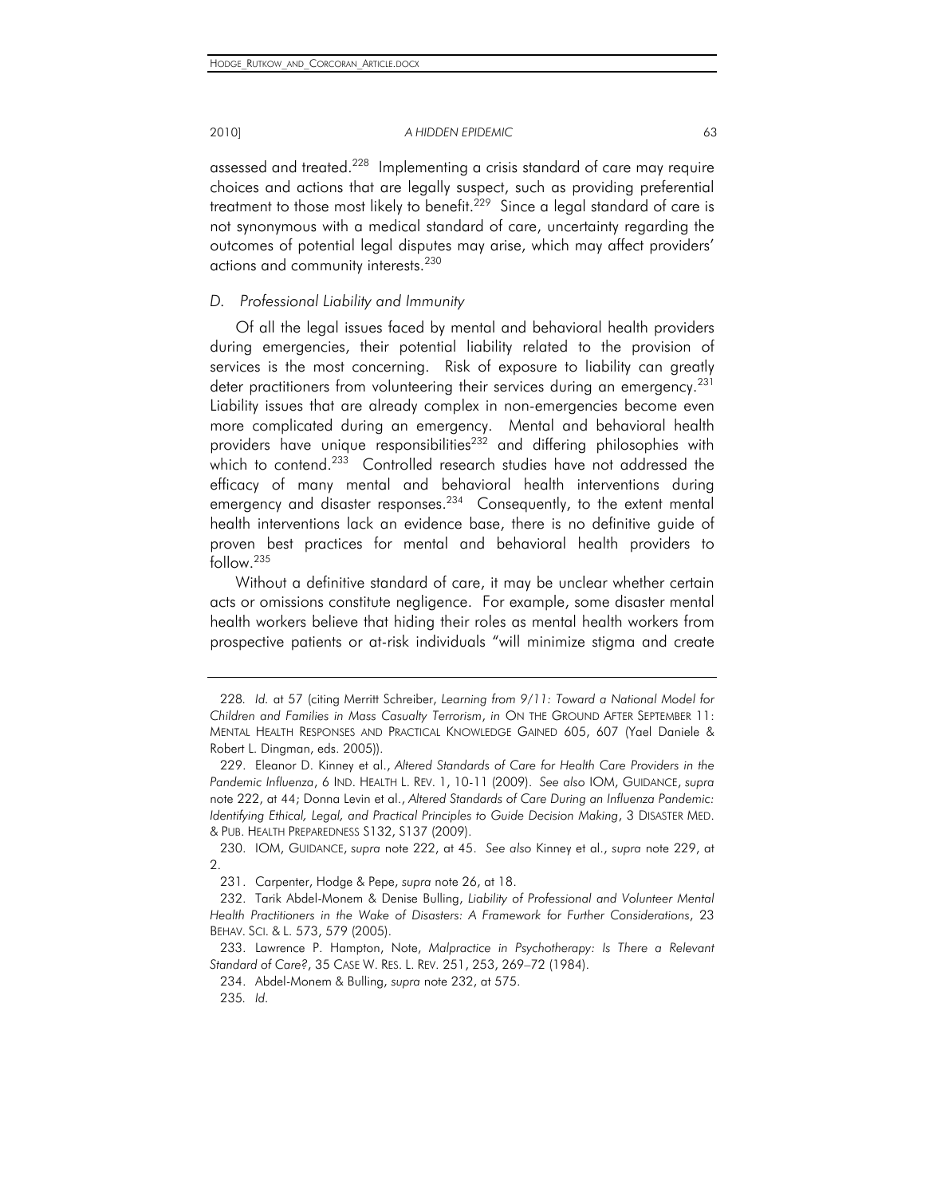assessed and treated.[228] Implementing a crisis standard of care may require choices and actions that are legally suspect, such as providing preferential treatment to those most likely to benefit.[229] Since a legal standard of care is not synonymous with a medical standard of care, uncertainty regarding the outcomes of potential legal disputes may arise, which may affect providers' actions and community interests.[230]

### *D. Professional Liability and Immunity*

Of all the legal issues faced by mental and behavioral health providers during emergencies, their potential liability related to the provision of services is the most concerning. Risk of exposure to liability can greatly deter practitioners from volunteering their services during an emergency.[231] Liability issues that are already complex in non-emergencies become even more complicated during an emergency. Mental and behavioral health providers have unique responsibilities[232] and differing philosophies with which to contend.[233] Controlled research studies have not addressed the efficacy of many mental and behavioral health interventions during emergency and disaster responses.[234] Consequently, to the extent mental health interventions lack an evidence base, there is no definitive guide of proven best practices for mental and behavioral health providers to follow.[235]

Without a definitive standard of care, it may be unclear whether certain acts or omissions constitute negligence. For example, some disaster mental health workers believe that hiding their roles as mental health workers from prospective patients or at-risk individuals "will minimize stigma and create

---

228. *Id.* at 57 (citing Merritt Schreiber, *Learning from 9/11: Toward a National Model for Children and Families in Mass Casualty Terrorism*, *in* ON THE GROUND AFTER SEPTEMBER 11: MENTAL HEALTH RESPONSES AND PRACTICAL KNOWLEDGE GAINED 605, 607 (Yael Daniele & Robert L. Dingman, eds. 2005)).

229. Eleanor D. Kinney et al., *Altered Standards of Care for Health Care Providers in the Pandemic Influenza*, 6 IND. HEALTH L. REV. 1, 10-11 (2009). *See also* IOM, GUIDANCE, *supra* note 222, at 44; Donna Levin et al., *Altered Standards of Care During an Influenza Pandemic: Identifying Ethical, Legal, and Practical Principles to Guide Decision Making*, 3 DISASTER MED. & PUB. HEALTH PREPAREDNESS S132, S137 (2009).

230. IOM, GUIDANCE, *supra* note 222, at 45. *See also* Kinney et al., *supra* note 229, at 2.

231. Carpenter, Hodge & Pepe, *supra* note 26, at 18.

232. Tarik Abdel-Monem & Denise Bulling, *Liability of Professional and Volunteer Mental Health Practitioners in the Wake of Disasters: A Framework for Further Considerations*, 23 BEHAV. SCI. & L. 573, 579 (2005).

233. Lawrence P. Hampton, Note, *Malpractice in Psychotherapy: Is There a Relevant Standard of Care?*, 35 CASE W. RES. L. REV. 251, 253, 269–72 (1984).

234. Abdel-Monem & Bulling, *supra* note 232, at 575.

235. *Id.*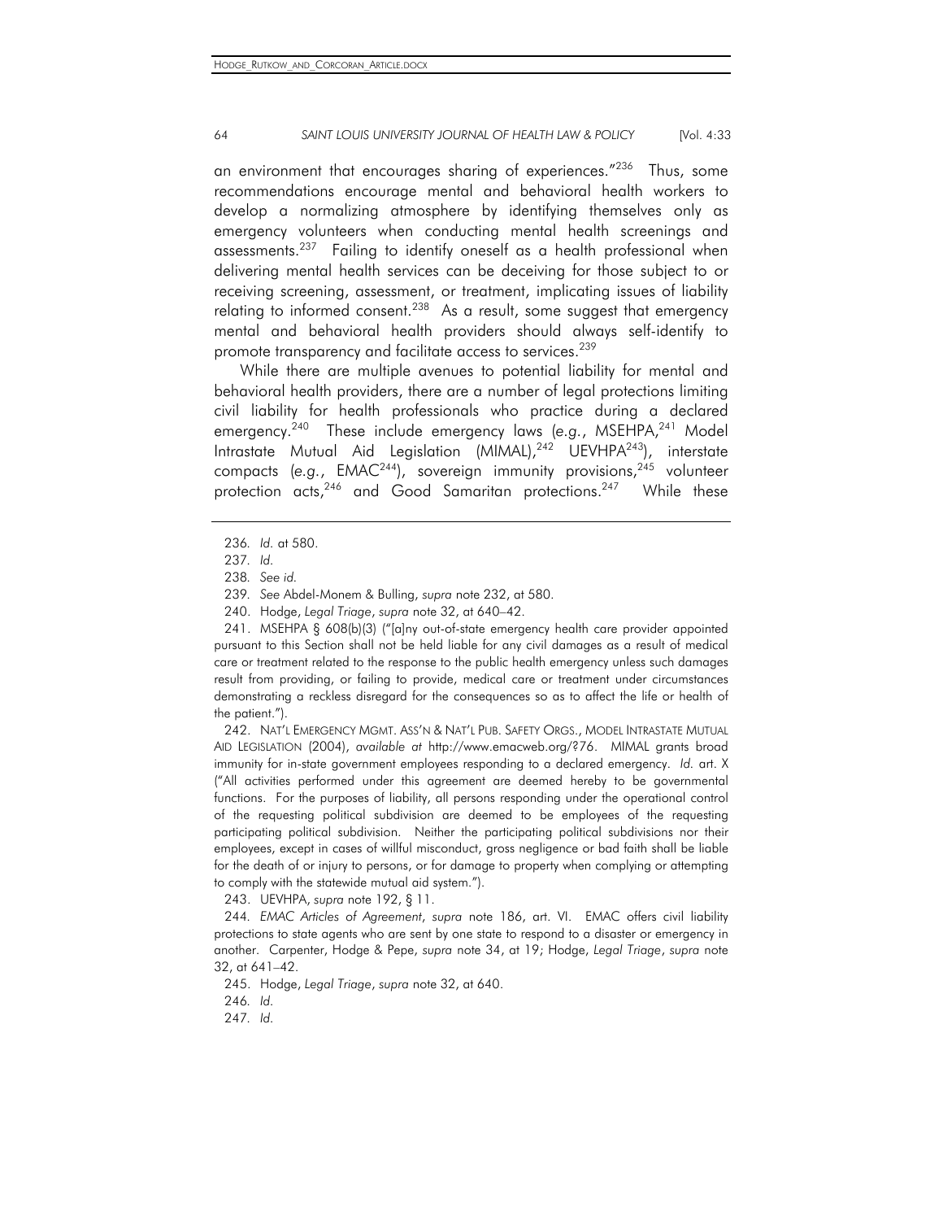an environment that encourages sharing of experiences."[236] Thus, some recommendations encourage mental and behavioral health workers to develop a normalizing atmosphere by identifying themselves only as emergency volunteers when conducting mental health screenings and assessments.[237] Failing to identify oneself as a health professional when delivering mental health services can be deceiving for those subject to or receiving screening, assessment, or treatment, implicating issues of liability relating to informed consent.[238] As a result, some suggest that emergency mental and behavioral health providers should always self-identify to promote transparency and facilitate access to services.[239]

While there are multiple avenues to potential liability for mental and behavioral health providers, there are a number of legal protections limiting civil liability for health professionals who practice during a declared emergency.[240] These include emergency laws (*e.g.*, MSEHPA,[241] Model Intrastate Mutual Aid Legislation (MIMAL),[242] UEVHPA[243]), interstate compacts (*e.g.*, EMAC[244]), sovereign immunity provisions,[245] volunteer protection acts,[246] and Good Samaritan protections.[247] While these

---

236. *Id.* at 580.

237. *Id.*

238. *See id.*

239. *See* Abdel-Monem & Bulling, *supra* note 232, at 580.

240. Hodge, *Legal Triage*, *supra* note 32, at 640–42.

241. MSEHPA § 608(b)(3) ("[a]ny out-of-state emergency health care provider appointed pursuant to this Section shall not be held liable for any civil damages as a result of medical care or treatment related to the response to the public health emergency unless such damages result from providing, or failing to provide, medical care or treatment under circumstances demonstrating a reckless disregard for the consequences so as to affect the life or health of the patient.").

242. NAT'L EMERGENCY MGMT. ASS'N & NAT'L PUB. SAFETY ORGS., MODEL INTRASTATE MUTUAL AID LEGISLATION (2004), *available at* http://www.emacweb.org/?76. MIMAL grants broad immunity for in-state government employees responding to a declared emergency. *Id.* art. X ("All activities performed under this agreement are deemed hereby to be governmental functions. For the purposes of liability, all persons responding under the operational control of the requesting political subdivision are deemed to be employees of the requesting participating political subdivision. Neither the participating political subdivisions nor their employees, except in cases of willful misconduct, gross negligence or bad faith shall be liable for the death of or injury to persons, or for damage to property when complying or attempting to comply with the statewide mutual aid system.").

243. UEVHPA, *supra* note 192, § 11.

244. *EMAC Articles of Agreement*, *supra* note 186, art. VI. EMAC offers civil liability protections to state agents who are sent by one state to respond to a disaster or emergency in another. Carpenter, Hodge & Pepe, *supra* note 34, at 19; Hodge, *Legal Triage*, *supra* note 32, at 641–42.

245. Hodge, *Legal Triage*, *supra* note 32, at 640.

246. *Id.*

247. *Id.*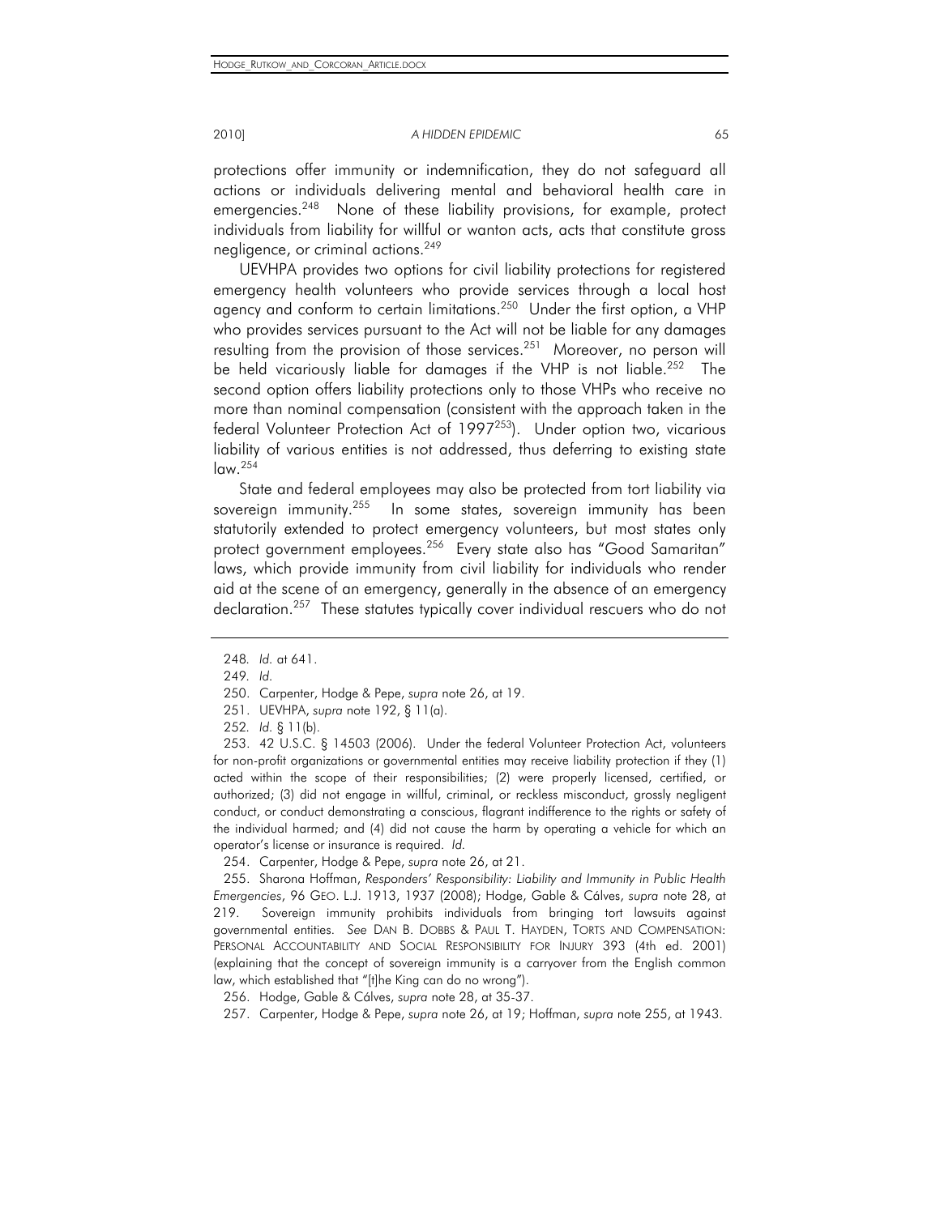protections offer immunity or indemnification, they do not safeguard all actions or individuals delivering mental and behavioral health care in emergencies.[248] None of these liability provisions, for example, protect individuals from liability for willful or wanton acts, acts that constitute gross negligence, or criminal actions.[249]

UEVHPA provides two options for civil liability protections for registered emergency health volunteers who provide services through a local host agency and conform to certain limitations.[250] Under the first option, a VHP who provides services pursuant to the Act will not be liable for any damages resulting from the provision of those services.[251] Moreover, no person will be held vicariously liable for damages if the VHP is not liable.[252] The second option offers liability protections only to those VHPs who receive no more than nominal compensation (consistent with the approach taken in the federal Volunteer Protection Act of 1997[253]). Under option two, vicarious liability of various entities is not addressed, thus deferring to existing state law.[254]

State and federal employees may also be protected from tort liability via sovereign immunity.[255] In some states, sovereign immunity has been statutorily extended to protect emergency volunteers, but most states only protect government employees.[256] Every state also has "Good Samaritan" laws, which provide immunity from civil liability for individuals who render aid at the scene of an emergency, generally in the absence of an emergency declaration.[257] These statutes typically cover individual rescuers who do not

---

248. *Id.* at 641.

249. *Id.*

250. Carpenter, Hodge & Pepe, *supra* note 26, at 19.

251. UEVHPA, *supra* note 192, § 11(a).

252. *Id.* § 11(b).

253. 42 U.S.C. § 14503 (2006). Under the federal Volunteer Protection Act, volunteers for non-profit organizations or governmental entities may receive liability protection if they (1) acted within the scope of their responsibilities; (2) were properly licensed, certified, or authorized; (3) did not engage in willful, criminal, or reckless misconduct, grossly negligent conduct, or conduct demonstrating a conscious, flagrant indifference to the rights or safety of the individual harmed; and (4) did not cause the harm by operating a vehicle for which an operator's license or insurance is required. *Id.*

254. Carpenter, Hodge & Pepe, *supra* note 26, at 21.

255. Sharona Hoffman, *Responders' Responsibility: Liability and Immunity in Public Health Emergencies*, 96 GEO. L.J. 1913, 1937 (2008); Hodge, Gable & Cálves, *supra* note 28, at 219. Sovereign immunity prohibits individuals from bringing tort lawsuits against governmental entities. *See* DAN B. DOBBS & PAUL T. HAYDEN, TORTS AND COMPENSATION: PERSONAL ACCOUNTABILITY AND SOCIAL RESPONSIBILITY FOR INJURY 393 (4th ed. 2001) (explaining that the concept of sovereign immunity is a carryover from the English common law, which established that "[t]he King can do no wrong").

256. Hodge, Gable & Cálves, *supra* note 28, at 35-37.

257. Carpenter, Hodge & Pepe, *supra* note 26, at 19; Hoffman, *supra* note 255, at 1943.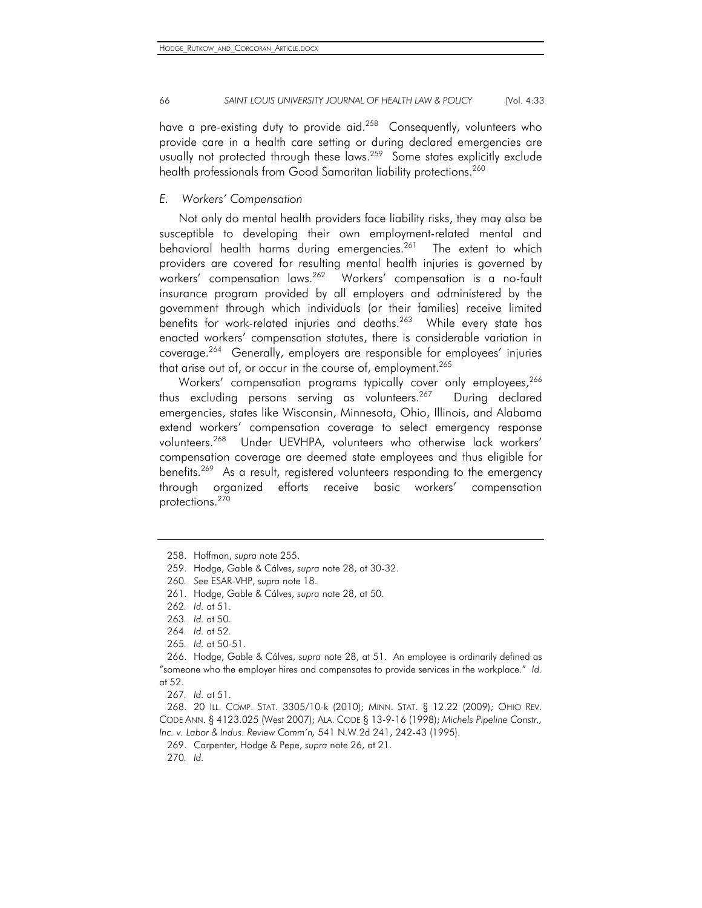have a pre-existing duty to provide aid.[258] Consequently, volunteers who provide care in a health care setting or during declared emergencies are usually not protected through these laws.[259] Some states explicitly exclude health professionals from Good Samaritan liability protections.[260]

### *E. Workers' Compensation*

Not only do mental health providers face liability risks, they may also be susceptible to developing their own employment-related mental and behavioral health harms during emergencies.[261] The extent to which providers are covered for resulting mental health injuries is governed by workers' compensation laws.[262] Workers' compensation is a no-fault insurance program provided by all employers and administered by the government through which individuals (or their families) receive limited benefits for work-related injuries and deaths.[263] While every state has enacted workers' compensation statutes, there is considerable variation in coverage.[264] Generally, employers are responsible for employees' injuries that arise out of, or occur in the course of, employment.[265]

Workers' compensation programs typically cover only employees,[266] thus excluding persons serving as volunteers.[267] During declared emergencies, states like Wisconsin, Minnesota, Ohio, Illinois, and Alabama extend workers' compensation coverage to select emergency response volunteers.[268] Under UEVHPA, volunteers who otherwise lack workers' compensation coverage are deemed state employees and thus eligible for benefits.[269] As a result, registered volunteers responding to the emergency through organized efforts receive basic workers' compensation protections.[270]

---

258. Hoffman, *supra* note 255.

259. Hodge, Gable & Cálves, *supra* note 28, at 30-32.

260. *See* ESAR-VHP, *supra* note 18.

261. Hodge, Gable & Cálves, *supra* note 28, at 50.

262. *Id.* at 51.

263. *Id.* at 50.

264. *Id.* at 52.

265. *Id.* at 50-51.

266. Hodge, Gable & Cálves, *supra* note 28, at 51. An employee is ordinarily defined as "someone who the employer hires and compensates to provide services in the workplace." *Id.* at 52.

267. *Id.* at 51.

268. 20 ILL. COMP. STAT. 3305/10-k (2010); MINN. STAT. § 12.22 (2009); OHIO REV. CODE ANN. § 4123.025 (West 2007); ALA. CODE § 13-9-16 (1998); *Michels Pipeline Constr., Inc. v. Labor & Indus. Review Comm'n,* 541 N.W.2d 241, 242-43 (1995).

269. Carpenter, Hodge & Pepe, *supra* note 26, at 21.

270. *Id.*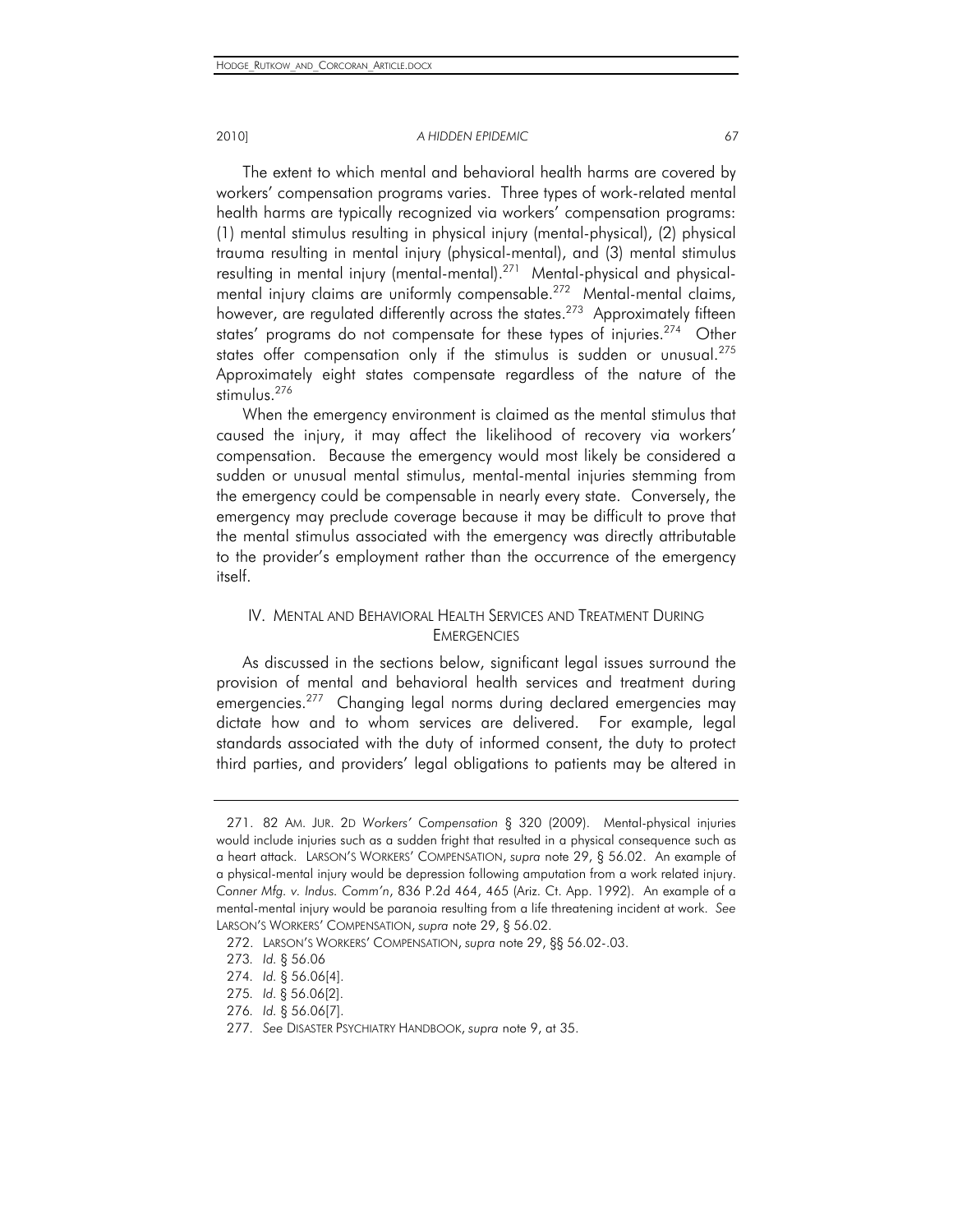The extent to which mental and behavioral health harms are covered by workers' compensation programs varies. Three types of work-related mental health harms are typically recognized via workers' compensation programs: (1) mental stimulus resulting in physical injury (mental-physical), (2) physical trauma resulting in mental injury (physical-mental), and (3) mental stimulus resulting in mental injury (mental-mental).[271] Mental-physical and physical-mental injury claims are uniformly compensable.[272] Mental-mental claims, however, are regulated differently across the states.[273] Approximately fifteen states' programs do not compensate for these types of injuries.[274] Other states offer compensation only if the stimulus is sudden or unusual.[275] Approximately eight states compensate regardless of the nature of the stimulus.[276]

When the emergency environment is claimed as the mental stimulus that caused the injury, it may affect the likelihood of recovery via workers' compensation. Because the emergency would most likely be considered a sudden or unusual mental stimulus, mental-mental injuries stemming from the emergency could be compensable in nearly every state. Conversely, the emergency may preclude coverage because it may be difficult to prove that the mental stimulus associated with the emergency was directly attributable to the provider's employment rather than the occurrence of the emergency itself.

## IV. MENTAL AND BEHAVIORAL HEALTH SERVICES AND TREATMENT DURING EMERGENCIES

As discussed in the sections below, significant legal issues surround the provision of mental and behavioral health services and treatment during emergencies.[277] Changing legal norms during declared emergencies may dictate how and to whom services are delivered. For example, legal standards associated with the duty of informed consent, the duty to protect third parties, and providers' legal obligations to patients may be altered in

---

271. 82 AM. JUR. 2D *Workers' Compensation* § 320 (2009). Mental-physical injuries would include injuries such as a sudden fright that resulted in a physical consequence such as a heart attack. LARSON'S WORKERS' COMPENSATION, *supra* note 29, § 56.02. An example of a physical-mental injury would be depression following amputation from a work related injury. *Conner Mfg. v. Indus. Comm'n*, 836 P.2d 464, 465 (Ariz. Ct. App. 1992). An example of a mental-mental injury would be paranoia resulting from a life threatening incident at work. *See* LARSON'S WORKERS' COMPENSATION, *supra* note 29, § 56.02.

272. LARSON'S WORKERS' COMPENSATION, *supra* note 29, §§ 56.02-.03.

273. *Id.* § 56.06

274. *Id.* § 56.06[4].

275. *Id.* § 56.06[2].

276. *Id.* § 56.06[7].

277. *See* DISASTER PSYCHIATRY HANDBOOK, *supra* note 9, at 35.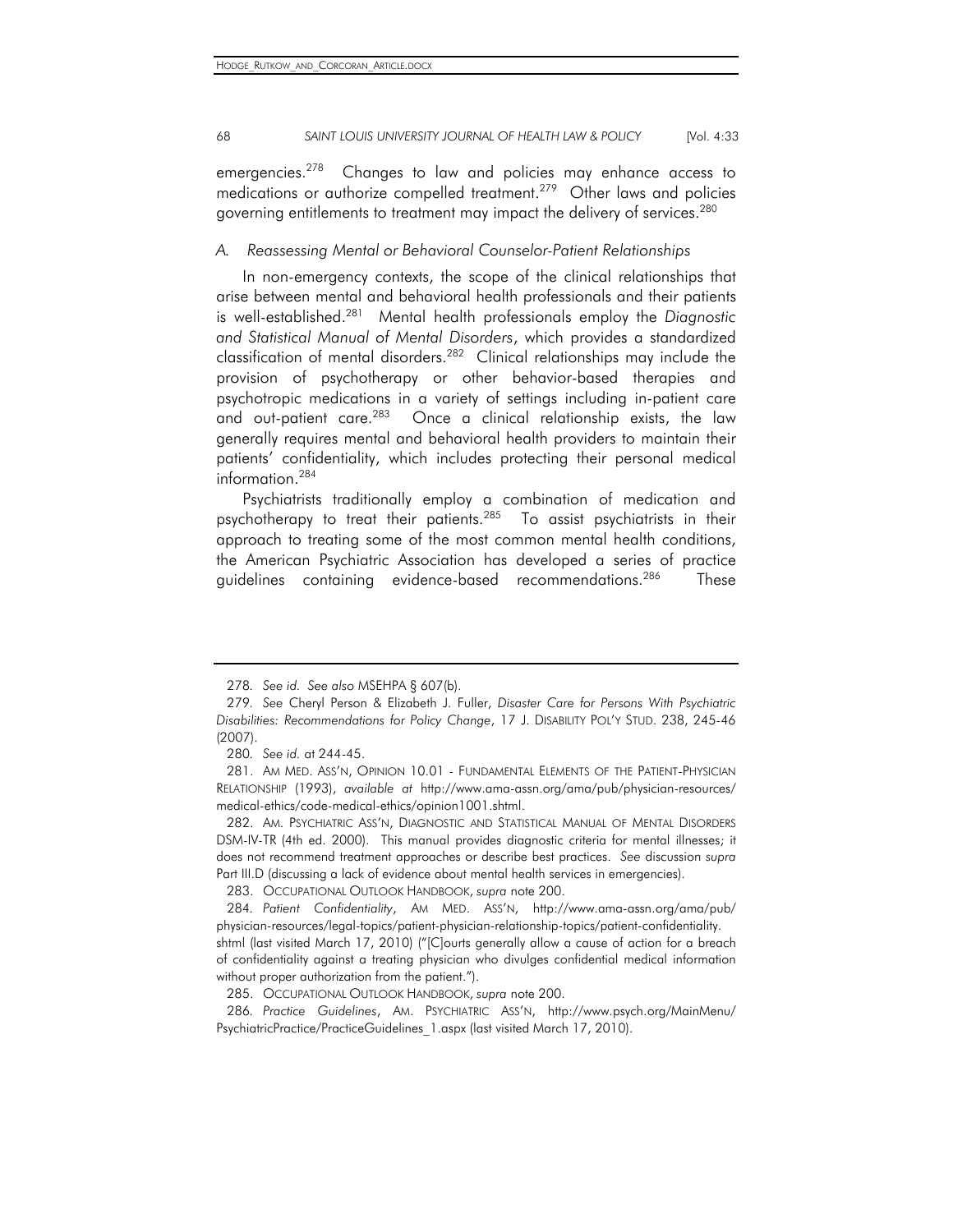emergencies.[278] Changes to law and policies may enhance access to medications or authorize compelled treatment.[279] Other laws and policies governing entitlements to treatment may impact the delivery of services.[280]

### *A. Reassessing Mental or Behavioral Counselor-Patient Relationships*

In non-emergency contexts, the scope of the clinical relationships that arise between mental and behavioral health professionals and their patients is well-established.[281] Mental health professionals employ the *Diagnostic and Statistical Manual of Mental Disorders*, which provides a standardized classification of mental disorders.[282] Clinical relationships may include the provision of psychotherapy or other behavior-based therapies and psychotropic medications in a variety of settings including in-patient care and out-patient care.[283] Once a clinical relationship exists, the law generally requires mental and behavioral health providers to maintain their patients' confidentiality, which includes protecting their personal medical information.[284]

Psychiatrists traditionally employ a combination of medication and psychotherapy to treat their patients.[285] To assist psychiatrists in their approach to treating some of the most common mental health conditions, the American Psychiatric Association has developed a series of practice guidelines containing evidence-based recommendations.[286] These

---

278. *See id. See also* MSEHPA § 607(b).

279. *See* Cheryl Person & Elizabeth J. Fuller, *Disaster Care for Persons With Psychiatric Disabilities: Recommendations for Policy Change*, 17 J. DISABILITY POL'Y STUD. 238, 245-46 (2007).

280. *See id.* at 244-45.

281. AM MED. ASS'N, OPINION 10.01 - FUNDAMENTAL ELEMENTS OF THE PATIENT-PHYSICIAN RELATIONSHIP (1993), *available at* http://www.ama-assn.org/ama/pub/physician-resources/medical-ethics/code-medical-ethics/opinion1001.shtml.

282. AM. PSYCHIATRIC ASS'N, DIAGNOSTIC AND STATISTICAL MANUAL OF MENTAL DISORDERS DSM-IV-TR (4th ed. 2000). This manual provides diagnostic criteria for mental illnesses; it does not recommend treatment approaches or describe best practices. *See* discussion *supra* Part III.D (discussing a lack of evidence about mental health services in emergencies).

283. OCCUPATIONAL OUTLOOK HANDBOOK, *supra* note 200.

284. *Patient Confidentiality*, AM MED. ASS'N, http://www.ama-assn.org/ama/pub/physician-resources/legal-topics/patient-physician-relationship-topics/patient-confidentiality.shtml (last visited March 17, 2010) ("[C]ourts generally allow a cause of action for a breach of confidentiality against a treating physician who divulges confidential medical information without proper authorization from the patient.").

285. OCCUPATIONAL OUTLOOK HANDBOOK, *supra* note 200.

286. *Practice Guidelines*, AM. PSYCHIATRIC ASS'N, http://www.psych.org/MainMenu/PsychiatricPractice/PracticeGuidelines_1.aspx (last visited March 17, 2010).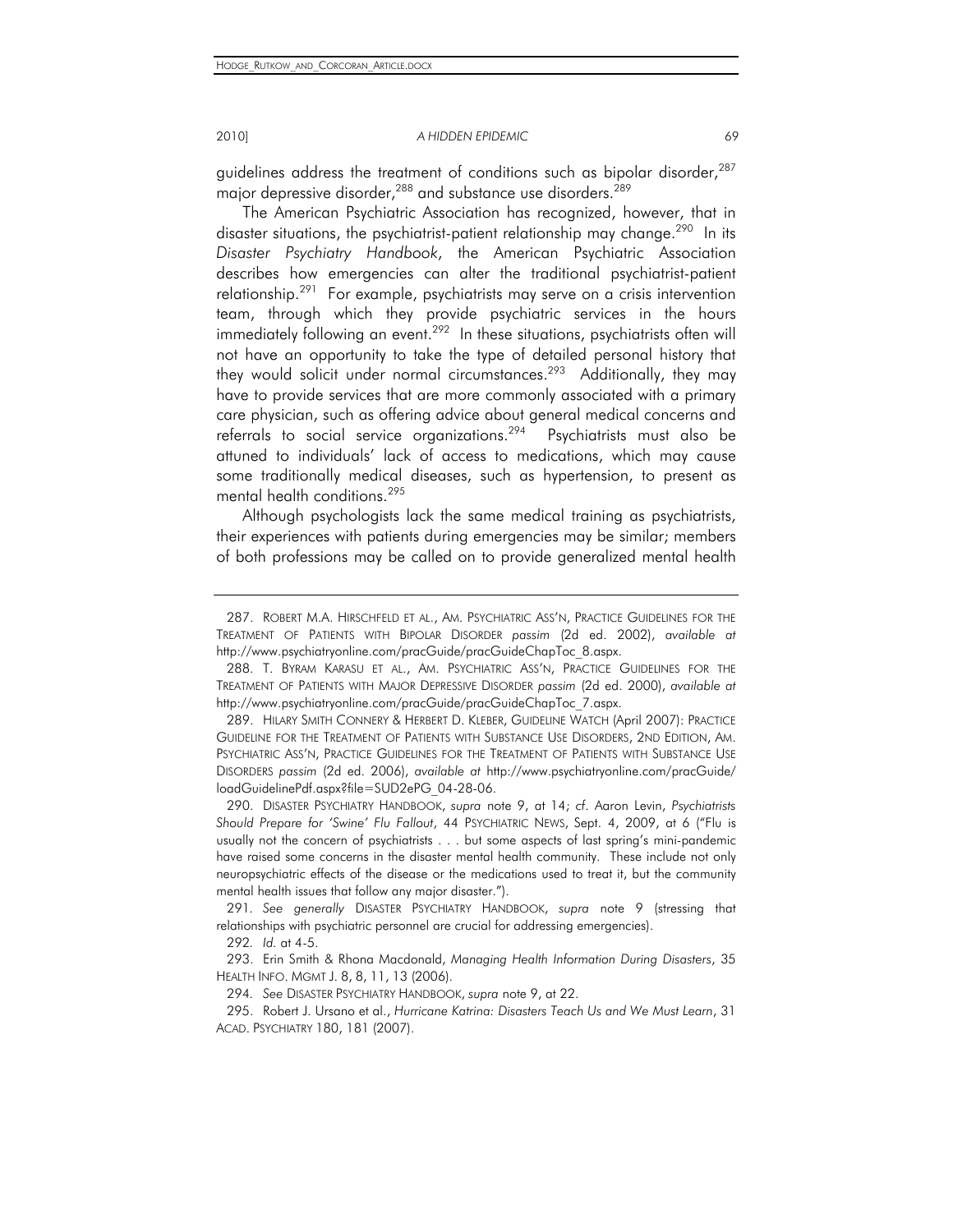guidelines address the treatment of conditions such as bipolar disorder,[287] major depressive disorder,[288] and substance use disorders.[289]

The American Psychiatric Association has recognized, however, that in disaster situations, the psychiatrist-patient relationship may change.[290] In its *Disaster Psychiatry Handbook*, the American Psychiatric Association describes how emergencies can alter the traditional psychiatrist-patient relationship.[291] For example, psychiatrists may serve on a crisis intervention team, through which they provide psychiatric services in the hours immediately following an event.[292] In these situations, psychiatrists often will not have an opportunity to take the type of detailed personal history that they would solicit under normal circumstances.[293] Additionally, they may have to provide services that are more commonly associated with a primary care physician, such as offering advice about general medical concerns and referrals to social service organizations.[294] Psychiatrists must also be attuned to individuals' lack of access to medications, which may cause some traditionally medical diseases, such as hypertension, to present as mental health conditions.[295]

Although psychologists lack the same medical training as psychiatrists, their experiences with patients during emergencies may be similar; members of both professions may be called on to provide generalized mental health

---

287. ROBERT M.A. HIRSCHFELD ET AL., AM. PSYCHIATRIC ASS'N, PRACTICE GUIDELINES FOR THE TREATMENT OF PATIENTS WITH BIPOLAR DISORDER *passim* (2d ed. 2002), *available at* http://www.psychiatryonline.com/pracGuide/pracGuideChapToc_8.aspx.

288. T. BYRAM KARASU ET AL., AM. PSYCHIATRIC ASS'N, PRACTICE GUIDELINES FOR THE TREATMENT OF PATIENTS WITH MAJOR DEPRESSIVE DISORDER *passim* (2d ed. 2000), *available at* http://www.psychiatryonline.com/pracGuide/pracGuideChapToc_7.aspx.

289. HILARY SMITH CONNERY & HERBERT D. KLEBER, GUIDELINE WATCH (April 2007): PRACTICE GUIDELINE FOR THE TREATMENT OF PATIENTS WITH SUBSTANCE USE DISORDERS, 2ND EDITION, AM. PSYCHIATRIC ASS'N, PRACTICE GUIDELINES FOR THE TREATMENT OF PATIENTS WITH SUBSTANCE USE DISORDERS *passim* (2d ed. 2006), *available at* http://www.psychiatryonline.com/pracGuide/loadGuidelinePdf.aspx?file=SUD2ePG_04-28-06.

290. DISASTER PSYCHIATRY HANDBOOK, *supra* note 9, at 14; *cf.* Aaron Levin, *Psychiatrists Should Prepare for 'Swine' Flu Fallout*, 44 PSYCHIATRIC NEWS, Sept. 4, 2009, at 6 ("Flu is usually not the concern of psychiatrists . . . but some aspects of last spring's mini-pandemic have raised some concerns in the disaster mental health community. These include not only neuropsychiatric effects of the disease or the medications used to treat it, but the community mental health issues that follow any major disaster.").

291. *See generally* DISASTER PSYCHIATRY HANDBOOK, *supra* note 9 (stressing that relationships with psychiatric personnel are crucial for addressing emergencies).

292. *Id.* at 4-5.

293. Erin Smith & Rhona Macdonald, *Managing Health Information During Disasters*, 35 HEALTH INFO. MGMT J. 8, 8, 11, 13 (2006).

294. *See* DISASTER PSYCHIATRY HANDBOOK, *supra* note 9, at 22.

295. Robert J. Ursano et al., *Hurricane Katrina: Disasters Teach Us and We Must Learn*, 31 ACAD. PSYCHIATRY 180, 181 (2007).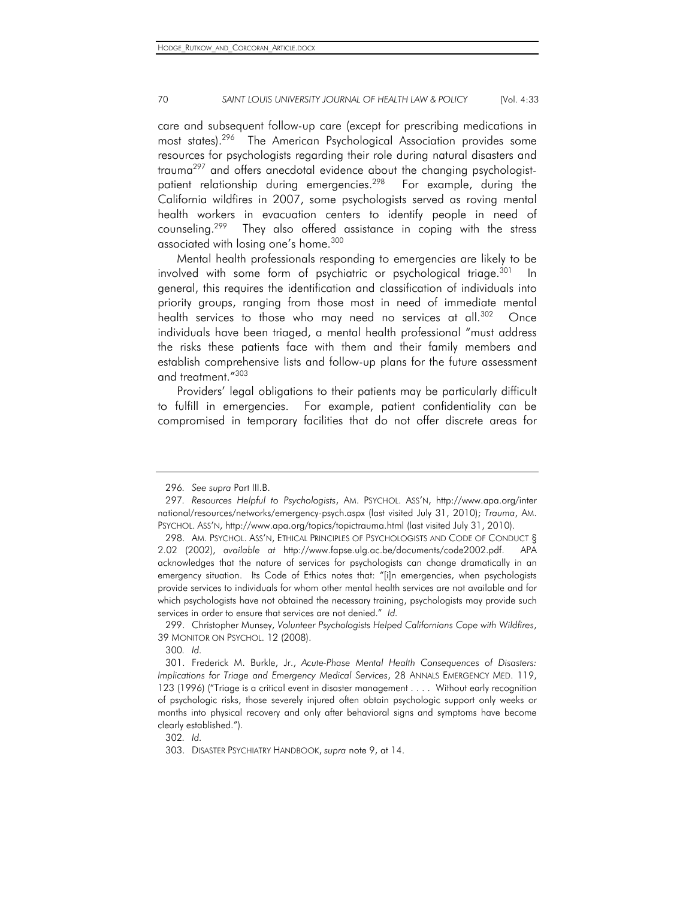care and subsequent follow-up care (except for prescribing medications in most states).[296] The American Psychological Association provides some resources for psychologists regarding their role during natural disasters and trauma[297] and offers anecdotal evidence about the changing psychologist-patient relationship during emergencies.[298] For example, during the California wildfires in 2007, some psychologists served as roving mental health workers in evacuation centers to identify people in need of counseling.[299] They also offered assistance in coping with the stress associated with losing one's home.[300]

Mental health professionals responding to emergencies are likely to be involved with some form of psychiatric or psychological triage.[301] In general, this requires the identification and classification of individuals into priority groups, ranging from those most in need of immediate mental health services to those who may need no services at all.[302] Once individuals have been triaged, a mental health professional "must address the risks these patients face with them and their family members and establish comprehensive lists and follow-up plans for the future assessment and treatment."[303]

Providers' legal obligations to their patients may be particularly difficult to fulfill in emergencies. For example, patient confidentiality can be compromised in temporary facilities that do not offer discrete areas for

---

296. *See supra* Part III.B.

297. *Resources Helpful to Psychologists*, AM. PSYCHOL. ASS'N, http://www.apa.org/international/resources/networks/emergency-psych.aspx (last visited July 31, 2010); *Trauma*, AM. PSYCHOL. ASS'N, http://www.apa.org/topics/topictrauma.html (last visited July 31, 2010).

298. AM. PSYCHOL. ASS'N, ETHICAL PRINCIPLES OF PSYCHOLOGISTS AND CODE OF CONDUCT § 2.02 (2002), *available at* http://www.fapse.ulg.ac.be/documents/code2002.pdf. APA acknowledges that the nature of services for psychologists can change dramatically in an emergency situation. Its Code of Ethics notes that: "[i]n emergencies, when psychologists provide services to individuals for whom other mental health services are not available and for which psychologists have not obtained the necessary training, psychologists may provide such services in order to ensure that services are not denied." *Id.*

299. Christopher Munsey, *Volunteer Psychologists Helped Californians Cope with Wildfires*, 39 MONITOR ON PSYCHOL. 12 (2008).

300. *Id.*

301. Frederick M. Burkle, Jr., *Acute-Phase Mental Health Consequences of Disasters: Implications for Triage and Emergency Medical Services*, 28 ANNALS EMERGENCY MED. 119, 123 (1996) ("Triage is a critical event in disaster management . . . . Without early recognition of psychologic risks, those severely injured often obtain psychologic support only weeks or months into physical recovery and only after behavioral signs and symptoms have become clearly established.").

302. *Id.*

303. DISASTER PSYCHIATRY HANDBOOK, *supra* note 9, at 14.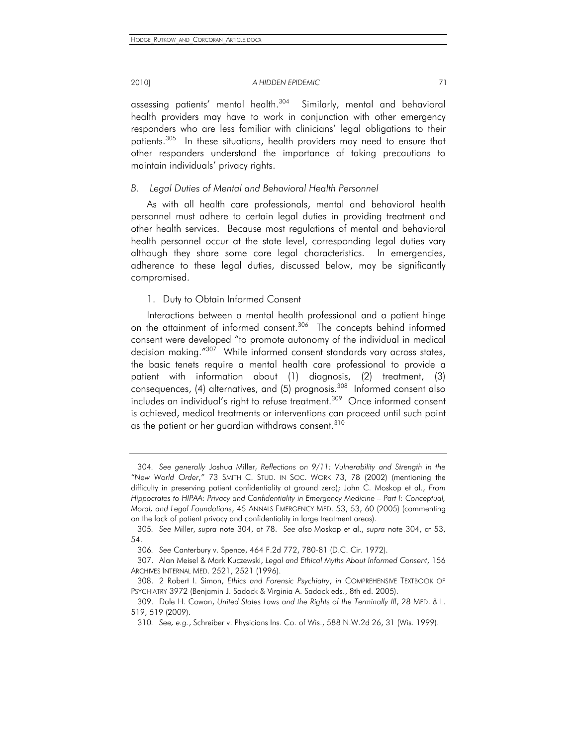assessing patients' mental health.[304] Similarly, mental and behavioral health providers may have to work in conjunction with other emergency responders who are less familiar with clinicians' legal obligations to their patients.[305] In these situations, health providers may need to ensure that other responders understand the importance of taking precautions to maintain individuals' privacy rights.

### *B. Legal Duties of Mental and Behavioral Health Personnel*

As with all health care professionals, mental and behavioral health personnel must adhere to certain legal duties in providing treatment and other health services. Because most regulations of mental and behavioral health personnel occur at the state level, corresponding legal duties vary although they share some core legal characteristics. In emergencies, adherence to these legal duties, discussed below, may be significantly compromised.

#### 1. Duty to Obtain Informed Consent

Interactions between a mental health professional and a patient hinge on the attainment of informed consent.[306] The concepts behind informed consent were developed "to promote autonomy of the individual in medical decision making."[307] While informed consent standards vary across states, the basic tenets require a mental health care professional to provide a patient with information about (1) diagnosis, (2) treatment, (3) consequences, (4) alternatives, and (5) prognosis.[308] Informed consent also includes an individual's right to refuse treatment.[309] Once informed consent is achieved, medical treatments or interventions can proceed until such point as the patient or her guardian withdraws consent.[310]

---

304. *See generally* Joshua Miller, *Reflections on 9/11: Vulnerability and Strength in the "New World Order*,*"* 73 SMITH C. STUD. IN SOC. WORK 73, 78 (2002) (mentioning the difficulty in preserving patient confidentiality at ground zero); John C. Moskop et al., *From Hippocrates to HIPAA: Privacy and Confidentiality in Emergency Medicine – Part I: Conceptual, Moral, and Legal Foundations*, 45 ANNALS EMERGENCY MED. 53, 53, 60 (2005) (commenting on the lack of patient privacy and confidentiality in large treatment areas).

305. *See* Miller, *supra* note 304, at 78. *See also* Moskop et al., *supra* note 304, at 53, 54.

306. *See* Canterbury v. Spence, 464 F.2d 772, 780-81 (D.C. Cir. 1972).

307. Alan Meisel & Mark Kuczewski, *Legal and Ethical Myths About Informed Consent*, 156 ARCHIVES INTERNAL MED. 2521, 2521 (1996).

308. 2 Robert I. Simon, *Ethics and Forensic Psychiatry*, *in* COMPREHENSIVE TEXTBOOK OF PSYCHIATRY 3972 (Benjamin J. Sadock & Virginia A. Sadock eds., 8th ed. 2005).

309. Dale H. Cowan, *United States Laws and the Rights of the Terminally Ill*, 28 MED. & L. 519, 519 (2009).

310. *See, e.g.*, Schreiber v. Physicians Ins. Co. of Wis., 588 N.W.2d 26, 31 (Wis. 1999).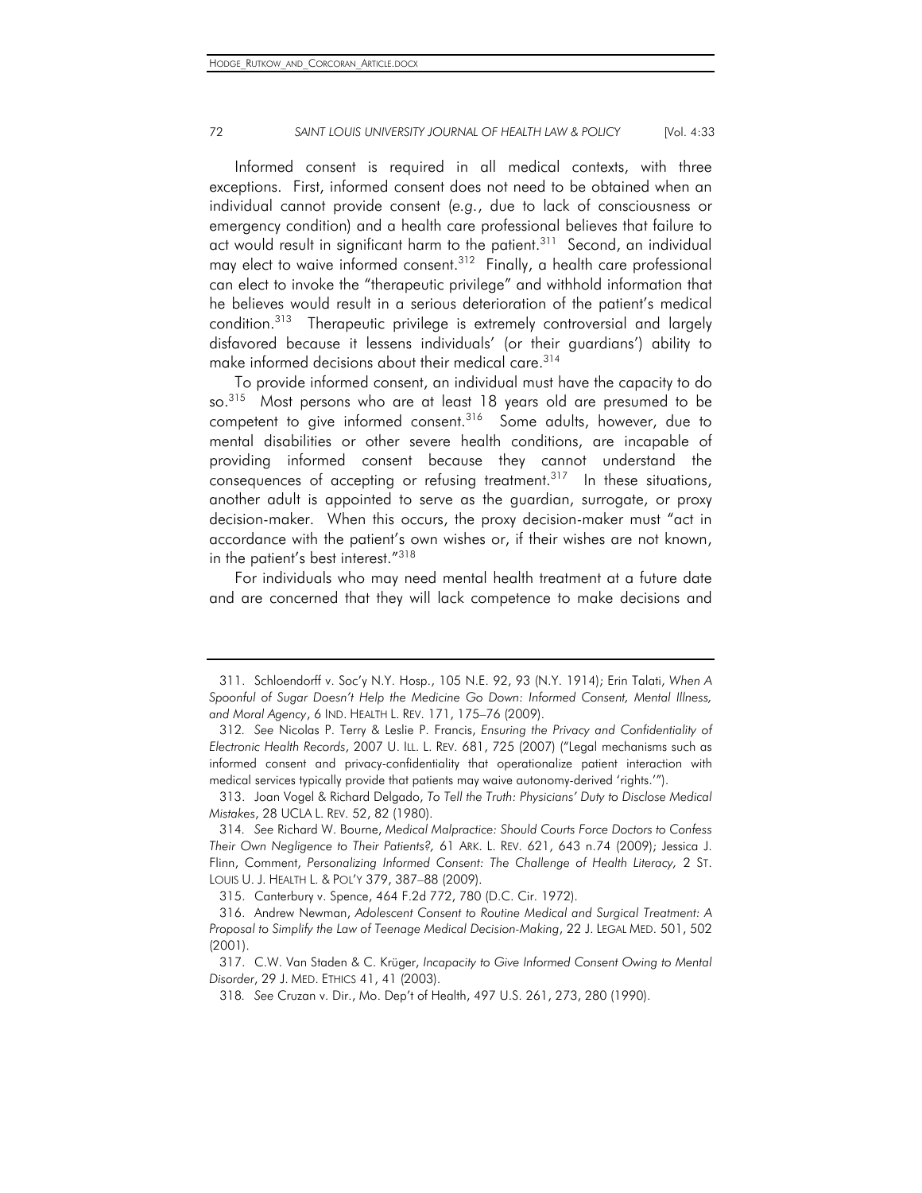Informed consent is required in all medical contexts, with three exceptions. First, informed consent does not need to be obtained when an individual cannot provide consent (*e.g.*, due to lack of consciousness or emergency condition) and a health care professional believes that failure to act would result in significant harm to the patient.[311] Second, an individual may elect to waive informed consent.[312] Finally, a health care professional can elect to invoke the "therapeutic privilege" and withhold information that he believes would result in a serious deterioration of the patient's medical condition.[313] Therapeutic privilege is extremely controversial and largely disfavored because it lessens individuals' (or their guardians') ability to make informed decisions about their medical care.[314]

To provide informed consent, an individual must have the capacity to do so.[315] Most persons who are at least 18 years old are presumed to be competent to give informed consent.[316] Some adults, however, due to mental disabilities or other severe health conditions, are incapable of providing informed consent because they cannot understand the consequences of accepting or refusing treatment.[317] In these situations, another adult is appointed to serve as the guardian, surrogate, or proxy decision-maker. When this occurs, the proxy decision-maker must "act in accordance with the patient's own wishes or, if their wishes are not known, in the patient's best interest."[318]

For individuals who may need mental health treatment at a future date and are concerned that they will lack competence to make decisions and

---

311. Schloendorff v. Soc'y N.Y. Hosp., 105 N.E. 92, 93 (N.Y. 1914); Erin Talati, *When A Spoonful of Sugar Doesn't Help the Medicine Go Down: Informed Consent, Mental Illness, and Moral Agency*, 6 IND. HEALTH L. REV. 171, 175–76 (2009).

312. *See* Nicolas P. Terry & Leslie P. Francis, *Ensuring the Privacy and Confidentiality of Electronic Health Records*, 2007 U. ILL. L. REV. 681, 725 (2007) ("Legal mechanisms such as informed consent and privacy-confidentiality that operationalize patient interaction with medical services typically provide that patients may waive autonomy-derived 'rights.'").

313. Joan Vogel & Richard Delgado, *To Tell the Truth: Physicians' Duty to Disclose Medical Mistakes*, 28 UCLA L. REV. 52, 82 (1980).

314. *See* Richard W. Bourne, *Medical Malpractice: Should Courts Force Doctors to Confess Their Own Negligence to Their Patients?*, 61 ARK. L. REV. 621, 643 n.74 (2009); Jessica J. Flinn, Comment, *Personalizing Informed Consent: The Challenge of Health Literacy*, 2 ST. LOUIS U. J. HEALTH L. & POL'Y 379, 387–88 (2009).

315. Canterbury v. Spence, 464 F.2d 772, 780 (D.C. Cir. 1972).

316. Andrew Newman, *Adolescent Consent to Routine Medical and Surgical Treatment: A Proposal to Simplify the Law of Teenage Medical Decision-Making*, 22 J. LEGAL MED. 501, 502 (2001).

317. C.W. Van Staden & C. Krüger, *Incapacity to Give Informed Consent Owing to Mental Disorder*, 29 J. MED. ETHICS 41, 41 (2003).

318. *See* Cruzan v. Dir., Mo. Dep't of Health, 497 U.S. 261, 273, 280 (1990).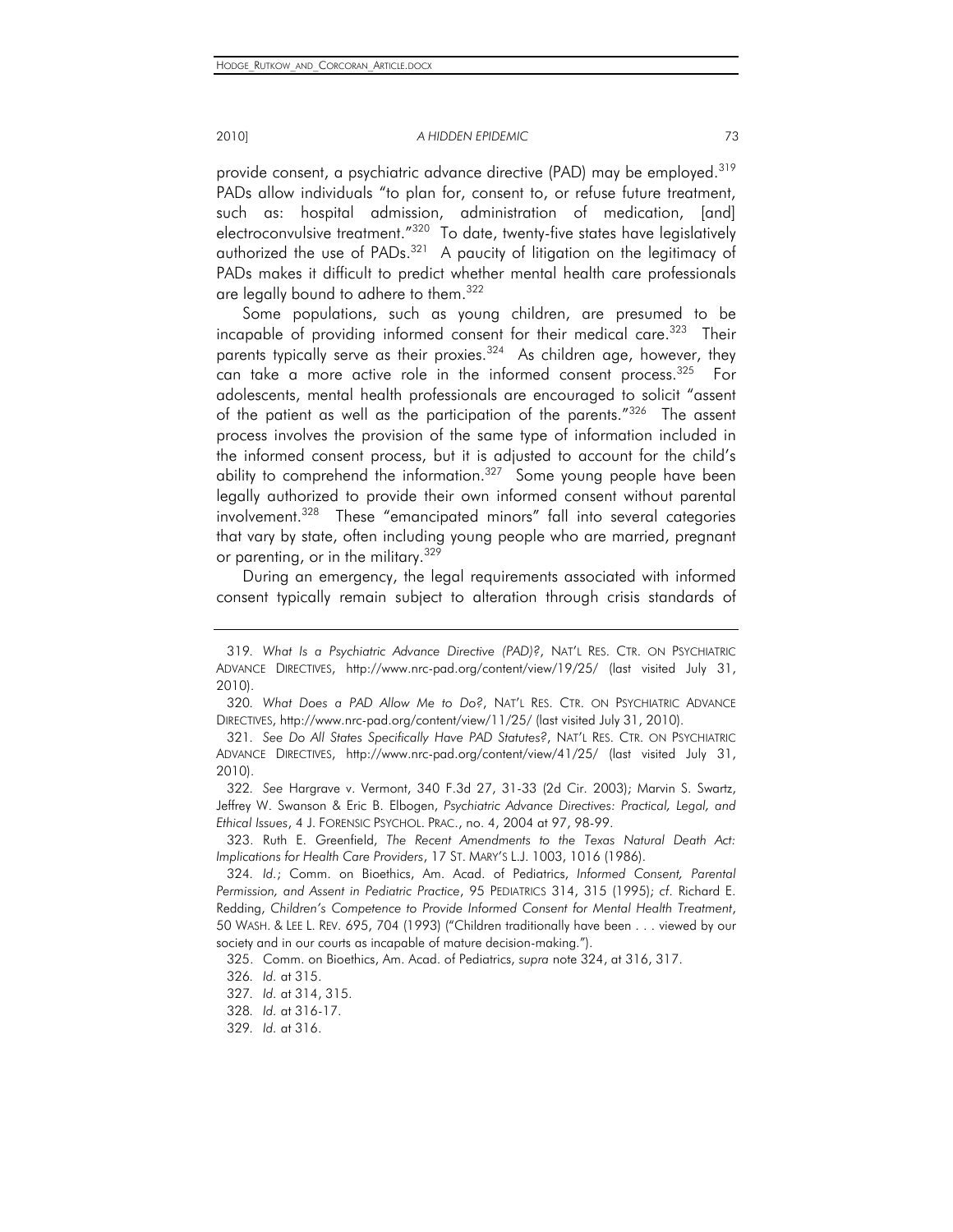provide consent, a psychiatric advance directive (PAD) may be employed.[319] PADs allow individuals "to plan for, consent to, or refuse future treatment, such as: hospital admission, administration of medication, [and] electroconvulsive treatment."[320] To date, twenty-five states have legislatively authorized the use of PADs.[321] A paucity of litigation on the legitimacy of PADs makes it difficult to predict whether mental health care professionals are legally bound to adhere to them.[322]

Some populations, such as young children, are presumed to be incapable of providing informed consent for their medical care.[323] Their parents typically serve as their proxies.[324] As children age, however, they can take a more active role in the informed consent process.[325] For adolescents, mental health professionals are encouraged to solicit "assent of the patient as well as the participation of the parents."[326] The assent process involves the provision of the same type of information included in the informed consent process, but it is adjusted to account for the child's ability to comprehend the information.[327] Some young people have been legally authorized to provide their own informed consent without parental involvement.[328] These "emancipated minors" fall into several categories that vary by state, often including young people who are married, pregnant or parenting, or in the military.[329]

During an emergency, the legal requirements associated with informed consent typically remain subject to alteration through crisis standards of

---

319. *What Is a Psychiatric Advance Directive (PAD)?*, NAT'L RES. CTR. ON PSYCHIATRIC ADVANCE DIRECTIVES, http://www.nrc-pad.org/content/view/19/25/ (last visited July 31, 2010).

320. *What Does a PAD Allow Me to Do?*, NAT'L RES. CTR. ON PSYCHIATRIC ADVANCE DIRECTIVES, http://www.nrc-pad.org/content/view/11/25/ (last visited July 31, 2010).

321. *See Do All States Specifically Have PAD Statutes?*, NAT'L RES. CTR. ON PSYCHIATRIC ADVANCE DIRECTIVES, http://www.nrc-pad.org/content/view/41/25/ (last visited July 31, 2010).

322. *See* Hargrave v. Vermont, 340 F.3d 27, 31-33 (2d Cir. 2003); Marvin S. Swartz, Jeffrey W. Swanson & Eric B. Elbogen, *Psychiatric Advance Directives: Practical, Legal, and Ethical Issues*, 4 J. FORENSIC PSYCHOL. PRAC., no. 4, 2004 at 97, 98-99.

323. Ruth E. Greenfield, *The Recent Amendments to the Texas Natural Death Act: Implications for Health Care Providers*, 17 ST. MARY'S L.J. 1003, 1016 (1986).

324. *Id.*; Comm. on Bioethics, Am. Acad. of Pediatrics, *Informed Consent, Parental Permission, and Assent in Pediatric Practice*, 95 PEDIATRICS 314, 315 (1995); *cf.* Richard E. Redding, *Children's Competence to Provide Informed Consent for Mental Health Treatment*, 50 WASH. & LEE L. REV. 695, 704 (1993) ("Children traditionally have been . . . viewed by our society and in our courts as incapable of mature decision-making.").

325. Comm. on Bioethics, Am. Acad. of Pediatrics, *supra* note 324, at 316, 317.

326. *Id.* at 315.

327. *Id.* at 314, 315.

328. *Id.* at 316-17.

329. *Id.* at 316.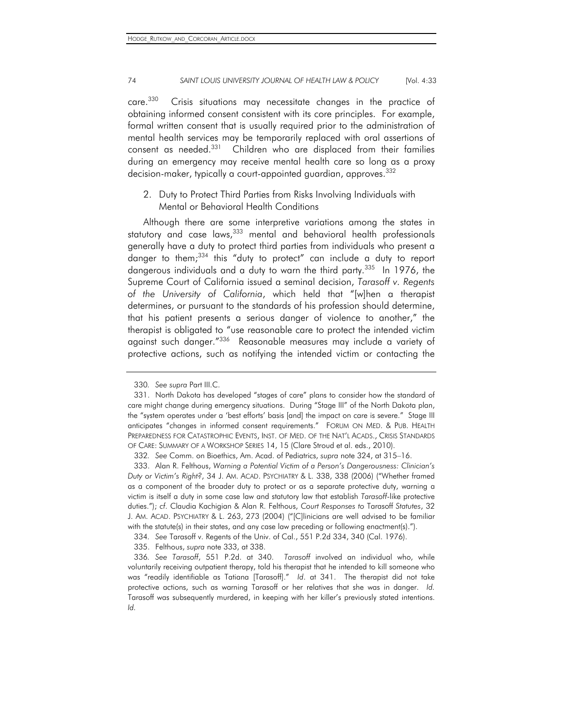care.[330] Crisis situations may necessitate changes in the practice of obtaining informed consent consistent with its core principles. For example, formal written consent that is usually required prior to the administration of mental health services may be temporarily replaced with oral assertions of consent as needed.[331] Children who are displaced from their families during an emergency may receive mental health care so long as a proxy decision-maker, typically a court-appointed guardian, approves.[332]

### 2. Duty to Protect Third Parties from Risks Involving Individuals with Mental or Behavioral Health Conditions

Although there are some interpretive variations among the states in statutory and case laws,[333] mental and behavioral health professionals generally have a duty to protect third parties from individuals who present a danger to them;[334] this "duty to protect" can include a duty to report dangerous individuals and a duty to warn the third party.[335] In 1976, the Supreme Court of California issued a seminal decision, *Tarasoff v. Regents of the University of California*, which held that "[w]hen a therapist determines, or pursuant to the standards of his profession should determine, that his patient presents a serious danger of violence to another," the therapist is obligated to "use reasonable care to protect the intended victim against such danger."[336] Reasonable measures may include a variety of protective actions, such as notifying the intended victim or contacting the

---

330. *See supra* Part III.C.

331. North Dakota has developed "stages of care" plans to consider how the standard of care might change during emergency situations. During "Stage III" of the North Dakota plan, the "system operates under a 'best efforts' basis [and] the impact on care is severe." Stage III anticipates "changes in informed consent requirements." FORUM ON MED. & PUB. HEALTH PREPAREDNESS FOR CATASTROPHIC EVENTS, INST. OF MED. OF THE NAT'L ACADS., CRISIS STANDARDS OF CARE: SUMMARY OF A WORKSHOP SERIES 14, 15 (Clare Stroud et al. eds., 2010).

332. *See* Comm. on Bioethics, Am. Acad. of Pediatrics, *supra* note 324, at 315–16.

333. Alan R. Felthous, *Warning a Potential Victim of a Person's Dangerousness: Clinician's Duty or Victim's Right?*, 34 J. AM. ACAD. PSYCHIATRY & L. 338, 338 (2006) ("Whether framed as a component of the broader duty to protect or as a separate protective duty, warning a victim is itself a duty in some case law and statutory law that establish *Tarasoff*-like protective duties."); *cf.* Claudia Kachigian & Alan R. Felthous, *Court Responses to* Tarasoff *Statutes*, 32 J. AM. ACAD. PSYCHIATRY & L. 263, 273 (2004) ("[C]linicians are well advised to be familiar with the statute(s) in their states, and any case law preceding or following enactment(s).").

334. *See* Tarasoff v. Regents of the Univ. of Cal., 551 P.2d 334, 340 (Cal. 1976).

335. Felthous, *supra* note 333, at 338.

336. *See Tarasoff*, 551 P.2d. at 340. *Tarasoff* involved an individual who, while voluntarily receiving outpatient therapy, told his therapist that he intended to kill someone who was "readily identifiable as Tatiana [Tarasoff]." *Id.* at 341. The therapist did not take protective actions, such as warning Tarasoff or her relatives that she was in danger. *Id.* Tarasoff was subsequently murdered, in keeping with her killer's previously stated intentions. *Id.*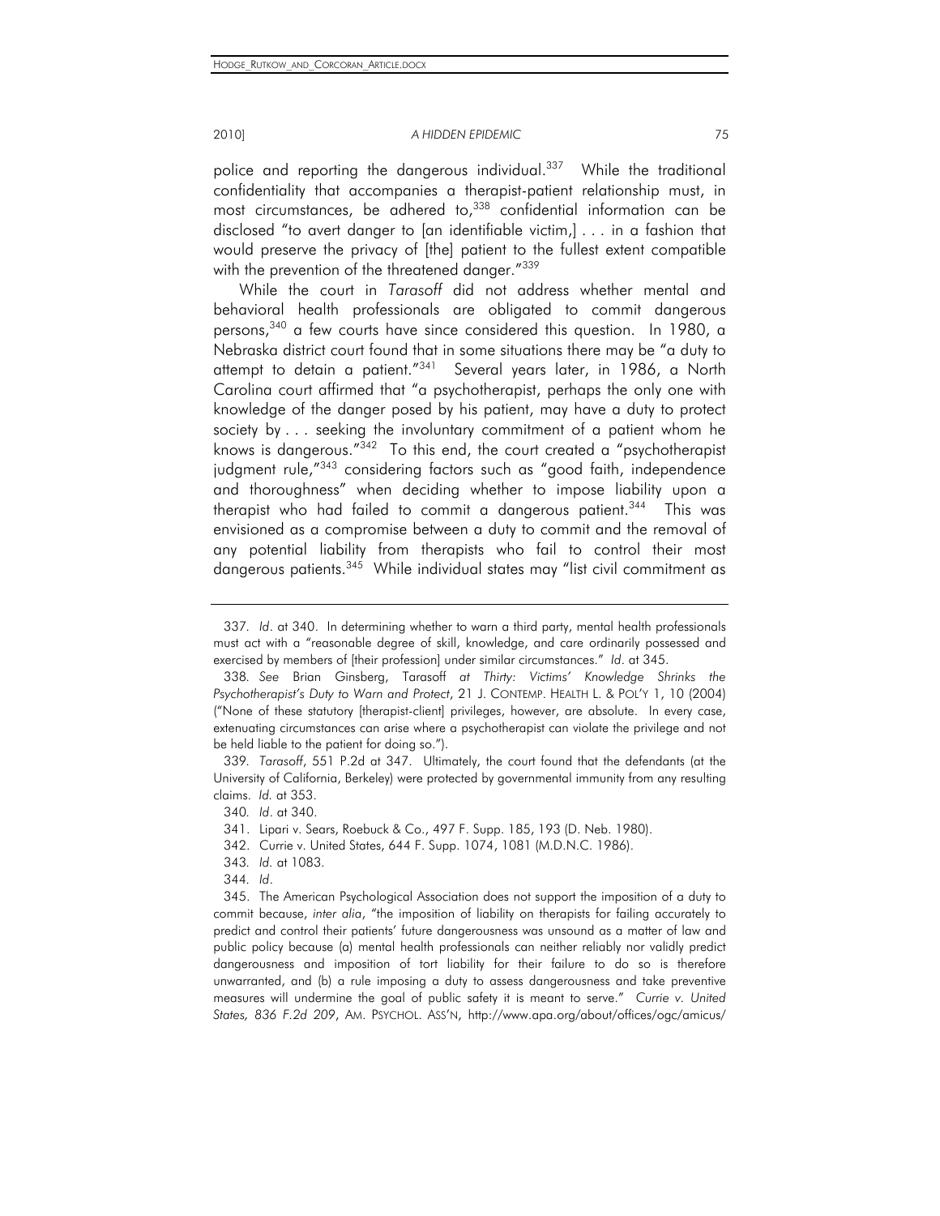police and reporting the dangerous individual.[337] While the traditional confidentiality that accompanies a therapist-patient relationship must, in most circumstances, be adhered to,[338] confidential information can be disclosed "to avert danger to [an identifiable victim,] . . . in a fashion that would preserve the privacy of [the] patient to the fullest extent compatible with the prevention of the threatened danger."[339]

While the court in *Tarasoff* did not address whether mental and behavioral health professionals are obligated to commit dangerous persons,[340] a few courts have since considered this question. In 1980, a Nebraska district court found that in some situations there may be "a duty to attempt to detain a patient."[341] Several years later, in 1986, a North Carolina court affirmed that "a psychotherapist, perhaps the only one with knowledge of the danger posed by his patient, may have a duty to protect society by . . . seeking the involuntary commitment of a patient whom he knows is dangerous."[342] To this end, the court created a "psychotherapist judgment rule,"[343] considering factors such as "good faith, independence and thoroughness" when deciding whether to impose liability upon a therapist who had failed to commit a dangerous patient.[344] This was envisioned as a compromise between a duty to commit and the removal of any potential liability from therapists who fail to control their most dangerous patients.[345] While individual states may "list civil commitment as

---

337. *Id*. at 340. In determining whether to warn a third party, mental health professionals must act with a "reasonable degree of skill, knowledge, and care ordinarily possessed and exercised by members of [their profession] under similar circumstances." *Id*. at 345.

338. *See* Brian Ginsberg, Tarasoff *at Thirty: Victims' Knowledge Shrinks the Psychotherapist's Duty to Warn and Protect*, 21 J. CONTEMP. HEALTH L. & POL'Y 1, 10 (2004) ("None of these statutory [therapist-client] privileges, however, are absolute. In every case, extenuating circumstances can arise where a psychotherapist can violate the privilege and not be held liable to the patient for doing so.").

339. *Tarasoff*, 551 P.2d at 347. Ultimately, the court found that the defendants (at the University of California, Berkeley) were protected by governmental immunity from any resulting claims. *Id.* at 353.

340. *Id*. at 340.

341. Lipari v. Sears, Roebuck & Co., 497 F. Supp. 185, 193 (D. Neb. 1980).

342. Currie v. United States, 644 F. Supp. 1074, 1081 (M.D.N.C. 1986).

343. *Id.* at 1083.

344. *Id*.

345. The American Psychological Association does not support the imposition of a duty to commit because, *inter alia*, "the imposition of liability on therapists for failing accurately to predict and control their patients' future dangerousness was unsound as a matter of law and public policy because (a) mental health professionals can neither reliably nor validly predict dangerousness and imposition of tort liability for their failure to do so is therefore unwarranted, and (b) a rule imposing a duty to assess dangerousness and take preventive measures will undermine the goal of public safety it is meant to serve." *Currie v. United States, 836 F.2d 209*, AM. PSYCHOL. ASS'N, http://www.apa.org/about/offices/ogc/amicus/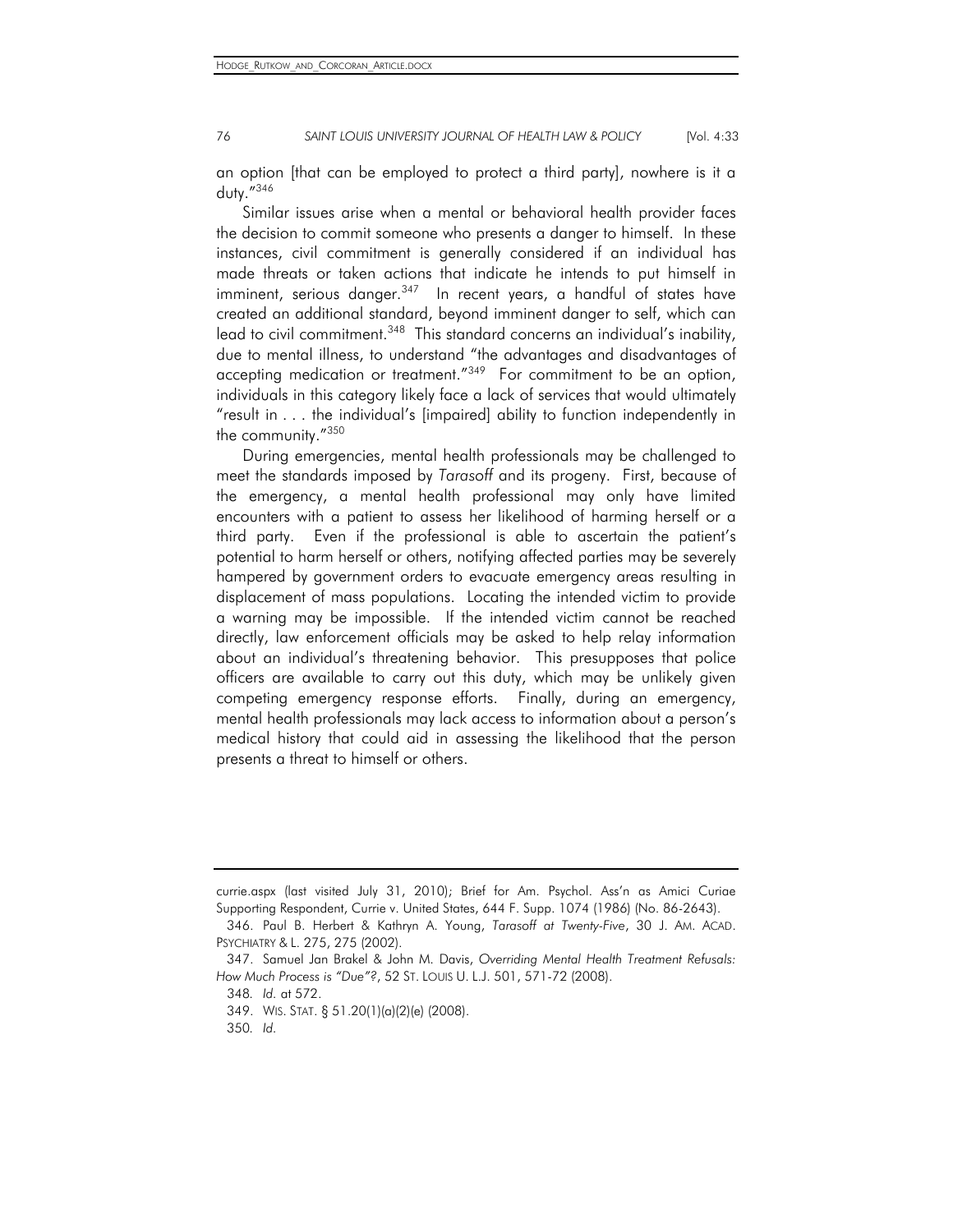an option [that can be employed to protect a third party], nowhere is it a duty."[346]

Similar issues arise when a mental or behavioral health provider faces the decision to commit someone who presents a danger to himself. In these instances, civil commitment is generally considered if an individual has made threats or taken actions that indicate he intends to put himself in imminent, serious danger.[347] In recent years, a handful of states have created an additional standard, beyond imminent danger to self, which can lead to civil commitment.[348] This standard concerns an individual's inability, due to mental illness, to understand "the advantages and disadvantages of accepting medication or treatment."[349] For commitment to be an option, individuals in this category likely face a lack of services that would ultimately "result in . . . the individual's [impaired] ability to function independently in the community."[350]

During emergencies, mental health professionals may be challenged to meet the standards imposed by *Tarasoff* and its progeny. First, because of the emergency, a mental health professional may only have limited encounters with a patient to assess her likelihood of harming herself or a third party. Even if the professional is able to ascertain the patient's potential to harm herself or others, notifying affected parties may be severely hampered by government orders to evacuate emergency areas resulting in displacement of mass populations. Locating the intended victim to provide a warning may be impossible. If the intended victim cannot be reached directly, law enforcement officials may be asked to help relay information about an individual's threatening behavior. This presupposes that police officers are available to carry out this duty, which may be unlikely given competing emergency response efforts. Finally, during an emergency, mental health professionals may lack access to information about a person's medical history that could aid in assessing the likelihood that the person presents a threat to himself or others.

---

currie.aspx (last visited July 31, 2010); Brief for Am. Psychol. Ass'n as Amici Curiae Supporting Respondent, Currie v. United States, 644 F. Supp. 1074 (1986) (No. 86-2643).

346. Paul B. Herbert & Kathryn A. Young, *Tarasoff at Twenty-Five*, 30 J. AM. ACAD. PSYCHIATRY & L. 275, 275 (2002).

347. Samuel Jan Brakel & John M. Davis, *Overriding Mental Health Treatment Refusals: How Much Process is "Due"?*, 52 ST. LOUIS U. L.J. 501, 571-72 (2008).

348. *Id.* at 572.

349. WIS. STAT. § 51.20(1)(a)(2)(e) (2008).

350. *Id.*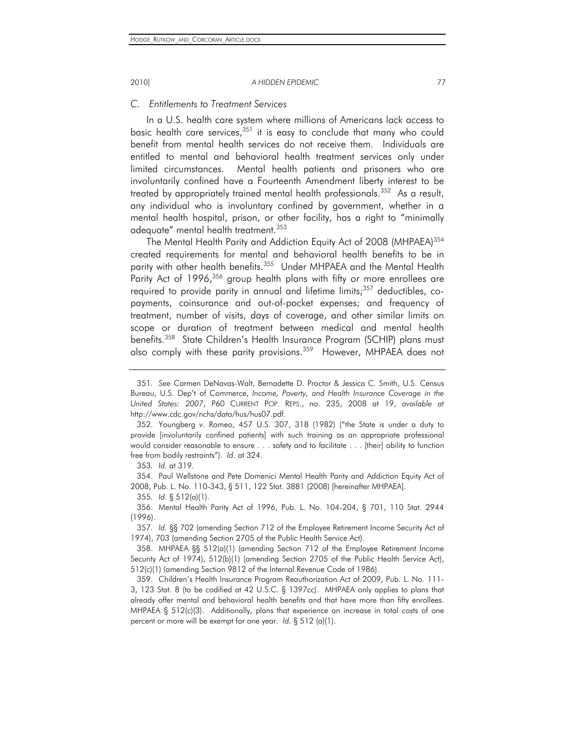### C. Entitlements to Treatment Services

In a U.S. health care system where millions of Americans lack access to basic health care services,[351] it is easy to conclude that many who could benefit from mental health services do not receive them. Individuals are entitled to mental and behavioral health treatment services only under limited circumstances. Mental health patients and prisoners who are involuntarily confined have a Fourteenth Amendment liberty interest to be treated by appropriately trained mental health professionals.[352] As a result, any individual who is involuntary confined by government, whether in a mental health hospital, prison, or other facility, has a right to "minimally adequate" mental health treatment.[353]

The Mental Health Parity and Addiction Equity Act of 2008 (MHPAEA)[354] created requirements for mental and behavioral health benefits to be in parity with other health benefits.[355] Under MHPAEA and the Mental Health Parity Act of 1996,[356] group health plans with fifty or more enrollees are required to provide parity in annual and lifetime limits;[357] deductibles, co-payments, coinsurance and out-of-pocket expenses; and frequency of treatment, number of visits, days of coverage, and other similar limits on scope or duration of treatment between medical and mental health benefits.[358] State Children's Health Insurance Program (SCHIP) plans must also comply with these parity provisions.[359] However, MHPAEA does not

---

351. *See* Carmen DeNavas-Walt, Bernadette D. Proctor & Jessica C. Smith, U.S. Census Bureau, U.S. Dep't of Commerce, *Income, Poverty, and Health Insurance Coverage in the United States: 2007*, P60 CURRENT POP. REPS., no. 235, 2008 at 19, *available at* http://www.cdc.gov/nchs/data/hus/hus07.pdf.

352. Youngberg v. Romeo, 457 U.S. 307, 318 (1982) ("the State is under a duty to provide [involuntarily confined patients] with such training as an appropriate professional would consider reasonable to ensure . . . safety and to facilitate . . . [their] ability to function free from bodily restraints"). *Id*. at 324.

353. *Id.* at 319.

354. Paul Wellstone and Pete Domenici Mental Health Parity and Addiction Equity Act of 2008, Pub. L. No. 110-343, § 511, 122 Stat. 3881 (2008) [hereinafter MHPAEA].

355. *Id.* § 512(a)(1).

356. Mental Health Parity Act of 1996, Pub. L. No. 104-204, § 701, 110 Stat. 2944 (1996).

357. *Id.* §§ 702 (amending Section 712 of the Employee Retirement Income Security Act of 1974), 703 (amending Section 2705 of the Public Health Service Act).

358. MHPAEA §§ 512(a)(1) (amending Section 712 of the Employee Retirement Income Security Act of 1974), 512(b)(1) (amending Section 2705 of the Public Health Service Act), 512(c)(1) (amending Section 9812 of the Internal Revenue Code of 1986).

359. Children's Health Insurance Program Reauthorization Act of 2009, Pub. L. No. 111-3, 123 Stat. 8 (to be codified at 42 U.S.C. § 1397cc). MHPAEA only applies to plans that already offer mental and behavioral health benefits and that have more than fifty enrollees. MHPAEA § 512(c)(3). Additionally, plans that experience an increase in total costs of one percent or more will be exempt for one year. *Id.* § 512 (a)(1).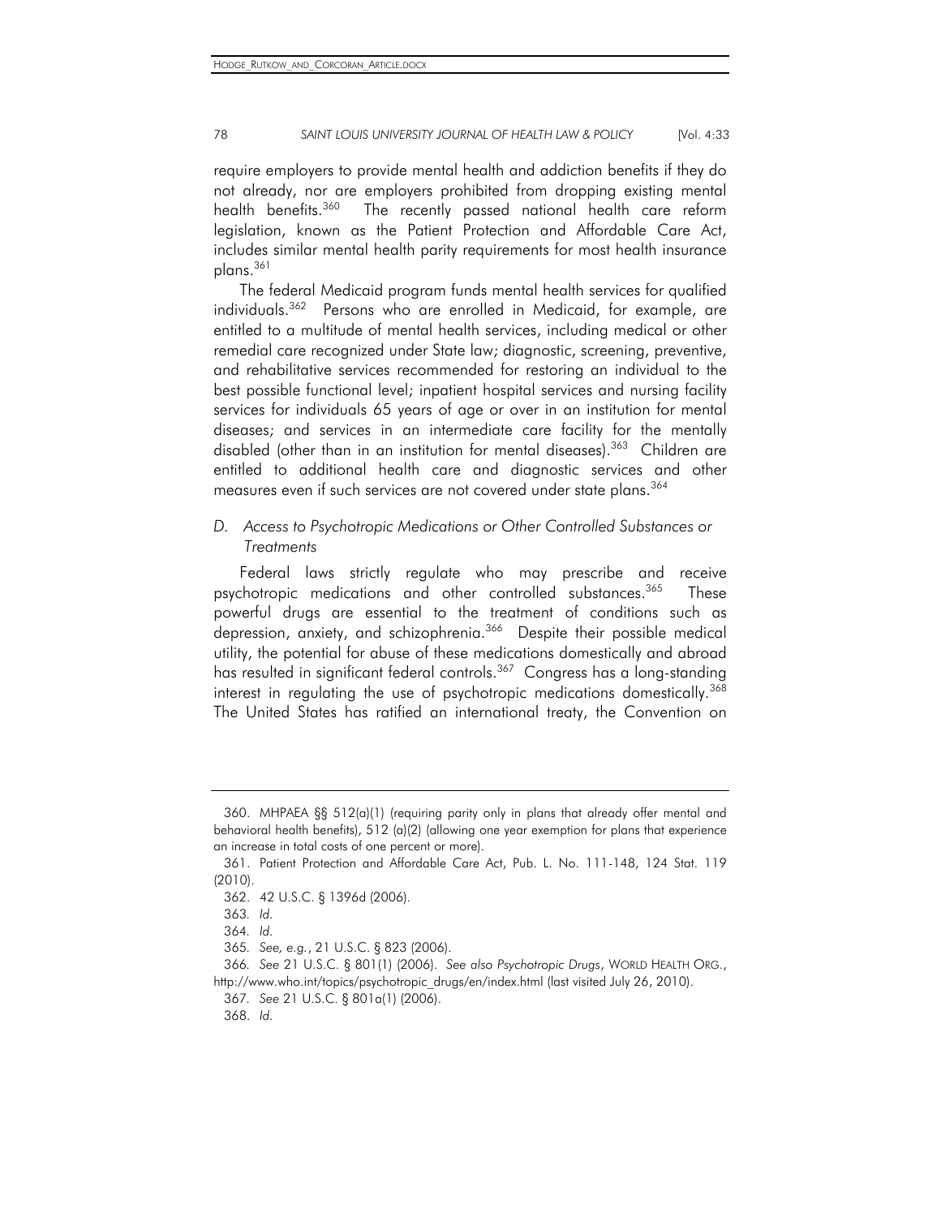require employers to provide mental health and addiction benefits if they do not already, nor are employers prohibited from dropping existing mental health benefits.[360] The recently passed national health care reform legislation, known as the Patient Protection and Affordable Care Act, includes similar mental health parity requirements for most health insurance plans.[361]

The federal Medicaid program funds mental health services for qualified individuals.[362] Persons who are enrolled in Medicaid, for example, are entitled to a multitude of mental health services, including medical or other remedial care recognized under State law; diagnostic, screening, preventive, and rehabilitative services recommended for restoring an individual to the best possible functional level; inpatient hospital services and nursing facility services for individuals 65 years of age or over in an institution for mental diseases; and services in an intermediate care facility for the mentally disabled (other than in an institution for mental diseases).[363] Children are entitled to additional health care and diagnostic services and other measures even if such services are not covered under state plans.[364]

### *D. Access to Psychotropic Medications or Other Controlled Substances or Treatments*

Federal laws strictly regulate who may prescribe and receive psychotropic medications and other controlled substances.[365] These powerful drugs are essential to the treatment of conditions such as depression, anxiety, and schizophrenia.[366] Despite their possible medical utility, the potential for abuse of these medications domestically and abroad has resulted in significant federal controls.[367] Congress has a long-standing interest in regulating the use of psychotropic medications domestically.[368] The United States has ratified an international treaty, the Convention on

---

360. MHPAEA §§ 512(a)(1) (requiring parity only in plans that already offer mental and behavioral health benefits), 512 (a)(2) (allowing one year exemption for plans that experience an increase in total costs of one percent or more).

361. Patient Protection and Affordable Care Act, Pub. L. No. 111-148, 124 Stat. 119 (2010).

362. 42 U.S.C. § 1396d (2006).

363. *Id.*

364. *Id.*

365. *See, e.g.*, 21 U.S.C. § 823 (2006).

366. *See* 21 U.S.C. § 801(1) (2006). *See also Psychotropic Drugs*, WORLD HEALTH ORG., http://www.who.int/topics/psychotropic_drugs/en/index.html (last visited July 26, 2010).

367. *See* 21 U.S.C. § 801a(1) (2006).

368. *Id.*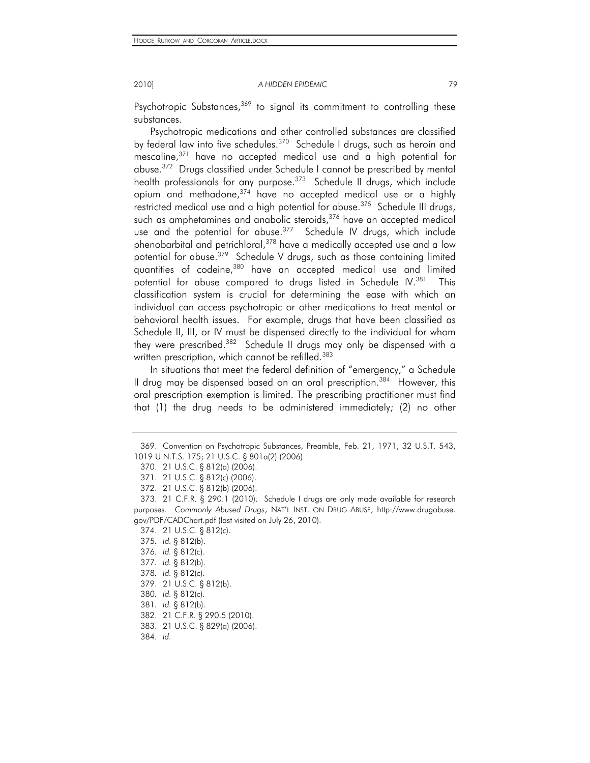Psychotropic Substances,[369] to signal its commitment to controlling these substances.

Psychotropic medications and other controlled substances are classified by federal law into five schedules.[370] Schedule I drugs, such as heroin and mescaline,[371] have no accepted medical use and a high potential for abuse.[372] Drugs classified under Schedule I cannot be prescribed by mental health professionals for any purpose.[373] Schedule II drugs, which include opium and methadone,[374] have no accepted medical use or a highly restricted medical use and a high potential for abuse.[375] Schedule III drugs, such as amphetamines and anabolic steroids,[376] have an accepted medical use and the potential for abuse.[377] Schedule IV drugs, which include phenobarbital and petrichloral,[378] have a medically accepted use and a low potential for abuse.[379] Schedule V drugs, such as those containing limited quantities of codeine,[380] have an accepted medical use and limited potential for abuse compared to drugs listed in Schedule IV.[381] This classification system is crucial for determining the ease with which an individual can access psychotropic or other medications to treat mental or behavioral health issues. For example, drugs that have been classified as Schedule II, III, or IV must be dispensed directly to the individual for whom they were prescribed.[382] Schedule II drugs may only be dispensed with a written prescription, which cannot be refilled.[383]

In situations that meet the federal definition of "emergency," a Schedule II drug may be dispensed based on an oral prescription.[384] However, this oral prescription exemption is limited. The prescribing practitioner must find that (1) the drug needs to be administered immediately; (2) no other

---

369. Convention on Psychotropic Substances, Preamble, Feb. 21, 1971, 32 U.S.T. 543, 1019 U.N.T.S. 175; 21 U.S.C. § 801a(2) (2006).

370. 21 U.S.C. § 812(a) (2006).

371. 21 U.S.C. § 812(c) (2006).

372. 21 U.S.C. § 812(b) (2006).

373. 21 C.F.R. § 290.1 (2010). Schedule I drugs are only made available for research purposes. *Commonly Abused Drugs*, NAT'L INST. ON DRUG ABUSE, http://www.drugabuse.gov/PDF/CADChart.pdf (last visited on July 26, 2010).

374. 21 U.S.C. § 812(c).

375. *Id.* § 812(b).

376. *Id.* § 812(c).

377. *Id.* § 812(b).

378. *Id.* § 812(c).

379. 21 U.S.C. § 812(b).

380. *Id.* § 812(c).

381. *Id.* § 812(b).

382. 21 C.F.R. § 290.5 (2010).

383. 21 U.S.C. § 829(a) (2006).

384. *Id.*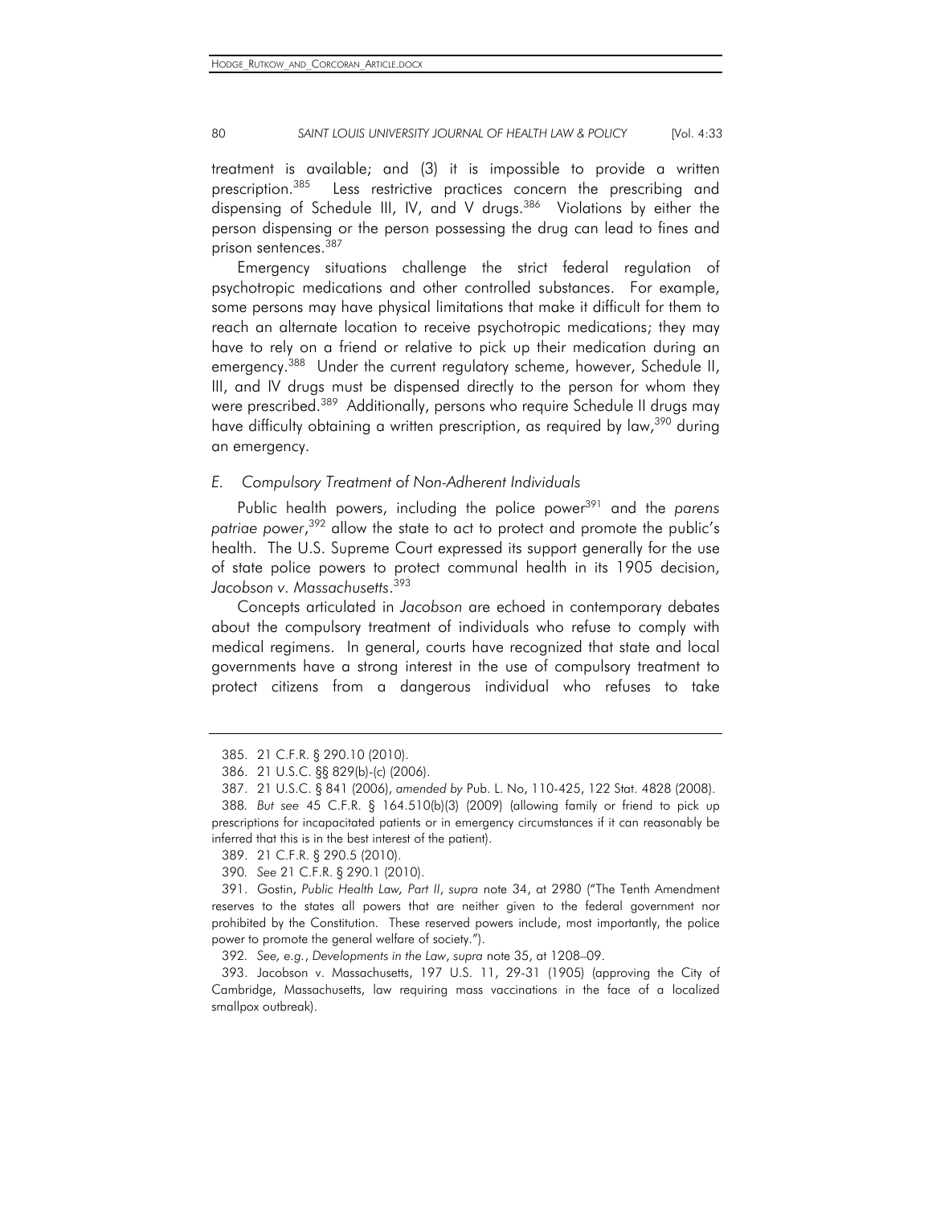treatment is available; and (3) it is impossible to provide a written prescription.[385] Less restrictive practices concern the prescribing and dispensing of Schedule III, IV, and V drugs.[386] Violations by either the person dispensing or the person possessing the drug can lead to fines and prison sentences.[387]

Emergency situations challenge the strict federal regulation of psychotropic medications and other controlled substances. For example, some persons may have physical limitations that make it difficult for them to reach an alternate location to receive psychotropic medications; they may have to rely on a friend or relative to pick up their medication during an emergency.[388] Under the current regulatory scheme, however, Schedule II, III, and IV drugs must be dispensed directly to the person for whom they were prescribed.[389] Additionally, persons who require Schedule II drugs may have difficulty obtaining a written prescription, as required by law,[390] during an emergency.

### *E. Compulsory Treatment of Non-Adherent Individuals*

Public health powers, including the police power[391] and the *parens patriae power*,[392] allow the state to act to protect and promote the public's health. The U.S. Supreme Court expressed its support generally for the use of state police powers to protect communal health in its 1905 decision, *Jacobson v. Massachusetts*.[393]

Concepts articulated in *Jacobson* are echoed in contemporary debates about the compulsory treatment of individuals who refuse to comply with medical regimens. In general, courts have recognized that state and local governments have a strong interest in the use of compulsory treatment to protect citizens from a dangerous individual who refuses to take

---

385. 21 C.F.R. § 290.10 (2010).

386. 21 U.S.C. §§ 829(b)-(c) (2006).

387. 21 U.S.C. § 841 (2006), *amended by* Pub. L. No, 110-425, 122 Stat. 4828 (2008).

388. *But see* 45 C.F.R. § 164.510(b)(3) (2009) (allowing family or friend to pick up prescriptions for incapacitated patients or in emergency circumstances if it can reasonably be inferred that this is in the best interest of the patient).

389. 21 C.F.R. § 290.5 (2010).

390. *See* 21 C.F.R. § 290.1 (2010).

391. Gostin, *Public Health Law, Part II*, *supra* note 34, at 2980 ("The Tenth Amendment reserves to the states all powers that are neither given to the federal government nor prohibited by the Constitution. These reserved powers include, most importantly, the police power to promote the general welfare of society.").

392. *See, e.g.*, *Developments in the Law*, *supra* note 35, at 1208–09.

393. Jacobson v. Massachusetts, 197 U.S. 11, 29-31 (1905) (approving the City of Cambridge, Massachusetts, law requiring mass vaccinations in the face of a localized smallpox outbreak).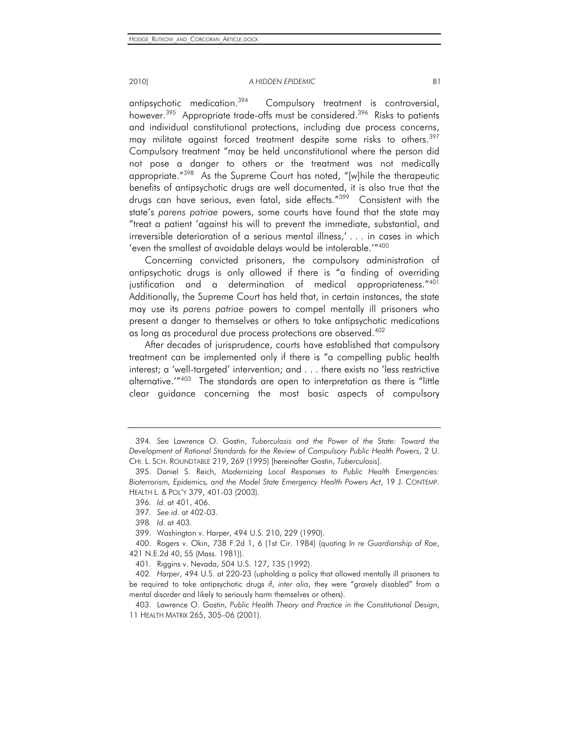antipsychotic medication.[394] Compulsory treatment is controversial, however.[395] Appropriate trade-offs must be considered.[396] Risks to patients and individual constitutional protections, including due process concerns, may militate against forced treatment despite some risks to others.[397] Compulsory treatment "may be held unconstitutional where the person did not pose a danger to others or the treatment was not medically appropriate."[398] As the Supreme Court has noted, "[w]hile the therapeutic benefits of antipsychotic drugs are well documented, it is also true that the drugs can have serious, even fatal, side effects."[399] Consistent with the state's *parens patriae* powers, some courts have found that the state may "treat a patient 'against his will to prevent the immediate, substantial, and irreversible deterioration of a serious mental illness,' . . . in cases in which 'even the smallest of avoidable delays would be intolerable.'"[400]

Concerning convicted prisoners, the compulsory administration of antipsychotic drugs is only allowed if there is "a finding of overriding justification and a determination of medical appropriateness."[401] Additionally, the Supreme Court has held that, in certain instances, the state may use its *parens patriae* powers to compel mentally ill prisoners who present a danger to themselves or others to take antipsychotic medications as long as procedural due process protections are observed.[402]

After decades of jurisprudence, courts have established that compulsory treatment can be implemented only if there is "a compelling public health interest; a 'well-targeted' intervention; and . . . there exists no 'less restrictive alternative.'"[403] The standards are open to interpretation as there is "little clear guidance concerning the most basic aspects of compulsory

---

394. *See* Lawrence O. Gostin, *Tuberculosis and the Power of the State: Toward the Development of Rational Standards for the Review of Compulsory Public Health Powers*, 2 U. CHI. L. SCH. ROUNDTABLE 219, 269 (1995) [hereinafter Gostin, *Tuberculosis*].

395. Daniel S. Reich, *Modernizing Local Responses to Public Health Emergencies: Bioterrorism, Epidemics, and the Model State Emergency Health Powers Act*, 19 J. CONTEMP. HEALTH L. & POL'Y 379, 401-03 (2003).

396. *Id.* at 401, 406.

397. *See id.* at 402-03.

398. *Id.* at 403.

399. Washington v. Harper, 494 U.S. 210, 229 (1990).

400. Rogers v. Okin, 738 F.2d 1, 6 (1st Cir. 1984) (quoting *In re Guardianship of Roe*, 421 N.E.2d 40, 55 (Mass. 1981)).

401. Riggins v. Nevada, 504 U.S. 127, 135 (1992).

402. *Harper*, 494 U.S. at 220-23 (upholding a policy that allowed mentally ill prisoners to be required to take antipsychotic drugs if, *inter alia*, they were "gravely disabled" from a mental disorder and likely to seriously harm themselves or others).

403. Lawrence O. Gostin, *Public Health Theory and Practice in the Constitutional Design*, 11 HEALTH MATRIX 265, 305–06 (2001).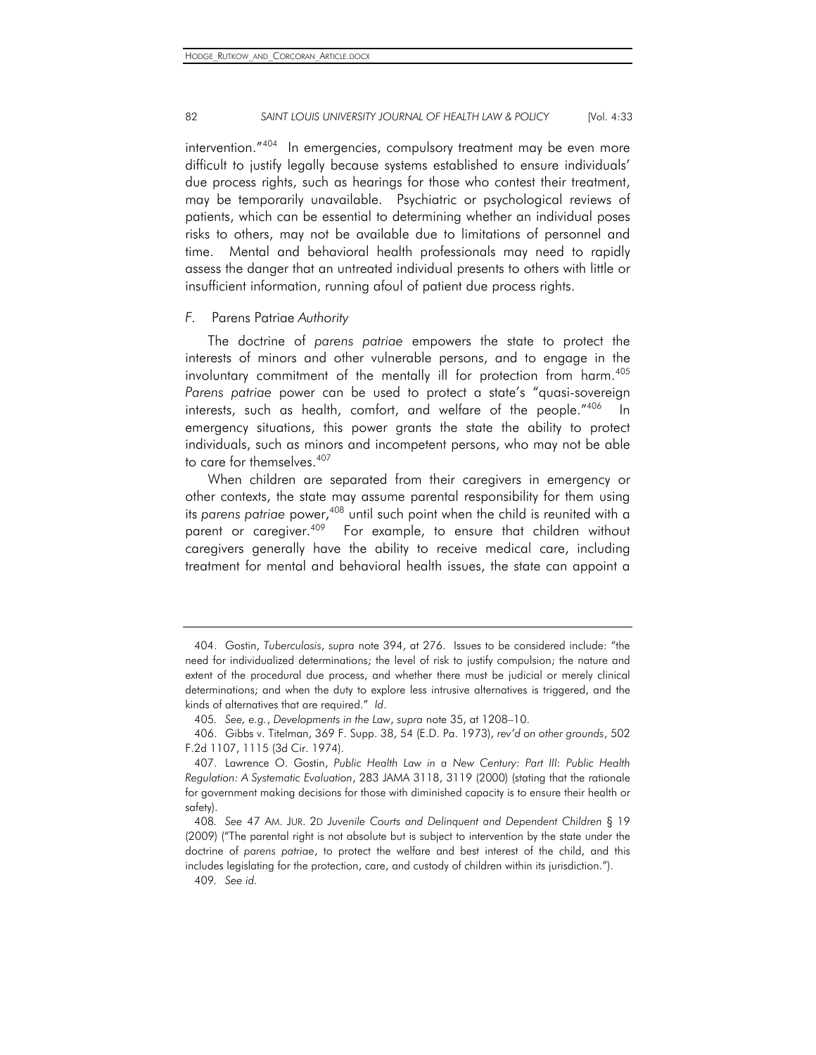intervention."[404] In emergencies, compulsory treatment may be even more difficult to justify legally because systems established to ensure individuals' due process rights, such as hearings for those who contest their treatment, may be temporarily unavailable. Psychiatric or psychological reviews of patients, which can be essential to determining whether an individual poses risks to others, may not be available due to limitations of personnel and time. Mental and behavioral health professionals may need to rapidly assess the danger that an untreated individual presents to others with little or insufficient information, running afoul of patient due process rights.

### F. *Parens Patriae* Authority

The doctrine of *parens patriae* empowers the state to protect the interests of minors and other vulnerable persons, and to engage in the involuntary commitment of the mentally ill for protection from harm.[405] *Parens patriae* power can be used to protect a state's "quasi-sovereign interests, such as health, comfort, and welfare of the people."[406] In emergency situations, this power grants the state the ability to protect individuals, such as minors and incompetent persons, who may not be able to care for themselves.[407]

When children are separated from their caregivers in emergency or other contexts, the state may assume parental responsibility for them using its *parens patriae* power,[408] until such point when the child is reunited with a parent or caregiver.[409] For example, to ensure that children without caregivers generally have the ability to receive medical care, including treatment for mental and behavioral health issues, the state can appoint a

---

404. Gostin, *Tuberculosis*, *supra* note 394, at 276. Issues to be considered include: "the need for individualized determinations; the level of risk to justify compulsion; the nature and extent of the procedural due process, and whether there must be judicial or merely clinical determinations; and when the duty to explore less intrusive alternatives is triggered, and the kinds of alternatives that are required." *Id*.

405. *See, e.g.*, *Developments in the Law*, *supra* note 35, at 1208–10.

406. Gibbs v. Titelman, 369 F. Supp. 38, 54 (E.D. Pa. 1973), *rev'd on other grounds*, 502 F.2d 1107, 1115 (3d Cir. 1974).

407. Lawrence O. Gostin, *Public Health Law in a New Century: Part III: Public Health Regulation: A Systematic Evaluation*, 283 JAMA 3118, 3119 (2000) (stating that the rationale for government making decisions for those with diminished capacity is to ensure their health or safety).

408. *See* 47 AM. JUR. 2D *Juvenile Courts and Delinquent and Dependent Children* § 19 (2009) ("The parental right is not absolute but is subject to intervention by the state under the doctrine of *parens patriae*, to protect the welfare and best interest of the child, and this includes legislating for the protection, care, and custody of children within its jurisdiction.").

409. *See id.*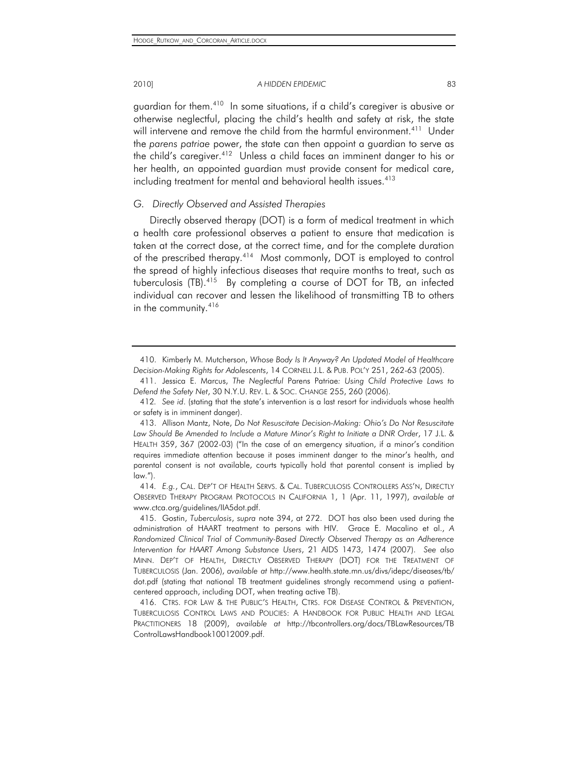guardian for them.[410] In some situations, if a child's caregiver is abusive or otherwise neglectful, placing the child's health and safety at risk, the state will intervene and remove the child from the harmful environment.[411] Under the *parens patriae* power, the state can then appoint a guardian to serve as the child's caregiver.[412] Unless a child faces an imminent danger to his or her health, an appointed guardian must provide consent for medical care, including treatment for mental and behavioral health issues.[413]

### *G. Directly Observed and Assisted Therapies*

Directly observed therapy (DOT) is a form of medical treatment in which a health care professional observes a patient to ensure that medication is taken at the correct dose, at the correct time, and for the complete duration of the prescribed therapy.[414] Most commonly, DOT is employed to control the spread of highly infectious diseases that require months to treat, such as tuberculosis (TB).[415] By completing a course of DOT for TB, an infected individual can recover and lessen the likelihood of transmitting TB to others in the community.[416]

---

410. Kimberly M. Mutcherson, *Whose Body Is It Anyway? An Updated Model of Healthcare Decision-Making Rights for Adolescents*, 14 CORNELL J.L. & PUB. POL'Y 251, 262-63 (2005).

411. Jessica E. Marcus, *The Neglectful* Parens Patriae*: Using Child Protective Laws to Defend the Safety Net*, 30 N.Y.U. REV. L. & SOC. CHANGE 255, 260 (2006).

412. *See id*. (stating that the state's intervention is a last resort for individuals whose health or safety is in imminent danger).

413. Allison Mantz, Note, *Do Not Resuscitate Decision-Making: Ohio's Do Not Resuscitate Law Should Be Amended to Include a Mature Minor's Right to Initiate a DNR Order*, 17 J.L. & HEALTH 359, 367 (2002-03) ("In the case of an emergency situation, if a minor's condition requires immediate attention because it poses imminent danger to the minor's health, and parental consent is not available, courts typically hold that parental consent is implied by law.").

414. *E.g.*, CAL. DEP'T OF HEALTH SERVS. & CAL. TUBERCULOSIS CONTROLLERS ASS'N, DIRECTLY OBSERVED THERAPY PROGRAM PROTOCOLS IN CALIFORNIA 1, 1 (Apr. 11, 1997), *available at* www.ctca.org/guidelines/IIA5dot.pdf.

415. Gostin, *Tuberculosis*, *supra* note 394, at 272. DOT has also been used during the administration of HAART treatment to persons with HIV. Grace E. Macalino et al., *A Randomized Clinical Trial of Community-Based Directly Observed Therapy as an Adherence Intervention for HAART Among Substance Users*, 21 AIDS 1473, 1474 (2007). *See also* MINN. DEP'T OF HEALTH, DIRECTLY OBSERVED THERAPY (DOT) FOR THE TREATMENT OF TUBERCULOSIS (Jan. 2006), *available at* http://www.health.state.mn.us/divs/idepc/diseases/tb/dot.pdf (stating that national TB treatment guidelines strongly recommend using a patient-centered approach, including DOT, when treating active TB).

416. CTRS. FOR LAW & THE PUBLIC'S HEALTH, CTRS. FOR DISEASE CONTROL & PREVENTION, TUBERCULOSIS CONTROL LAWS AND POLICIES: A HANDBOOK FOR PUBLIC HEALTH AND LEGAL PRACTITIONERS 18 (2009), *available at* http://tbcontrollers.org/docs/TBLawResources/TBControlLawsHandbook10012009.pdf.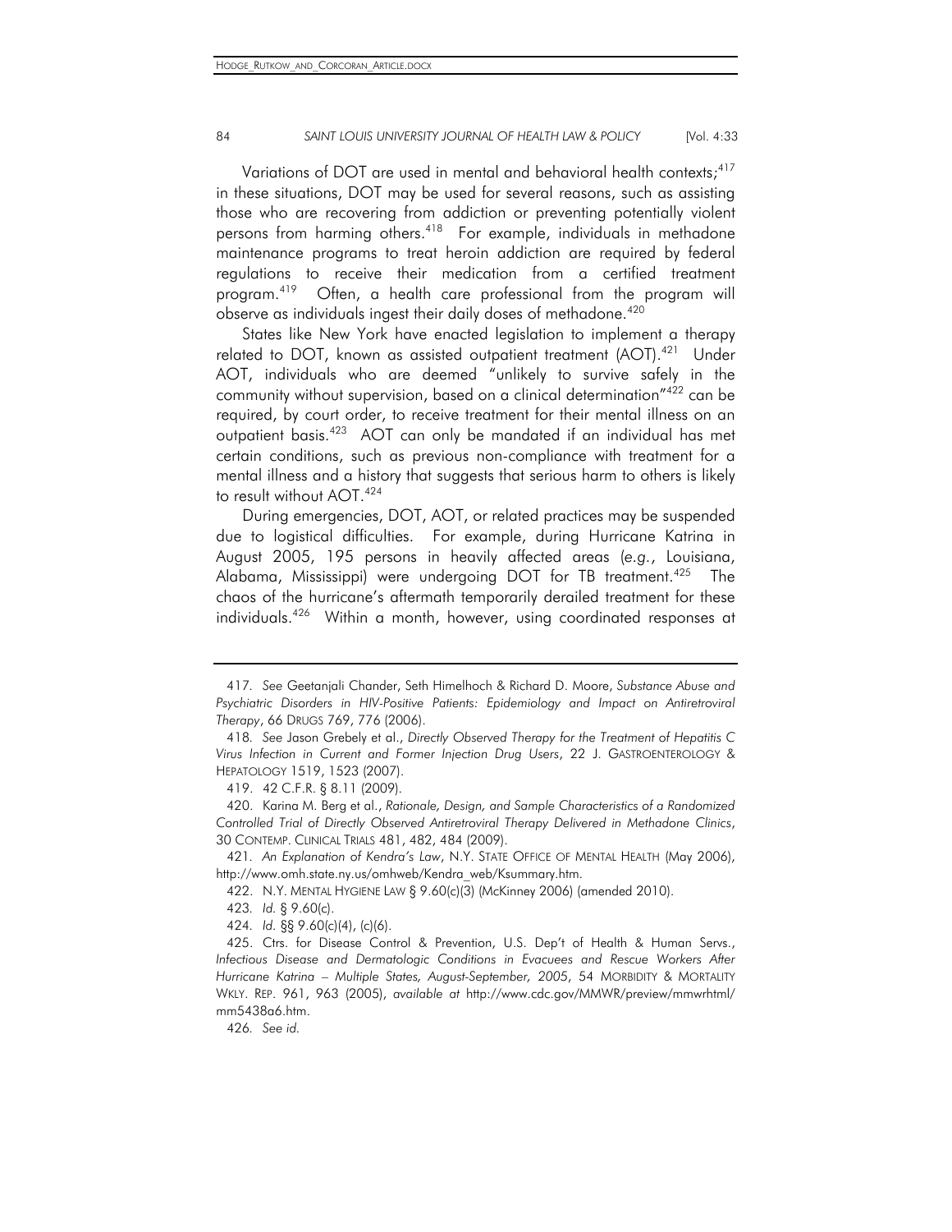Variations of DOT are used in mental and behavioral health contexts;[417] in these situations, DOT may be used for several reasons, such as assisting those who are recovering from addiction or preventing potentially violent persons from harming others.[418] For example, individuals in methadone maintenance programs to treat heroin addiction are required by federal regulations to receive their medication from a certified treatment program.[419] Often, a health care professional from the program will observe as individuals ingest their daily doses of methadone.[420]

States like New York have enacted legislation to implement a therapy related to DOT, known as assisted outpatient treatment (AOT).[421] Under AOT, individuals who are deemed "unlikely to survive safely in the community without supervision, based on a clinical determination"[422] can be required, by court order, to receive treatment for their mental illness on an outpatient basis.[423] AOT can only be mandated if an individual has met certain conditions, such as previous non-compliance with treatment for a mental illness and a history that suggests that serious harm to others is likely to result without AOT.[424]

During emergencies, DOT, AOT, or related practices may be suspended due to logistical difficulties. For example, during Hurricane Katrina in August 2005, 195 persons in heavily affected areas (*e.g.*, Louisiana, Alabama, Mississippi) were undergoing DOT for TB treatment.[425] The chaos of the hurricane's aftermath temporarily derailed treatment for these individuals.[426] Within a month, however, using coordinated responses at

---

417. *See* Geetanjali Chander, Seth Himelhoch & Richard D. Moore, *Substance Abuse and Psychiatric Disorders in HIV-Positive Patients: Epidemiology and Impact on Antiretroviral Therapy*, 66 DRUGS 769, 776 (2006).

418. *See* Jason Grebely et al., *Directly Observed Therapy for the Treatment of Hepatitis C Virus Infection in Current and Former Injection Drug Users*, 22 J. GASTROENTEROLOGY & HEPATOLOGY 1519, 1523 (2007).

419. 42 C.F.R. § 8.11 (2009).

420. Karina M. Berg et al., *Rationale, Design, and Sample Characteristics of a Randomized Controlled Trial of Directly Observed Antiretroviral Therapy Delivered in Methadone Clinics*, 30 CONTEMP. CLINICAL TRIALS 481, 482, 484 (2009).

421. *An Explanation of Kendra's Law*, N.Y. STATE OFFICE OF MENTAL HEALTH (May 2006), http://www.omh.state.ny.us/omhweb/Kendra_web/Ksummary.htm.

422. N.Y. MENTAL HYGIENE LAW § 9.60(c)(3) (McKinney 2006) (amended 2010).

423. *Id.* § 9.60(c).

424. *Id.* §§ 9.60(c)(4), (c)(6).

425. Ctrs. for Disease Control & Prevention, U.S. Dep't of Health & Human Servs., *Infectious Disease and Dermatologic Conditions in Evacuees and Rescue Workers After Hurricane Katrina – Multiple States, August-September, 2005*, 54 MORBIDITY & MORTALITY WKLY. REP. 961, 963 (2005), *available at* http://www.cdc.gov/MMWR/preview/mmwrhtml/mm5438a6.htm.

426. *See id.*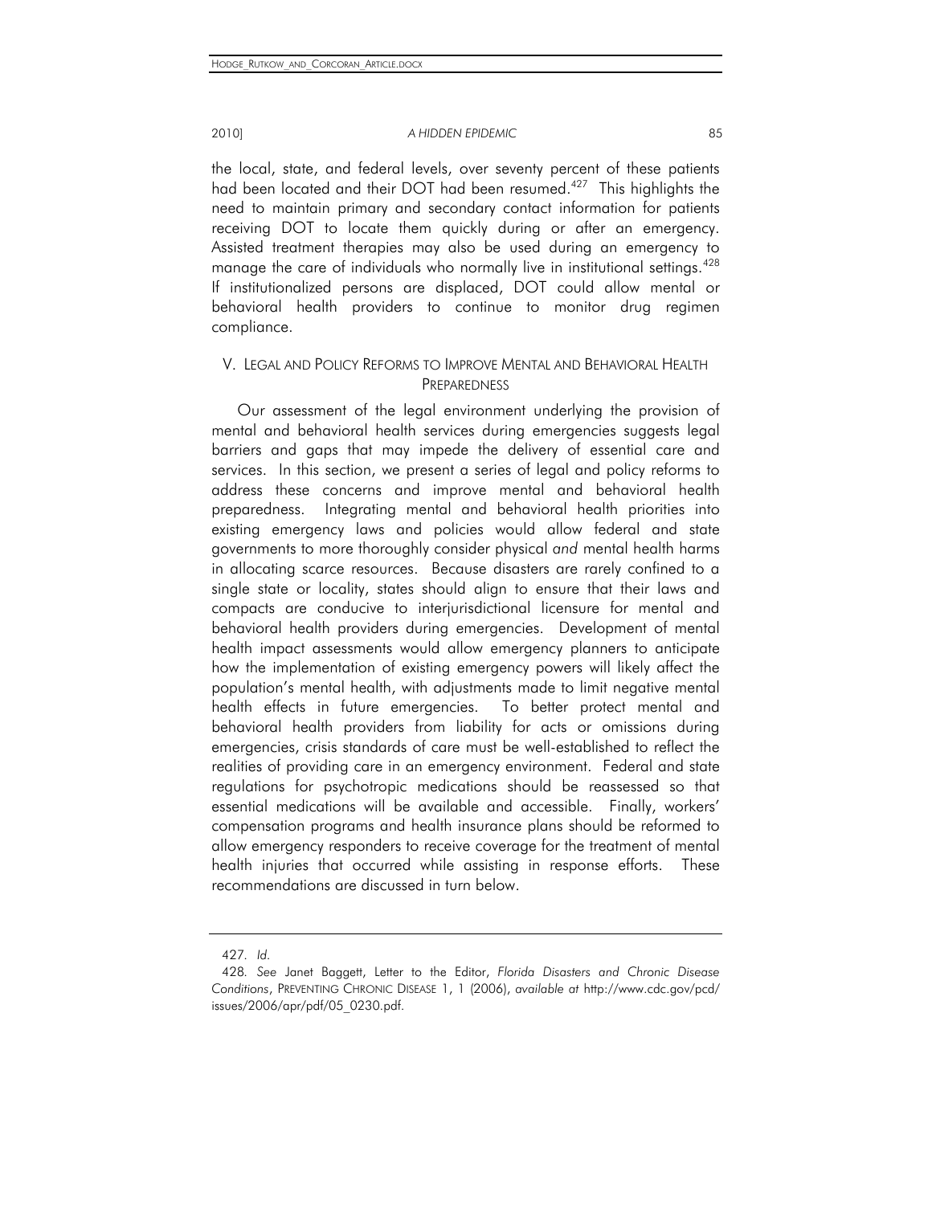the local, state, and federal levels, over seventy percent of these patients had been located and their DOT had been resumed.[427] This highlights the need to maintain primary and secondary contact information for patients receiving DOT to locate them quickly during or after an emergency. Assisted treatment therapies may also be used during an emergency to manage the care of individuals who normally live in institutional settings.[428] If institutionalized persons are displaced, DOT could allow mental or behavioral health providers to continue to monitor drug regimen compliance.

## V. LEGAL AND POLICY REFORMS TO IMPROVE MENTAL AND BEHAVIORAL HEALTH PREPAREDNESS

Our assessment of the legal environment underlying the provision of mental and behavioral health services during emergencies suggests legal barriers and gaps that may impede the delivery of essential care and services. In this section, we present a series of legal and policy reforms to address these concerns and improve mental and behavioral health preparedness. Integrating mental and behavioral health priorities into existing emergency laws and policies would allow federal and state governments to more thoroughly consider physical *and* mental health harms in allocating scarce resources. Because disasters are rarely confined to a single state or locality, states should align to ensure that their laws and compacts are conducive to interjurisdictional licensure for mental and behavioral health providers during emergencies. Development of mental health impact assessments would allow emergency planners to anticipate how the implementation of existing emergency powers will likely affect the population's mental health, with adjustments made to limit negative mental health effects in future emergencies. To better protect mental and behavioral health providers from liability for acts or omissions during emergencies, crisis standards of care must be well-established to reflect the realities of providing care in an emergency environment. Federal and state regulations for psychotropic medications should be reassessed so that essential medications will be available and accessible. Finally, workers' compensation programs and health insurance plans should be reformed to allow emergency responders to receive coverage for the treatment of mental health injuries that occurred while assisting in response efforts. These recommendations are discussed in turn below.

---

427. *Id.*

428. *See* Janet Baggett, Letter to the Editor, *Florida Disasters and Chronic Disease Conditions*, PREVENTING CHRONIC DISEASE 1, 1 (2006), *available at* http://www.cdc.gov/pcd/issues/2006/apr/pdf/05_0230.pdf.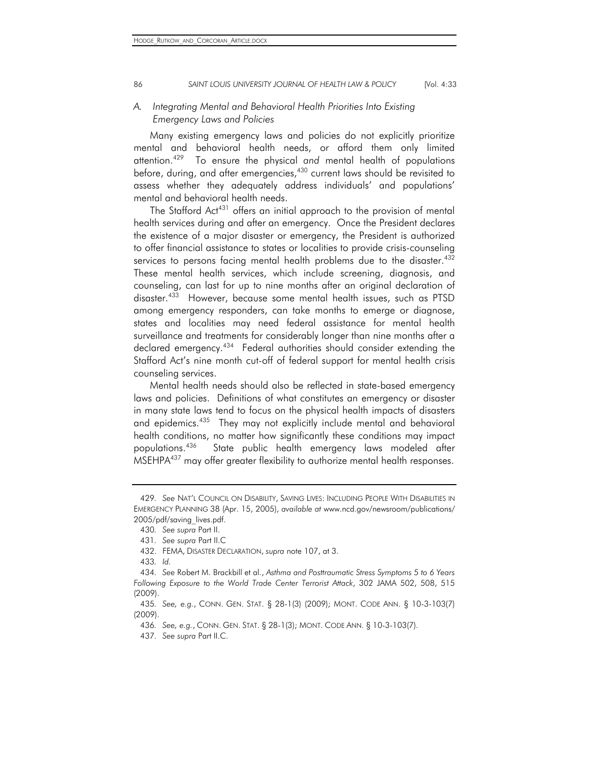### A. *Integrating Mental and Behavioral Health Priorities Into Existing Emergency Laws and Policies*

Many existing emergency laws and policies do not explicitly prioritize mental and behavioral health needs, or afford them only limited attention.[429] To ensure the physical *and* mental health of populations before, during, and after emergencies,[430] current laws should be revisited to assess whether they adequately address individuals' and populations' mental and behavioral health needs.

The Stafford Act[431] offers an initial approach to the provision of mental health services during and after an emergency. Once the President declares the existence of a major disaster or emergency, the President is authorized to offer financial assistance to states or localities to provide crisis-counseling services to persons facing mental health problems due to the disaster.[432] These mental health services, which include screening, diagnosis, and counseling, can last for up to nine months after an original declaration of disaster.[433] However, because some mental health issues, such as PTSD among emergency responders, can take months to emerge or diagnose, states and localities may need federal assistance for mental health surveillance and treatments for considerably longer than nine months after a declared emergency.[434] Federal authorities should consider extending the Stafford Act's nine month cut-off of federal support for mental health crisis counseling services.

Mental health needs should also be reflected in state-based emergency laws and policies. Definitions of what constitutes an emergency or disaster in many state laws tend to focus on the physical health impacts of disasters and epidemics.[435] They may not explicitly include mental and behavioral health conditions, no matter how significantly these conditions may impact populations.[436] State public health emergency laws modeled after MSEHPA[437] may offer greater flexibility to authorize mental health responses.

---

429. *See* NAT'L COUNCIL ON DISABILITY, SAVING LIVES: INCLUDING PEOPLE WITH DISABILITIES IN EMERGENCY PLANNING 38 (Apr. 15, 2005), *available at* www.ncd.gov/newsroom/publications/2005/pdf/saving_lives.pdf.

430. *See supra* Part II.

431. *See supra* Part II.C

432. FEMA, DISASTER DECLARATION, *supra* note 107, at 3.

433. *Id.*

434. *See* Robert M. Brackbill et al., *Asthma and Posttraumatic Stress Symptoms 5 to 6 Years Following Exposure to the World Trade Center Terrorist Attack*, 302 JAMA 502, 508, 515 (2009).

435. *See, e.g.*, CONN. GEN. STAT. § 28-1(3) (2009); MONT. CODE ANN. § 10-3-103(7) (2009).

436. *See, e.g.*, CONN. GEN. STAT. § 28-1(3); MONT. CODE ANN. § 10-3-103(7).

437. *See supra* Part II.C.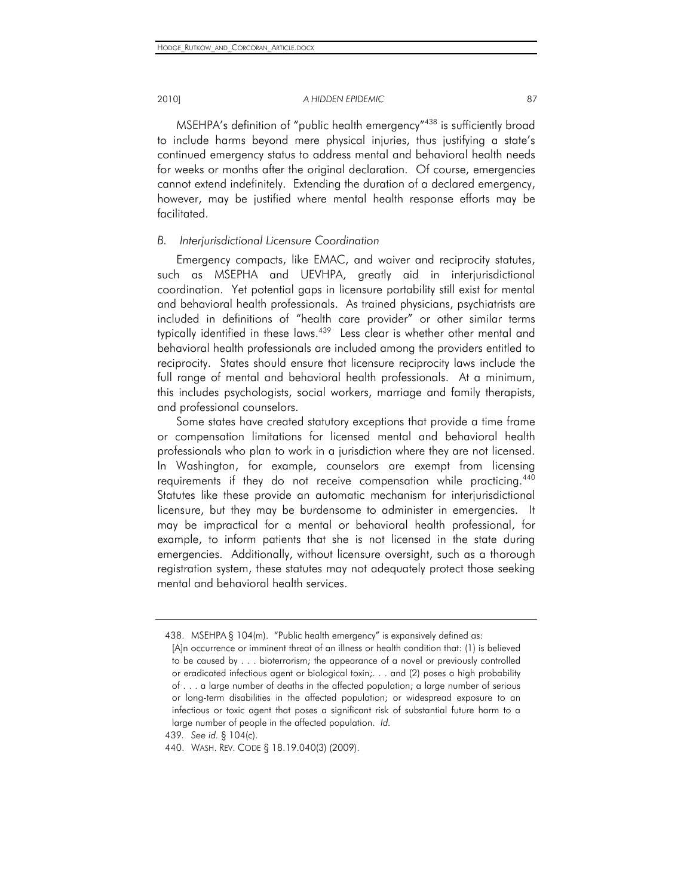MSEHPA's definition of "public health emergency"[438] is sufficiently broad to include harms beyond mere physical injuries, thus justifying a state's continued emergency status to address mental and behavioral health needs for weeks or months after the original declaration. Of course, emergencies cannot extend indefinitely. Extending the duration of a declared emergency, however, may be justified where mental health response efforts may be facilitated.

### *B. Interjurisdictional Licensure Coordination*

Emergency compacts, like EMAC, and waiver and reciprocity statutes, such as MSEPHA and UEVHPA, greatly aid in interjurisdictional coordination. Yet potential gaps in licensure portability still exist for mental and behavioral health professionals. As trained physicians, psychiatrists are included in definitions of "health care provider" or other similar terms typically identified in these laws.[439] Less clear is whether other mental and behavioral health professionals are included among the providers entitled to reciprocity. States should ensure that licensure reciprocity laws include the full range of mental and behavioral health professionals. At a minimum, this includes psychologists, social workers, marriage and family therapists, and professional counselors.

Some states have created statutory exceptions that provide a time frame or compensation limitations for licensed mental and behavioral health professionals who plan to work in a jurisdiction where they are not licensed. In Washington, for example, counselors are exempt from licensing requirements if they do not receive compensation while practicing.[440] Statutes like these provide an automatic mechanism for interjurisdictional licensure, but they may be burdensome to administer in emergencies. It may be impractical for a mental or behavioral health professional, for example, to inform patients that she is not licensed in the state during emergencies. Additionally, without licensure oversight, such as a thorough registration system, these statutes may not adequately protect those seeking mental and behavioral health services.

---

438. MSEHPA § 104(m). "Public health emergency" is expansively defined as:

[A]n occurrence or imminent threat of an illness or health condition that: (1) is believed to be caused by . . . bioterrorism; the appearance of a novel or previously controlled or eradicated infectious agent or biological toxin;. . . and (2) poses a high probability of . . . a large number of deaths in the affected population; a large number of serious or long-term disabilities in the affected population; or widespread exposure to an infectious or toxic agent that poses a significant risk of substantial future harm to a large number of people in the affected population. *Id.*

439. *See id.* § 104(c).

440. WASH. REV. CODE § 18.19.040(3) (2009).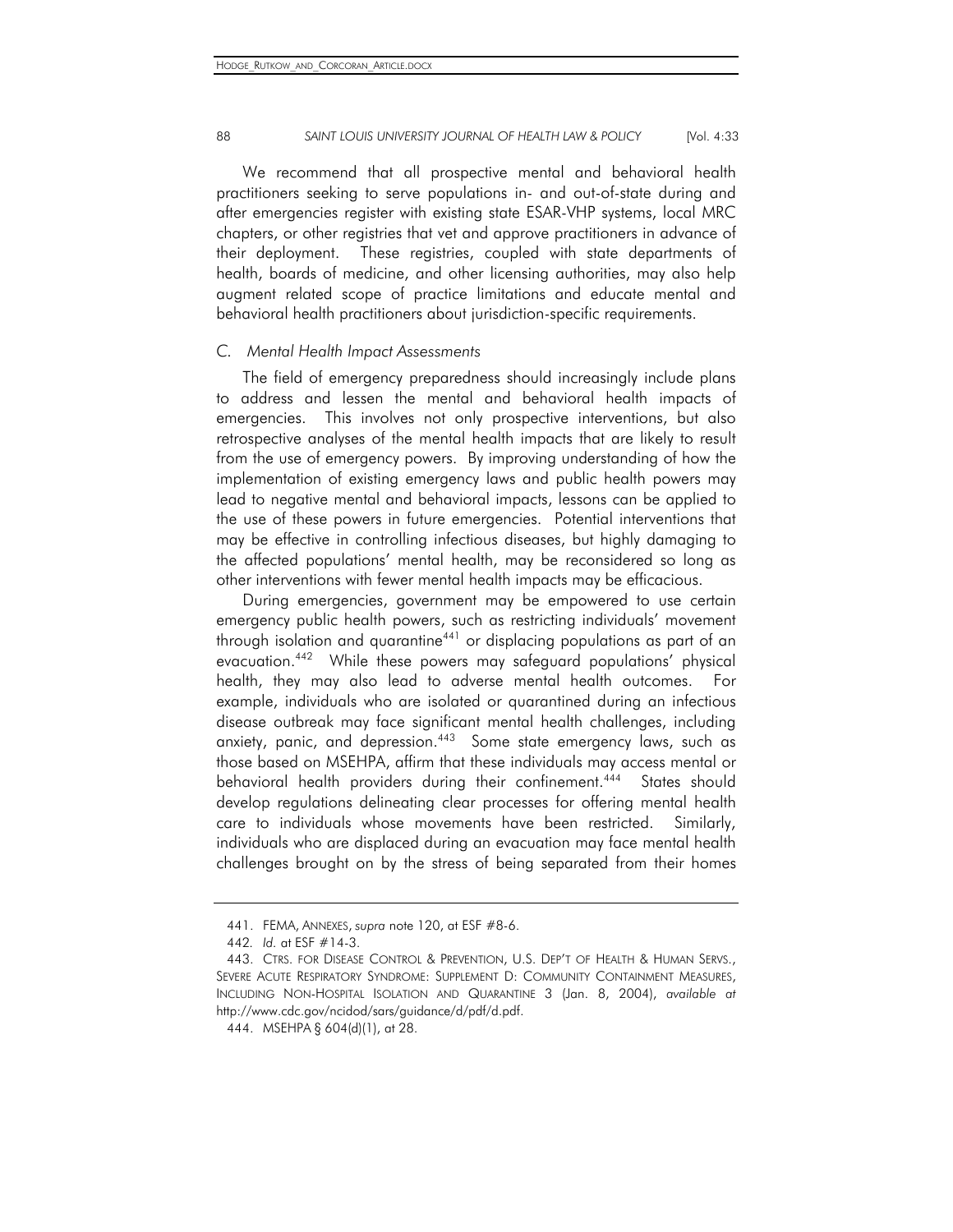We recommend that all prospective mental and behavioral health practitioners seeking to serve populations in- and out-of-state during and after emergencies register with existing state ESAR-VHP systems, local MRC chapters, or other registries that vet and approve practitioners in advance of their deployment. These registries, coupled with state departments of health, boards of medicine, and other licensing authorities, may also help augment related scope of practice limitations and educate mental and behavioral health practitioners about jurisdiction-specific requirements.

### *C. Mental Health Impact Assessments*

The field of emergency preparedness should increasingly include plans to address and lessen the mental and behavioral health impacts of emergencies. This involves not only prospective interventions, but also retrospective analyses of the mental health impacts that are likely to result from the use of emergency powers. By improving understanding of how the implementation of existing emergency laws and public health powers may lead to negative mental and behavioral impacts, lessons can be applied to the use of these powers in future emergencies. Potential interventions that may be effective in controlling infectious diseases, but highly damaging to the affected populations' mental health, may be reconsidered so long as other interventions with fewer mental health impacts may be efficacious.

During emergencies, government may be empowered to use certain emergency public health powers, such as restricting individuals' movement through isolation and quarantine[441] or displacing populations as part of an evacuation.[442] While these powers may safeguard populations' physical health, they may also lead to adverse mental health outcomes. For example, individuals who are isolated or quarantined during an infectious disease outbreak may face significant mental health challenges, including anxiety, panic, and depression.[443] Some state emergency laws, such as those based on MSEHPA, affirm that these individuals may access mental or behavioral health providers during their confinement.[444] States should develop regulations delineating clear processes for offering mental health care to individuals whose movements have been restricted. Similarly, individuals who are displaced during an evacuation may face mental health challenges brought on by the stress of being separated from their homes

---

441. FEMA, ANNEXES, *supra* note 120, at ESF #8-6.

442. *Id.* at ESF #14-3.

443. CTRS. FOR DISEASE CONTROL & PREVENTION, U.S. DEP'T OF HEALTH & HUMAN SERVS., SEVERE ACUTE RESPIRATORY SYNDROME: SUPPLEMENT D: COMMUNITY CONTAINMENT MEASURES, INCLUDING NON-HOSPITAL ISOLATION AND QUARANTINE 3 (Jan. 8, 2004), *available at* http://www.cdc.gov/ncidod/sars/guidance/d/pdf/d.pdf.

444. MSEHPA § 604(d)(1), at 28.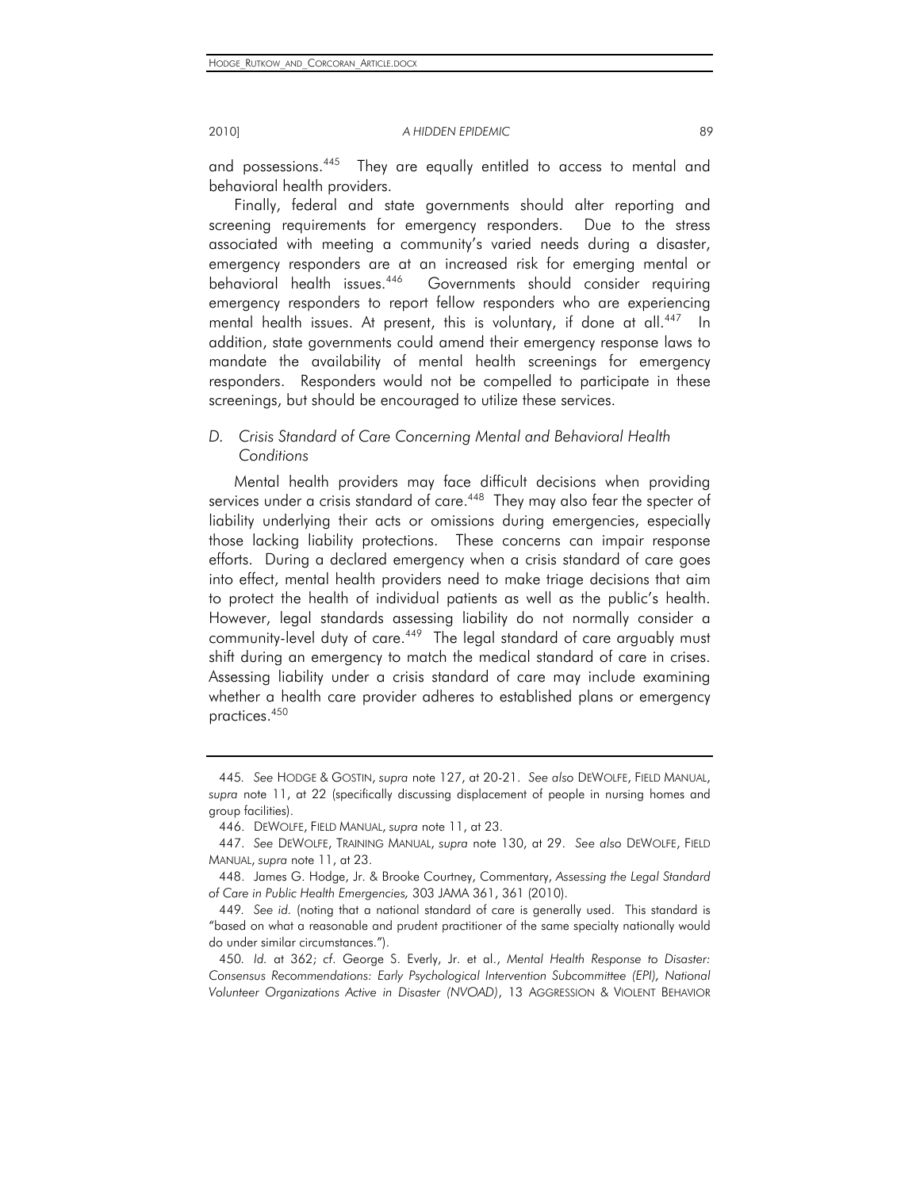and possessions.[445] They are equally entitled to access to mental and behavioral health providers.

Finally, federal and state governments should alter reporting and screening requirements for emergency responders. Due to the stress associated with meeting a community's varied needs during a disaster, emergency responders are at an increased risk for emerging mental or behavioral health issues.[446] Governments should consider requiring emergency responders to report fellow responders who are experiencing mental health issues. At present, this is voluntary, if done at all.[447] In addition, state governments could amend their emergency response laws to mandate the availability of mental health screenings for emergency responders. Responders would not be compelled to participate in these screenings, but should be encouraged to utilize these services.

### *D. Crisis Standard of Care Concerning Mental and Behavioral Health Conditions*

Mental health providers may face difficult decisions when providing services under a crisis standard of care.[448] They may also fear the specter of liability underlying their acts or omissions during emergencies, especially those lacking liability protections. These concerns can impair response efforts. During a declared emergency when a crisis standard of care goes into effect, mental health providers need to make triage decisions that aim to protect the health of individual patients as well as the public's health. However, legal standards assessing liability do not normally consider a community-level duty of care.[449] The legal standard of care arguably must shift during an emergency to match the medical standard of care in crises. Assessing liability under a crisis standard of care may include examining whether a health care provider adheres to established plans or emergency practices.[450]

---

445. *See* HODGE & GOSTIN, *supra* note 127, at 20-21. *See also* DEWOLFE, FIELD MANUAL, *supra* note 11, at 22 (specifically discussing displacement of people in nursing homes and group facilities).

446. DEWOLFE, FIELD MANUAL, *supra* note 11, at 23.

447. *See* DEWOLFE, TRAINING MANUAL, *supra* note 130, at 29. *See also* DEWOLFE, FIELD MANUAL, *supra* note 11, at 23.

448. James G. Hodge, Jr. & Brooke Courtney, Commentary, *Assessing the Legal Standard of Care in Public Health Emergencies,* 303 JAMA 361, 361 (2010).

449. *See id.* (noting that a national standard of care is generally used. This standard is "based on what a reasonable and prudent practitioner of the same specialty nationally would do under similar circumstances.").

450. *Id.* at 362; *cf.* George S. Everly, Jr. et al., *Mental Health Response to Disaster: Consensus Recommendations: Early Psychological Intervention Subcommittee (EPI), National Volunteer Organizations Active in Disaster (NVOAD)*, 13 AGGRESSION & VIOLENT BEHAVIOR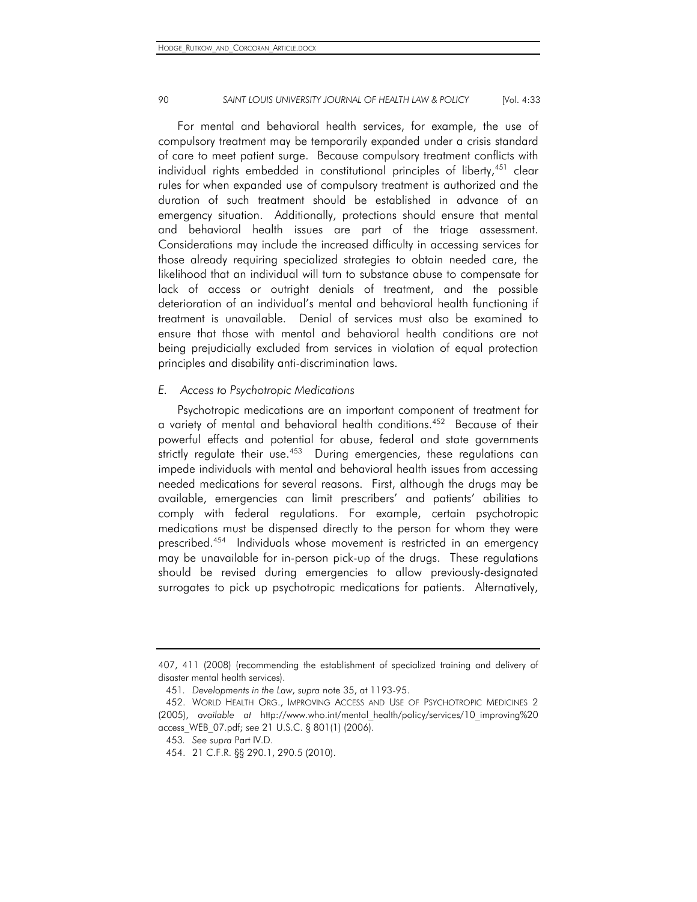For mental and behavioral health services, for example, the use of compulsory treatment may be temporarily expanded under a crisis standard of care to meet patient surge. Because compulsory treatment conflicts with individual rights embedded in constitutional principles of liberty,[451] clear rules for when expanded use of compulsory treatment is authorized and the duration of such treatment should be established in advance of an emergency situation. Additionally, protections should ensure that mental and behavioral health issues are part of the triage assessment. Considerations may include the increased difficulty in accessing services for those already requiring specialized strategies to obtain needed care, the likelihood that an individual will turn to substance abuse to compensate for lack of access or outright denials of treatment, and the possible deterioration of an individual's mental and behavioral health functioning if treatment is unavailable. Denial of services must also be examined to ensure that those with mental and behavioral health conditions are not being prejudicially excluded from services in violation of equal protection principles and disability anti-discrimination laws.

### *E. Access to Psychotropic Medications*

Psychotropic medications are an important component of treatment for a variety of mental and behavioral health conditions.[452] Because of their powerful effects and potential for abuse, federal and state governments strictly regulate their use.[453] During emergencies, these regulations can impede individuals with mental and behavioral health issues from accessing needed medications for several reasons. First, although the drugs may be available, emergencies can limit prescribers' and patients' abilities to comply with federal regulations. For example, certain psychotropic medications must be dispensed directly to the person for whom they were prescribed.[454] Individuals whose movement is restricted in an emergency may be unavailable for in-person pick-up of the drugs. These regulations should be revised during emergencies to allow previously-designated surrogates to pick up psychotropic medications for patients. Alternatively,

---

407, 411 (2008) (recommending the establishment of specialized training and delivery of disaster mental health services).

451. *Developments in the Law*, *supra* note 35, at 1193-95.

452. WORLD HEALTH ORG., IMPROVING ACCESS AND USE OF PSYCHOTROPIC MEDICINES 2 (2005), *available at* http://www.who.int/mental_health/policy/services/10_improving%20access_WEB_07.pdf; *see* 21 U.S.C. § 801(1) (2006).

453. *See supra* Part IV.D.

454. 21 C.F.R. §§ 290.1, 290.5 (2010).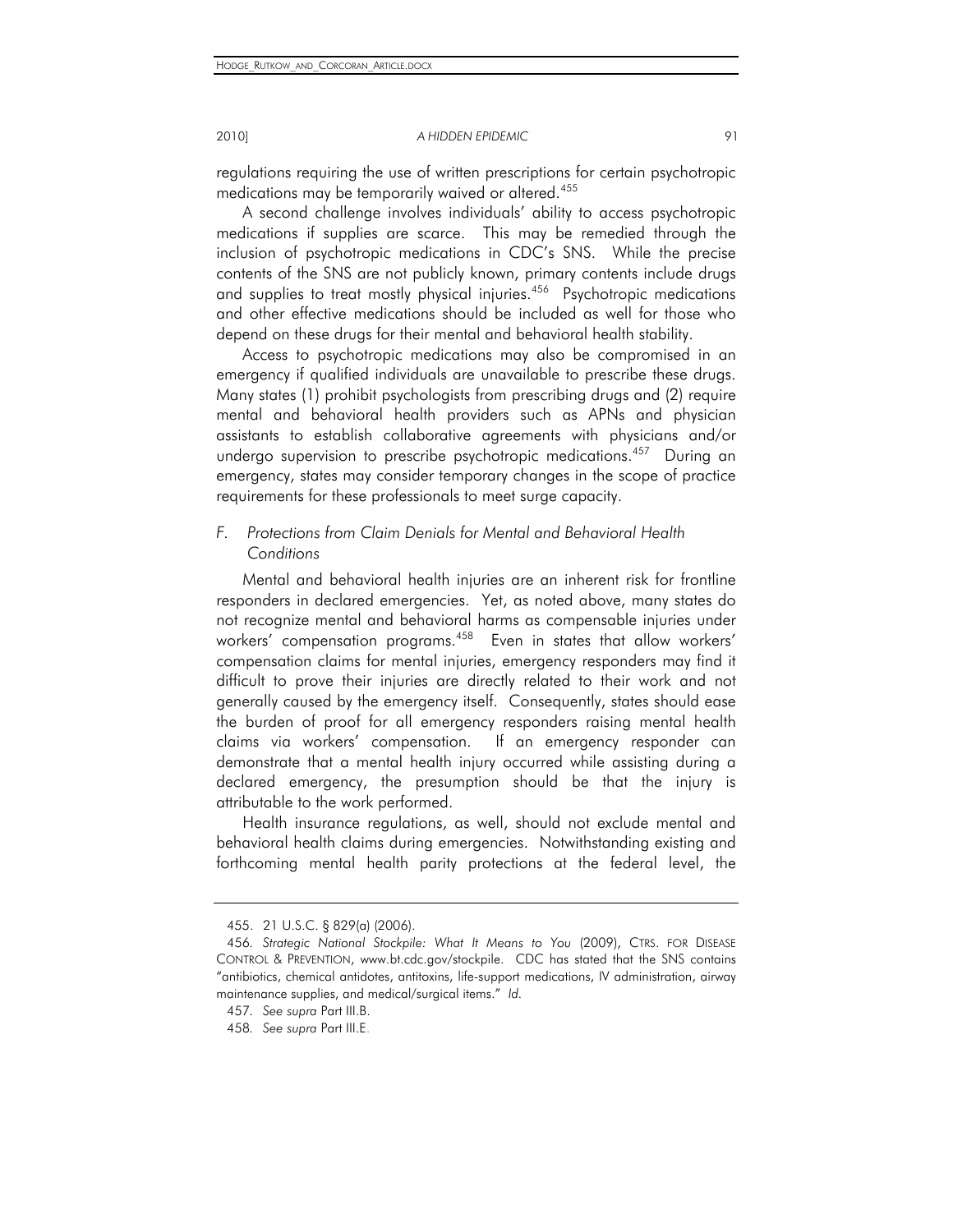regulations requiring the use of written prescriptions for certain psychotropic medications may be temporarily waived or altered.[455]

A second challenge involves individuals' ability to access psychotropic medications if supplies are scarce. This may be remedied through the inclusion of psychotropic medications in CDC's SNS. While the precise contents of the SNS are not publicly known, primary contents include drugs and supplies to treat mostly physical injuries.[456] Psychotropic medications and other effective medications should be included as well for those who depend on these drugs for their mental and behavioral health stability.

Access to psychotropic medications may also be compromised in an emergency if qualified individuals are unavailable to prescribe these drugs. Many states (1) prohibit psychologists from prescribing drugs and (2) require mental and behavioral health providers such as APNs and physician assistants to establish collaborative agreements with physicians and/or undergo supervision to prescribe psychotropic medications.[457] During an emergency, states may consider temporary changes in the scope of practice requirements for these professionals to meet surge capacity.

### *F. Protections from Claim Denials for Mental and Behavioral Health Conditions*

Mental and behavioral health injuries are an inherent risk for frontline responders in declared emergencies. Yet, as noted above, many states do not recognize mental and behavioral harms as compensable injuries under workers' compensation programs.[458] Even in states that allow workers' compensation claims for mental injuries, emergency responders may find it difficult to prove their injuries are directly related to their work and not generally caused by the emergency itself. Consequently, states should ease the burden of proof for all emergency responders raising mental health claims via workers' compensation. If an emergency responder can demonstrate that a mental health injury occurred while assisting during a declared emergency, the presumption should be that the injury is attributable to the work performed.

Health insurance regulations, as well, should not exclude mental and behavioral health claims during emergencies. Notwithstanding existing and forthcoming mental health parity protections at the federal level, the

---

455. 21 U.S.C. § 829(a) (2006).

456. *Strategic National Stockpile: What It Means to You* (2009), CTRS. FOR DISEASE CONTROL & PREVENTION, www.bt.cdc.gov/stockpile. CDC has stated that the SNS contains "antibiotics, chemical antidotes, antitoxins, life-support medications, IV administration, airway maintenance supplies, and medical/surgical items." *Id.*

457. *See supra* Part III.B.

458. *See supra* Part III.E.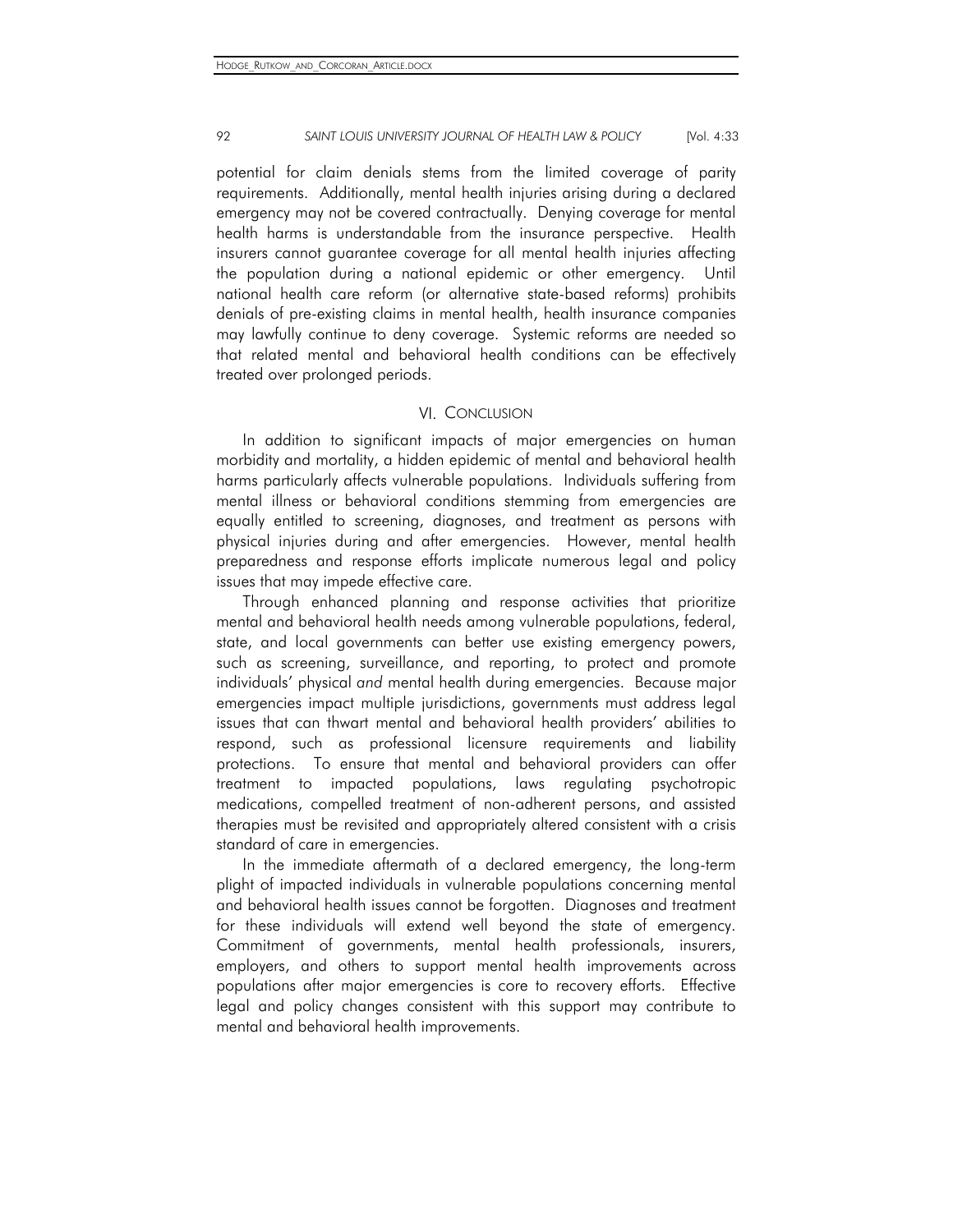potential for claim denials stems from the limited coverage of parity requirements. Additionally, mental health injuries arising during a declared emergency may not be covered contractually. Denying coverage for mental health harms is understandable from the insurance perspective. Health insurers cannot guarantee coverage for all mental health injuries affecting the population during a national epidemic or other emergency. Until national health care reform (or alternative state-based reforms) prohibits denials of pre-existing claims in mental health, health insurance companies may lawfully continue to deny coverage. Systemic reforms are needed so that related mental and behavioral health conditions can be effectively treated over prolonged periods.

## VI. CONCLUSION

In addition to significant impacts of major emergencies on human morbidity and mortality, a hidden epidemic of mental and behavioral health harms particularly affects vulnerable populations. Individuals suffering from mental illness or behavioral conditions stemming from emergencies are equally entitled to screening, diagnoses, and treatment as persons with physical injuries during and after emergencies. However, mental health preparedness and response efforts implicate numerous legal and policy issues that may impede effective care.

Through enhanced planning and response activities that prioritize mental and behavioral health needs among vulnerable populations, federal, state, and local governments can better use existing emergency powers, such as screening, surveillance, and reporting, to protect and promote individuals' physical *and* mental health during emergencies. Because major emergencies impact multiple jurisdictions, governments must address legal issues that can thwart mental and behavioral health providers' abilities to respond, such as professional licensure requirements and liability protections. To ensure that mental and behavioral providers can offer treatment to impacted populations, laws regulating psychotropic medications, compelled treatment of non-adherent persons, and assisted therapies must be revisited and appropriately altered consistent with a crisis standard of care in emergencies.

In the immediate aftermath of a declared emergency, the long-term plight of impacted individuals in vulnerable populations concerning mental and behavioral health issues cannot be forgotten. Diagnoses and treatment for these individuals will extend well beyond the state of emergency. Commitment of governments, mental health professionals, insurers, employers, and others to support mental health improvements across populations after major emergencies is core to recovery efforts. Effective legal and policy changes consistent with this support may contribute to mental and behavioral health improvements.